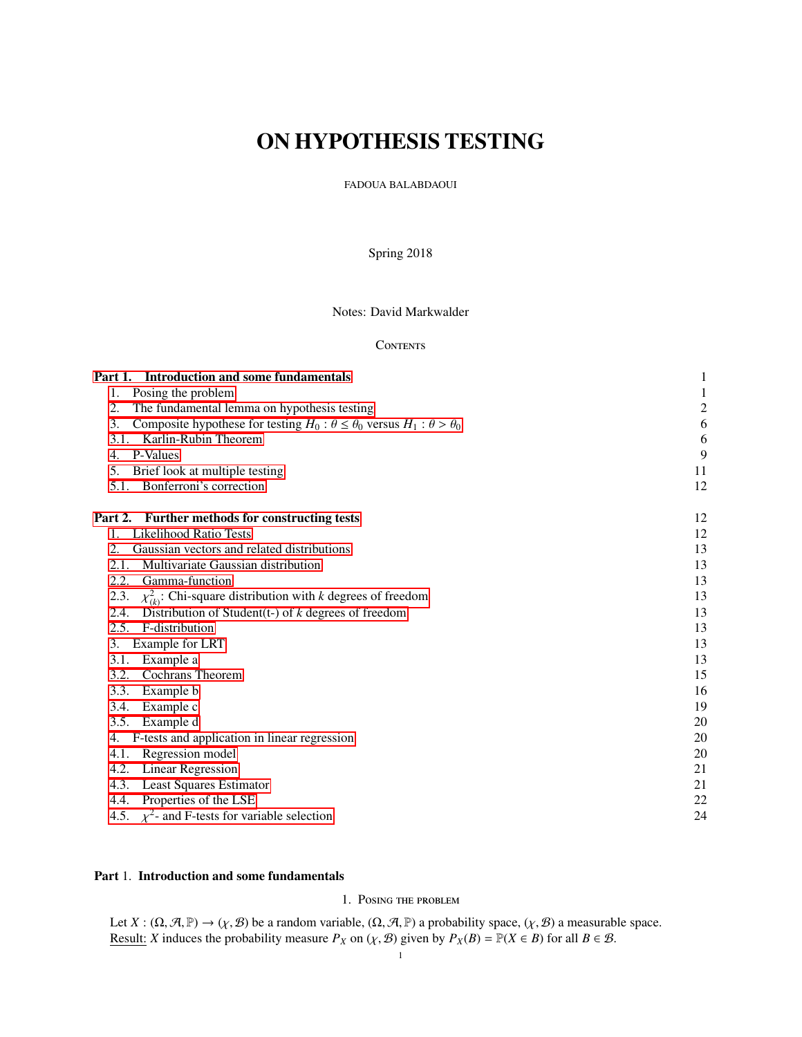# ON HYPOTHESIS TESTING

FADOUA BALABDAOUI

Spring 2018

Notes: David Markwalder

CONTENTS

| | |
|---|---|
| **Part 1. Introduction and some fundamentals** | 1 |
| 1. Posing the problem | 1 |
| 2. The fundamental lemma on hypothesis testing | 2 |
| 3. Composite hypothese for testing $H_0 : \theta \leq \theta_0$ versus $H_1 : \theta > \theta_0$ | 6 |
| 3.1. Karlin-Rubin Theorem | 6 |
| 4. P-Values | 9 |
| 5. Brief look at multiple testing | 11 |
| 5.1. Bonferroni's correction | 12 |
| **Part 2. Further methods for constructing tests** | 12 |
| 1. Likelihood Ratio Tests | 12 |
| 2. Gaussian vectors and related distributions | 13 |
| 2.1. Multivariate Gaussian distribution | 13 |
| 2.2. Gamma-function | 13 |
| 2.3. $\chi^2_{(k)}$: Chi-square distribution with $k$ degrees of freedom | 13 |
| 2.4. Distribution of Student(t-) of $k$ degrees of freedom | 13 |
| 2.5. F-distribution | 13 |
| 3. Example for LRT | 13 |
| 3.1. Example a | 13 |
| 3.2. Cochrans Theorem | 15 |
| 3.3. Example b | 16 |
| 3.4. Example c | 19 |
| 3.5. Example d | 20 |
| 4. F-tests and application in linear regression | 20 |
| 4.1. Regression model | 20 |
| 4.2. Linear Regression | 21 |
| 4.3. Least Squares Estimator | 21 |
| 4.4. Properties of the LSE | 22 |
| 4.5. $\chi^2$- and F-tests for variable selection | 24 |

## Part 1. Introduction and some fundamentals

### 1. Posing the problem

Let $X : (\Omega, \mathcal{A}, \mathbb{P}) \to (\chi, \mathcal{B})$ be a random variable, $(\Omega, \mathcal{A}, \mathbb{P})$ a probability space, $(\chi, \mathcal{B})$ a measurable space.
Result: $X$ induces the probability measure $P_X$ on $(\chi, \mathcal{B})$ given by $P_X(B) = \mathbb{P}(X \in B)$ for all $B \in \mathcal{B}$.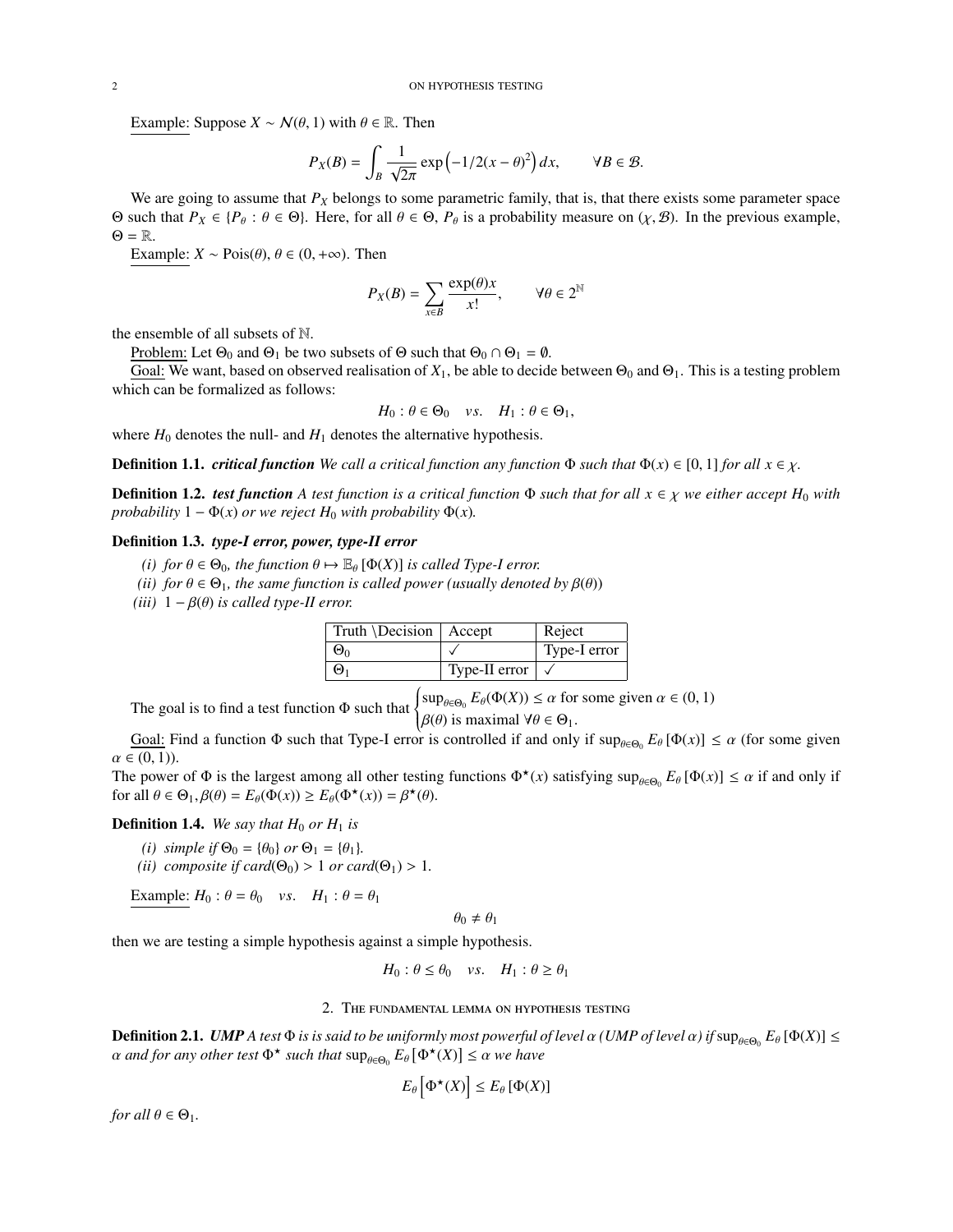Example: Suppose $X \sim \mathcal{N}(\theta, 1)$ with $\theta \in \mathbb{R}$. Then

$$P_X(B) = \int_B \frac{1}{\sqrt{2\pi}} \exp\left(-1/2(x-\theta)^2\right) dx, \qquad \forall B \in \mathcal{B}.$$

We are going to assume that $P_X$ belongs to some parametric family, that is, that there exists some parameter space $\Theta$ such that $P_X \in \{P_\theta : \theta \in \Theta\}$. Here, for all $\theta \in \Theta$, $P_\theta$ is a probability measure on $(\chi, \mathcal{B})$. In the previous example, $\Theta = \mathbb{R}$.

Example: $X \sim \text{Pois}(\theta)$, $\theta \in (0, +\infty)$. Then

$$P_X(B) = \sum_{x \in B} \frac{\exp(\theta)x}{x!}, \qquad \forall \theta \in 2^{\mathbb{N}}$$

the ensemble of all subsets of $\mathbb{N}$.

Problem: Let $\Theta_0$ and $\Theta_1$ be two subsets of $\Theta$ such that $\Theta_0 \cap \Theta_1 = \emptyset$.

Goal: We want, based on observed realisation of $X_1$, be able to decide between $\Theta_0$ and $\Theta_1$. This is a testing problem which can be formalized as follows:

$$H_0 : \theta \in \Theta_0 \quad vs. \quad H_1 : \theta \in \Theta_1,$$

where $H_0$ denotes the null- and $H_1$ denotes the alternative hypothesis.

**Definition 1.1.** ***critical function*** *We call a critical function any function $\Phi$ such that $\Phi(x) \in [0, 1]$ for all $x \in \chi$.*

**Definition 1.2.** ***test function*** *A test function is a critical function $\Phi$ such that for all $x \in \chi$ we either accept $H_0$ with probability $1 - \Phi(x)$ or we reject $H_0$ with probability $\Phi(x)$.*

**Definition 1.3.** ***type-I error, power, type-II error***

*(i) for $\theta \in \Theta_0$, the function $\theta \mapsto \mathbb{E}_\theta[\Phi(X)]$ is called Type-I error.*
*(ii) for $\theta \in \Theta_1$, the same function is called power (usually denoted by $\beta(\theta)$)*
*(iii) $1 - \beta(\theta)$ is called type-II error.*

| Truth \Decision | Accept | Reject |
|---|---|---|
| $\Theta_0$ | ✓ | Type-I error |
| $\Theta_1$ | Type-II error | ✓ |

The goal is to find a test function $\Phi$ such that $\begin{cases} \sup_{\theta \in \Theta_0} E_\theta(\Phi(X)) \leq \alpha \text{ for some given } \alpha \in (0, 1) \\ \beta(\theta) \text{ is maximal } \forall \theta \in \Theta_1. \end{cases}$

Goal: Find a function $\Phi$ such that Type-I error is controlled if and only if $\sup_{\theta \in \Theta_0} E_\theta[\Phi(x)] \leq \alpha$ (for some given $\alpha \in (0, 1)$).

The power of $\Phi$ is the largest among all other testing functions $\Phi^\star(x)$ satisfying $\sup_{\theta \in \Theta_0} E_\theta[\Phi(x)] \leq \alpha$ if and only if for all $\theta \in \Theta_1, \beta(\theta) = E_\theta(\Phi(x)) \geq E_\theta(\Phi^\star(x)) = \beta^\star(\theta)$.

**Definition 1.4.** *We say that $H_0$ or $H_1$ is*

*(i) simple if $\Theta_0 = \{\theta_0\}$ or $\Theta_1 = \{\theta_1\}$.*
*(ii) composite if $card(\Theta_0) > 1$ or $card(\Theta_1) > 1$.*

Example: $H_0 : \theta = \theta_0 \quad vs. \quad H_1 : \theta = \theta_1$

$$\theta_0 \neq \theta_1$$

then we are testing a simple hypothesis against a simple hypothesis.

$$H_0 : \theta \leq \theta_0 \quad vs. \quad H_1 : \theta \geq \theta_1$$

## 2. The fundamental lemma on hypothesis testing

**Definition 2.1.** ***UMP*** *A test $\Phi$ is is said to be uniformly most powerful of level $\alpha$ (UMP of level $\alpha$) if $\sup_{\theta \in \Theta_0} E_\theta[\Phi(X)] \leq \alpha$ and for any other test $\Phi^\star$ such that $\sup_{\theta \in \Theta_0} E_\theta[\Phi^\star(X)] \leq \alpha$ we have*

$$E_\theta\left[\Phi^\star(X)\right] \leq E_\theta[\Phi(X)]$$

*for all $\theta \in \Theta_1$.*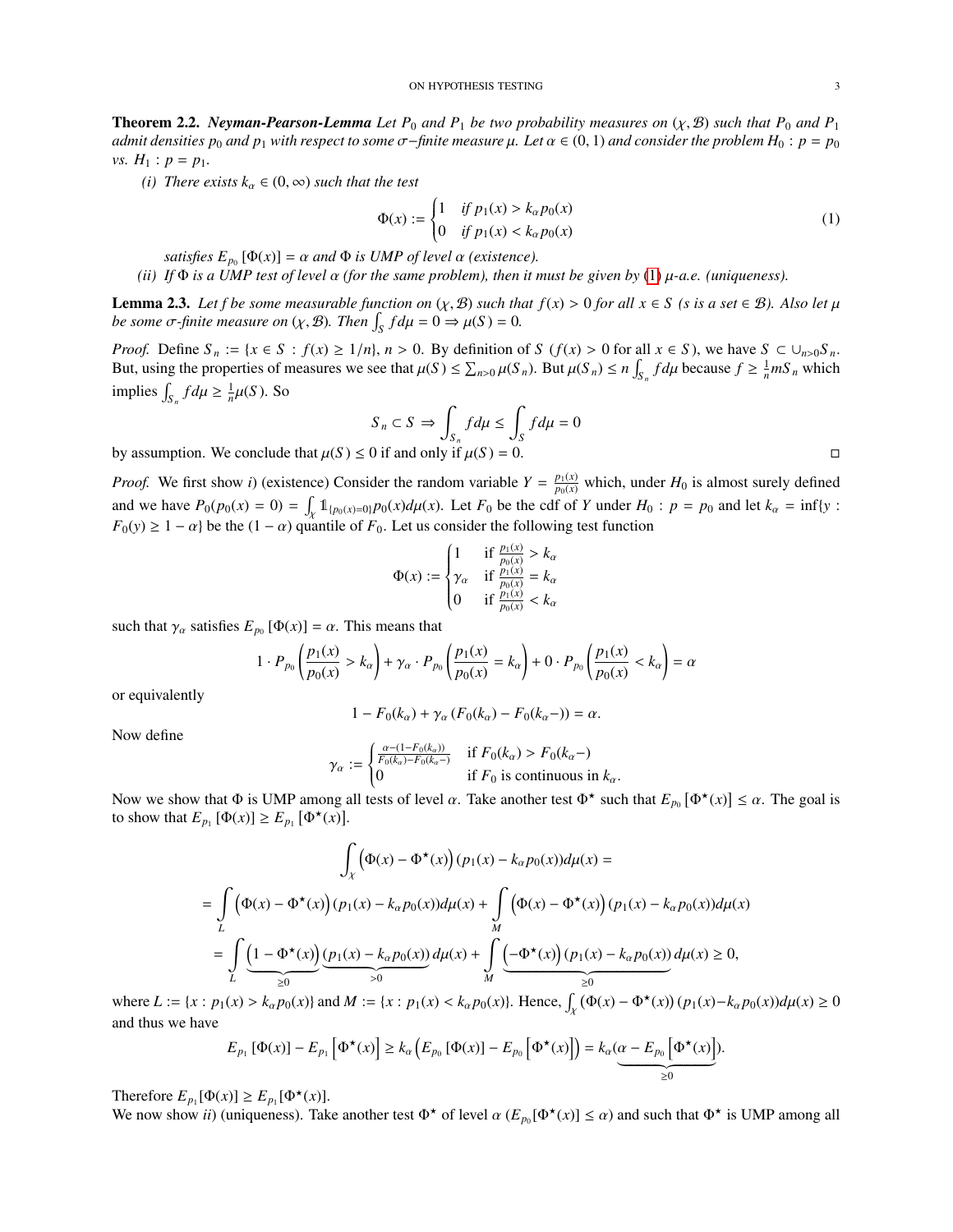**Theorem 2.2.** ***Neyman-Pearson-Lemma*** *Let $P_0$ and $P_1$ be two probability measures on $(\chi, \mathcal{B})$ such that $P_0$ and $P_1$ admit densities $p_0$ and $p_1$ with respect to some $\sigma$−finite measure $\mu$. Let $\alpha \in (0, 1)$ and consider the problem $H_0 : p = p_0$ vs. $H_1 : p = p_1$.*

*(i) There exists $k_\alpha \in (0, \infty)$ such that the test*

$$\Phi(x) := \begin{cases} 1 & \text{if } p_1(x) > k_\alpha p_0(x) \\ 0 & \text{if } p_1(x) < k_\alpha p_0(x) \end{cases} \tag{1}$$

*satisfies $E_{p_0}[\Phi(x)] = \alpha$ and $\Phi$ is UMP of level $\alpha$ (existence).*

*(ii) If $\Phi$ is a UMP test of level $\alpha$ (for the same problem), then it must be given by (1) $\mu$-a.e. (uniqueness).*

**Lemma 2.3.** *Let $f$ be some measurable function on $(\chi, \mathcal{B})$ such that $f(x) > 0$ for all $x \in S$ ($s$ is a set $\in \mathcal{B}$). Also let $\mu$ be some $\sigma$-finite measure on $(\chi, \mathcal{B})$. Then $\int_S f d\mu = 0 \Rightarrow \mu(S) = 0$.*

*Proof.* Define $S_n := \{x \in S : f(x) \geq 1/n\}$, $n > 0$. By definition of $S$ ($f(x) > 0$ for all $x \in S$), we have $S \subset \cup_{n>0} S_n$. But, using the properties of measures we see that $\mu(S) \leq \sum_{n>0} \mu(S_n)$. But $\mu(S_n) \leq n \int_{S_n} f d\mu$ because $f \geq \frac{1}{n} mS_n$ which implies $\int_{S_n} f d\mu \geq \frac{1}{n}\mu(S)$. So

$$S_n \subset S \Rightarrow \int_{S_n} f d\mu \leq \int_S f d\mu = 0$$

by assumption. We conclude that $\mu(S) \leq 0$ if and only if $\mu(S) = 0$. □

*Proof.* We first show *i*) (existence) Consider the random variable $Y = \frac{p_1(x)}{p_0(x)}$ which, under $H_0$ is almost surely defined and we have $P_0(p_0(x) = 0) = \int_\chi \mathbb{1}_{\{p_0(x)=0\}} p_0(x) d\mu(x)$. Let $F_0$ be the cdf of $Y$ under $H_0 : p = p_0$ and let $k_\alpha = \inf\{y : F_0(y) \geq 1 - \alpha\}$ be the $(1 - \alpha)$ quantile of $F_0$. Let us consider the following test function

$$\Phi(x) := \begin{cases} 1 & \text{if } \frac{p_1(x)}{p_0(x)} > k_\alpha \\ \gamma_\alpha & \text{if } \frac{p_1(x)}{p_0(x)} = k_\alpha \\ 0 & \text{if } \frac{p_1(x)}{p_0(x)} < k_\alpha \end{cases}$$

such that $\gamma_\alpha$ satisfies $E_{p_0}[\Phi(x)] = \alpha$. This means that

$$1 \cdot P_{p_0}\left(\frac{p_1(x)}{p_0(x)} > k_\alpha\right) + \gamma_\alpha \cdot P_{p_0}\left(\frac{p_1(x)}{p_0(x)} = k_\alpha\right) + 0 \cdot P_{p_0}\left(\frac{p_1(x)}{p_0(x)} < k_\alpha\right) = \alpha$$

or equivalently

$$1 - F_0(k_\alpha) + \gamma_\alpha (F_0(k_\alpha) - F_0(k_\alpha-)) = \alpha.$$

Now define

$$\gamma_\alpha := \begin{cases} \frac{\alpha - (1 - F_0(k_\alpha))}{F_0(k_\alpha) - F_0(k_\alpha-)} & \text{if } F_0(k_\alpha) > F_0(k_\alpha-) \\ 0 & \text{if } F_0 \text{ is continuous in } k_\alpha. \end{cases}$$

Now we show that $\Phi$ is UMP among all tests of level $\alpha$. Take another test $\Phi^\star$ such that $E_{p_0}[\Phi^\star(x)] \leq \alpha$. The goal is to show that $E_{p_1}[\Phi(x)] \geq E_{p_1}[\Phi^\star(x)]$.

$$\begin{aligned}
&\int_\chi \left(\Phi(x) - \Phi^\star(x)\right)(p_1(x) - k_\alpha p_0(x)) d\mu(x) = \\
&= \int_L \left(\Phi(x) - \Phi^\star(x)\right)(p_1(x) - k_\alpha p_0(x)) d\mu(x) + \int_M \left(\Phi(x) - \Phi^\star(x)\right)(p_1(x) - k_\alpha p_0(x)) d\mu(x) \\
&= \int_L \underbrace{\left(1 - \Phi^\star(x)\right)}_{\geq 0} \underbrace{(p_1(x) - k_\alpha p_0(x))}_{>0} d\mu(x) + \int_M \underbrace{\left(-\Phi^\star(x)\right)(p_1(x) - k_\alpha p_0(x))}_{\geq 0} d\mu(x) \geq 0,
\end{aligned}$$

where $L := \{x : p_1(x) > k_\alpha p_0(x)\}$ and $M := \{x : p_1(x) < k_\alpha p_0(x)\}$. Hence, $\int_\chi (\Phi(x) - \Phi^\star(x))(p_1(x) - k_\alpha p_0(x)) d\mu(x) \geq 0$ and thus we have

$$E_{p_1}[\Phi(x)] - E_{p_1}\left[\Phi^\star(x)\right] \geq k_\alpha \left(E_{p_0}[\Phi(x)] - E_{p_0}\left[\Phi^\star(x)\right]\right) = k_\alpha(\underbrace{\alpha - E_{p_0}\left[\Phi^\star(x)\right]}_{\geq 0}).$$

Therefore $E_{p_1}[\Phi(x)] \geq E_{p_1}[\Phi^\star(x)]$.

We now show *ii*) (uniqueness). Take another test $\Phi^\star$ of level $\alpha$ ($E_{p_0}[\Phi^\star(x)] \leq \alpha$) and such that $\Phi^\star$ is UMP among all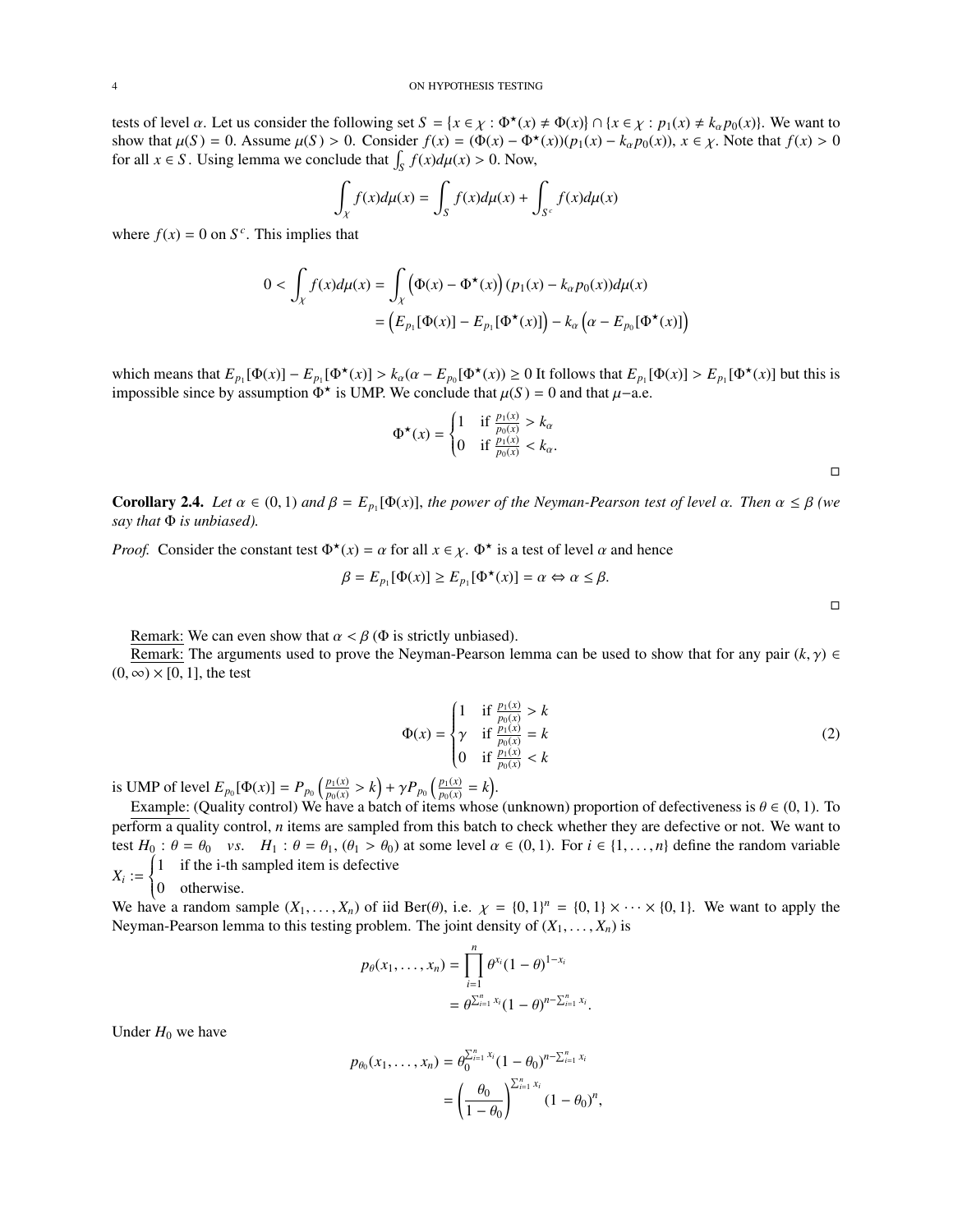tests of level $\alpha$. Let us consider the following set $S = \{x \in \chi : \Phi^\star(x) \neq \Phi(x)\} \cap \{x \in \chi : p_1(x) \neq k_\alpha p_0(x)\}$. We want to show that $\mu(S) = 0$. Assume $\mu(S) > 0$. Consider $f(x) = (\Phi(x) - \Phi^\star(x))(p_1(x) - k_\alpha p_0(x))$, $x \in \chi$. Note that $f(x) > 0$ for all $x \in S$. Using lemma we conclude that $\int_S f(x) d\mu(x) > 0$. Now,

$$\int_\chi f(x) d\mu(x) = \int_S f(x) d\mu(x) + \int_{S^c} f(x) d\mu(x)$$

where $f(x) = 0$ on $S^c$. This implies that

$$\begin{aligned}
0 < \int_\chi f(x) d\mu(x) &= \int_\chi \left(\Phi(x) - \Phi^\star(x)\right)(p_1(x) - k_\alpha p_0(x)) d\mu(x) \\
&= \left(E_{p_1}[\Phi(x)] - E_{p_1}[\Phi^\star(x)]\right) - k_\alpha \left(\alpha - E_{p_0}[\Phi^\star(x)]\right)
\end{aligned}$$

which means that $E_{p_1}[\Phi(x)] - E_{p_1}[\Phi^\star(x)] > k_\alpha(\alpha - E_{p_0}[\Phi^\star(x)) \geq 0$ It follows that $E_{p_1}[\Phi(x)] > E_{p_1}[\Phi^\star(x)]$ but this is impossible since by assumption $\Phi^\star$ is UMP. We conclude that $\mu(S) = 0$ and that $\mu$−a.e.

$$\Phi^\star(x) = \begin{cases} 1 & \text{if } \frac{p_1(x)}{p_0(x)} > k_\alpha \\ 0 & \text{if } \frac{p_1(x)}{p_0(x)} < k_\alpha. \end{cases}$$

□

**Corollary 2.4.** *Let $\alpha \in (0, 1)$ and $\beta = E_{p_1}[\Phi(x)]$, the power of the Neyman-Pearson test of level $\alpha$. Then $\alpha \leq \beta$ (we say that $\Phi$ is unbiased).*

*Proof.* Consider the constant test $\Phi^\star(x) = \alpha$ for all $x \in \chi$. $\Phi^\star$ is a test of level $\alpha$ and hence

$$\beta = E_{p_1}[\Phi(x)] \geq E_{p_1}[\Phi^\star(x)] = \alpha \Leftrightarrow \alpha \leq \beta.$$

□

Remark: We can even show that $\alpha < \beta$ ($\Phi$ is strictly unbiased).

Remark: The arguments used to prove the Neyman-Pearson lemma can be used to show that for any pair $(k, \gamma) \in (0, \infty) \times [0, 1]$, the test

$$\Phi(x) = \begin{cases} 1 & \text{if } \frac{p_1(x)}{p_0(x)} > k \\ \gamma & \text{if } \frac{p_1(x)}{p_0(x)} = k \\ 0 & \text{if } \frac{p_1(x)}{p_0(x)} < k \end{cases} \tag{2}$$

is UMP of level $E_{p_0}[\Phi(x)] = P_{p_0}\left(\frac{p_1(x)}{p_0(x)} > k\right) + \gamma P_{p_0}\left(\frac{p_1(x)}{p_0(x)} = k\right)$.

Example: (Quality control) We have a batch of items whose (unknown) proportion of defectiveness is $\theta \in (0, 1)$. To perform a quality control, $n$ items are sampled from this batch to check whether they are defective or not. We want to test $H_0 : \theta = \theta_0 \quad vs. \quad H_1 : \theta = \theta_1$, $(\theta_1 > \theta_0)$ at some level $\alpha \in (0, 1)$. For $i \in \{1, \ldots, n\}$ define the random variable $X_i := \begin{cases} 1 & \text{if the i-th sampled item is defective} \\ 0 & \text{otherwise.} \end{cases}$

We have a random sample $(X_1, \ldots, X_n)$ of iid Ber($\theta$), i.e. $\chi = \{0, 1\}^n = \{0, 1\} \times \cdots \times \{0, 1\}$. We want to apply the Neyman-Pearson lemma to this testing problem. The joint density of $(X_1, \ldots, X_n)$ is

$$\begin{aligned}
p_\theta(x_1, \ldots, x_n) &= \prod_{i=1}^n \theta^{x_i}(1 - \theta)^{1 - x_i} \\
&= \theta^{\sum_{i=1}^n x_i}(1 - \theta)^{n - \sum_{i=1}^n x_i}.
\end{aligned}$$

Under $H_0$ we have

$$\begin{aligned}
p_{\theta_0}(x_1, \ldots, x_n) &= \theta_0^{\sum_{i=1}^n x_i}(1 - \theta_0)^{n - \sum_{i=1}^n x_i} \\
&= \left(\frac{\theta_0}{1 - \theta_0}\right)^{\sum_{i=1}^n x_i}(1 - \theta_0)^n,
\end{aligned}$$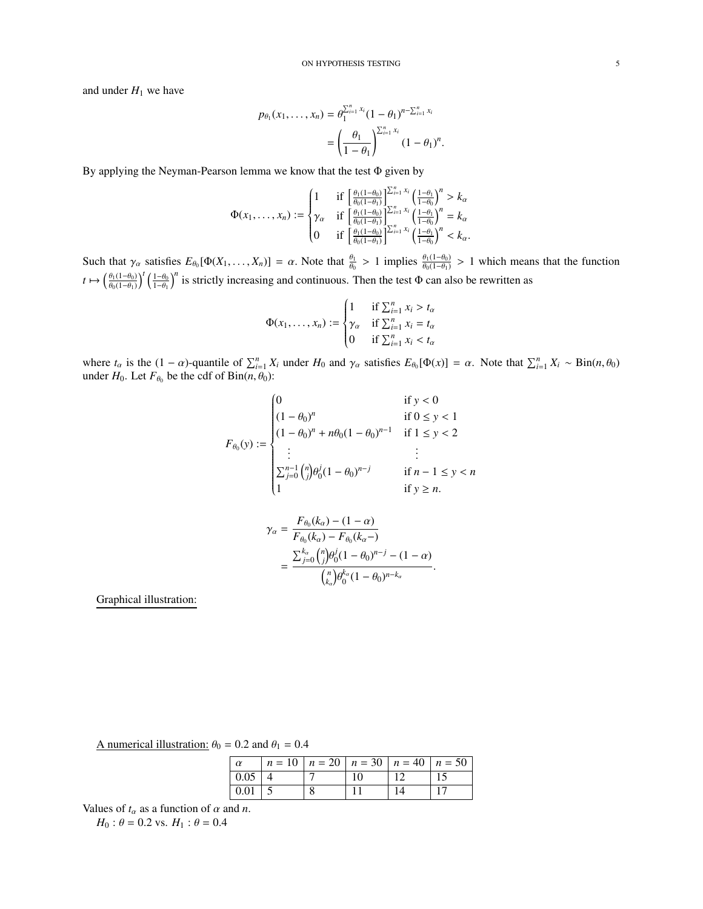and under $H_1$ we have

$$p_{\theta_1}(x_1, \ldots, x_n) = \theta_1^{\sum_{i=1}^n x_i}(1-\theta_1)^{n-\sum_{i=1}^n x_i}$$
$$= \left(\frac{\theta_1}{1-\theta_1}\right)^{\sum_{i=1}^n x_i}(1-\theta_1)^n.$$

By applying the Neyman-Pearson lemma we know that the test $\Phi$ given by

$$\Phi(x_1, \ldots, x_n) := \begin{cases} 1 & \text{if } \left[\frac{\theta_1(1-\theta_0)}{\theta_0(1-\theta_1)}\right]^{\sum_{i=1}^n x_i}\left(\frac{1-\theta_1}{1-\theta_0}\right)^n > k_\alpha \\ \gamma_\alpha & \text{if } \left[\frac{\theta_1(1-\theta_0)}{\theta_0(1-\theta_1)}\right]^{\sum_{i=1}^n x_i}\left(\frac{1-\theta_1}{1-\theta_0}\right)^n = k_\alpha \\ 0 & \text{if } \left[\frac{\theta_1(1-\theta_0)}{\theta_0(1-\theta_1)}\right]^{\sum_{i=1}^n x_i}\left(\frac{1-\theta_1}{1-\theta_0}\right)^n < k_\alpha. \end{cases}$$

Such that $\gamma_\alpha$ satisfies $E_{\theta_0}[\Phi(X_1, \ldots, X_n)] = \alpha$. Note that $\frac{\theta_1}{\theta_0} > 1$ implies $\frac{\theta_1(1-\theta_0)}{\theta_0(1-\theta_1)} > 1$ which means that the function $t \mapsto \left(\frac{\theta_1(1-\theta_0)}{\theta_0(1-\theta_1)}\right)^t\left(\frac{1-\theta_0}{1-\theta_1}\right)^n$ is strictly increasing and continuous. Then the test $\Phi$ can also be rewritten as

$$\Phi(x_1, \ldots, x_n) := \begin{cases} 1 & \text{if } \sum_{i=1}^n x_i > t_\alpha \\ \gamma_\alpha & \text{if } \sum_{i=1}^n x_i = t_\alpha \\ 0 & \text{if } \sum_{i=1}^n x_i < t_\alpha \end{cases}$$

where $t_\alpha$ is the $(1-\alpha)$-quantile of $\sum_{i=1}^n X_i$ under $H_0$ and $\gamma_\alpha$ satisfies $E_{\theta_0}[\Phi(x)] = \alpha$. Note that $\sum_{i=1}^n X_i \sim \text{Bin}(n, \theta_0)$ under $H_0$. Let $F_{\theta_0}$ be the cdf of $\text{Bin}(n, \theta_0)$:

$$F_{\theta_0}(y) := \begin{cases} 0 & \text{if } y < 0 \\ (1-\theta_0)^n & \text{if } 0 \leq y < 1 \\ (1-\theta_0)^n + n\theta_0(1-\theta_0)^{n-1} & \text{if } 1 \leq y < 2 \\ \quad\vdots & \quad\vdots \\ \sum_{j=0}^{n-1}\binom{n}{j}\theta_0^j(1-\theta_0)^{n-j} & \text{if } n-1 \leq y < n \\ 1 & \text{if } y \geq n. \end{cases}$$

$$\gamma_\alpha = \frac{F_{\theta_0}(k_\alpha) - (1-\alpha)}{F_{\theta_0}(k_\alpha) - F_{\theta_0}(k_\alpha -)}$$
$$= \frac{\sum_{j=0}^{k_\alpha}\binom{n}{j}\theta_0^j(1-\theta_0)^{n-j} - (1-\alpha)}{\binom{n}{k_\alpha}\theta_0^{k_\alpha}(1-\theta_0)^{n-k_\alpha}}.$$

<u>Graphical illustration:</u>

<u>A numerical illustration:</u> $\theta_0 = 0.2$ and $\theta_1 = 0.4$

| $\alpha$ | $n = 10$ | $n = 20$ | $n = 30$ | $n = 40$ | $n = 50$ |
|---|---|---|---|---|---|
| 0.05 | 4 | 7 | 10 | 12 | 15 |
| 0.01 | 5 | 8 | 11 | 14 | 17 |

Values of $t_\alpha$ as a function of $\alpha$ and $n$.

$H_0 : \theta = 0.2$ vs. $H_1 : \theta = 0.4$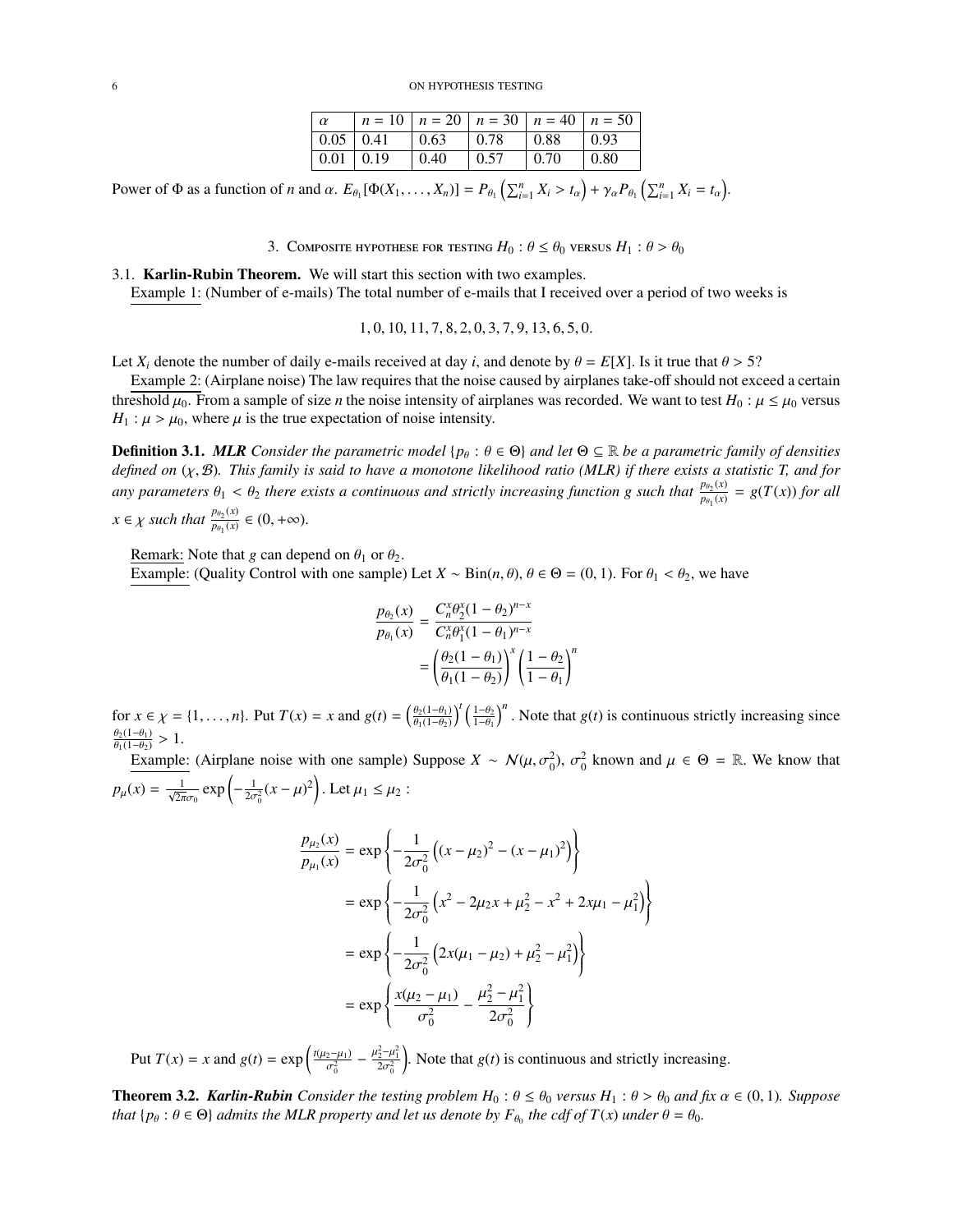| $\alpha$ | $n = 10$ | $n = 20$ | $n = 30$ | $n = 40$ | $n = 50$ |
|---|---|---|---|---|---|
| 0.05 | 0.41 | 0.63 | 0.78 | 0.88 | 0.93 |
| 0.01 | 0.19 | 0.40 | 0.57 | 0.70 | 0.80 |

Power of $\Phi$ as a function of $n$ and $\alpha$. $E_{\theta_1}[\Phi(X_1, \ldots, X_n)] = P_{\theta_1}\left(\sum_{i=1}^n X_i > t_\alpha\right) + \gamma_\alpha P_{\theta_1}\left(\sum_{i=1}^n X_i = t_\alpha\right)$.

## 3. Composite hypothese for testing $H_0 : \theta \leq \theta_0$ versus $H_1 : \theta > \theta_0$

### 3.1. Karlin-Rubin Theorem.

We will start this section with two examples.

Example 1: (Number of e-mails) The total number of e-mails that I received over a period of two weeks is

$$1, 0, 10, 11, 7, 8, 2, 0, 3, 7, 9, 13, 6, 5, 0.$$

Let $X_i$ denote the number of daily e-mails received at day $i$, and denote by $\theta = E[X]$. Is it true that $\theta > 5$?

Example 2: (Airplane noise) The law requires that the noise caused by airplanes take-off should not exceed a certain threshold $\mu_0$. From a sample of size $n$ the noise intensity of airplanes was recorded. We want to test $H_0 : \mu \leq \mu_0$ versus $H_1 : \mu > \mu_0$, where $\mu$ is the true expectation of noise intensity.

**Definition 3.1.** ***MLR*** *Consider the parametric model $\{p_\theta : \theta \in \Theta\}$ and let $\Theta \subseteq \mathbb{R}$ be a parametric family of densities defined on $(\chi, \mathcal{B})$. This family is said to have a monotone likelihood ratio (MLR) if there exists a statistic T, and for any parameters $\theta_1 < \theta_2$ there exists a continuous and strictly increasing function g such that $\frac{p_{\theta_2}(x)}{p_{\theta_1}(x)} = g(T(x))$ for all $x \in \chi$ such that $\frac{p_{\theta_2}(x)}{p_{\theta_1}(x)} \in (0, +\infty)$.*

Remark: Note that $g$ can depend on $\theta_1$ or $\theta_2$.

Example: (Quality Control with one sample) Let $X \sim \text{Bin}(n, \theta)$, $\theta \in \Theta = (0, 1)$. For $\theta_1 < \theta_2$, we have

$$\begin{aligned}
\frac{p_{\theta_2}(x)}{p_{\theta_1}(x)} &= \frac{C_n^x \theta_2^x (1-\theta_2)^{n-x}}{C_n^x \theta_1^x (1-\theta_1)^{n-x}} \\
&= \left(\frac{\theta_2(1-\theta_1)}{\theta_1(1-\theta_2)}\right)^x \left(\frac{1-\theta_2}{1-\theta_1}\right)^n
\end{aligned}$$

for $x \in \chi = \{1, \ldots, n\}$. Put $T(x) = x$ and $g(t) = \left(\frac{\theta_2(1-\theta_1)}{\theta_1(1-\theta_2)}\right)^t \left(\frac{1-\theta_2}{1-\theta_1}\right)^n$. Note that $g(t)$ is continuous strictly increasing since $\frac{\theta_2(1-\theta_1)}{\theta_1(1-\theta_2)} > 1$.

Example: (Airplane noise with one sample) Suppose $X \sim \mathcal{N}(\mu, \sigma_0^2)$, $\sigma_0^2$ known and $\mu \in \Theta = \mathbb{R}$. We know that $p_\mu(x) = \frac{1}{\sqrt{2\pi}\sigma_0} \exp\left(-\frac{1}{2\sigma_0^2}(x-\mu)^2\right)$. Let $\mu_1 \leq \mu_2$ :

$$\begin{aligned}
\frac{p_{\mu_2}(x)}{p_{\mu_1}(x)} &= \exp\left\{-\frac{1}{2\sigma_0^2}\left((x-\mu_2)^2 - (x-\mu_1)^2\right)\right\} \\
&= \exp\left\{-\frac{1}{2\sigma_0^2}\left(x^2 - 2\mu_2 x + \mu_2^2 - x^2 + 2x\mu_1 - \mu_1^2\right)\right\} \\
&= \exp\left\{-\frac{1}{2\sigma_0^2}\left(2x(\mu_1 - \mu_2) + \mu_2^2 - \mu_1^2\right)\right\} \\
&= \exp\left\{\frac{x(\mu_2 - \mu_1)}{\sigma_0^2} - \frac{\mu_2^2 - \mu_1^2}{2\sigma_0^2}\right\}
\end{aligned}$$

Put $T(x) = x$ and $g(t) = \exp\left(\frac{t(\mu_2-\mu_1)}{\sigma_0^2} - \frac{\mu_2^2-\mu_1^2}{2\sigma_0^2}\right)$. Note that $g(t)$ is continuous and strictly increasing.

**Theorem 3.2.** ***Karlin-Rubin*** *Consider the testing problem $H_0 : \theta \leq \theta_0$ versus $H_1 : \theta > \theta_0$ and fix $\alpha \in (0, 1)$. Suppose that $\{p_\theta : \theta \in \Theta\}$ admits the MLR property and let us denote by $F_{\theta_0}$ the cdf of $T(x)$ under $\theta = \theta_0$.*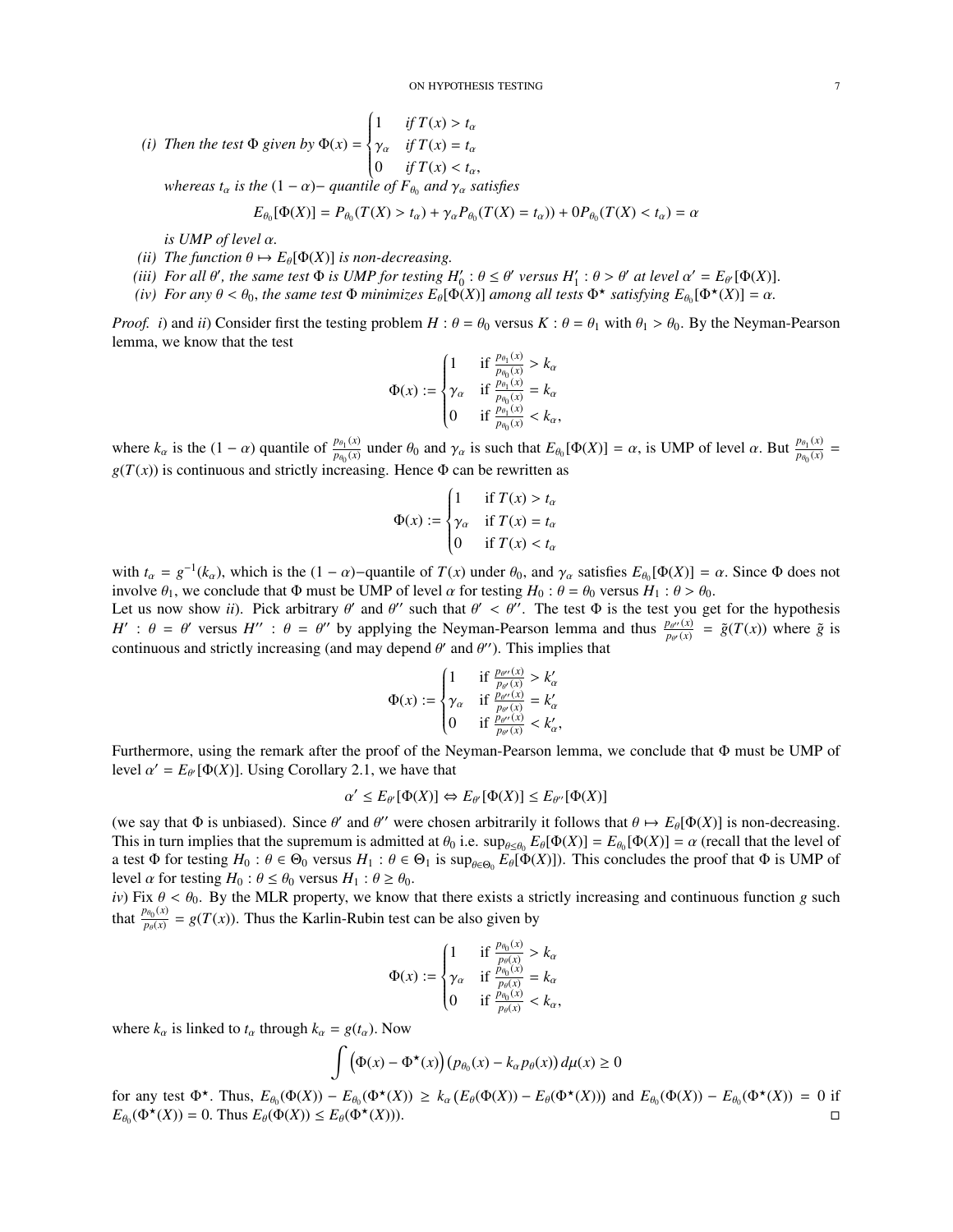*(i) Then the test* $\Phi$ *given by* $\Phi(x) = \begin{cases} 1 & \text{if } T(x) > t_\alpha \\ \gamma_\alpha & \text{if } T(x) = t_\alpha \\ 0 & \text{if } T(x) < t_\alpha, \end{cases}$

*whereas* $t_\alpha$ *is the* $(1-\alpha)-$ *quantile of* $F_{\theta_0}$ *and* $\gamma_\alpha$ *satisfies*

$$E_{\theta_0}[\Phi(X)] = P_{\theta_0}(T(X) > t_\alpha) + \gamma_\alpha P_{\theta_0}(T(X) = t_\alpha)) + 0 P_{\theta_0}(T(X) < t_\alpha) = \alpha$$

*is UMP of level* $\alpha$*.*

*(ii) The function* $\theta \mapsto E_\theta[\Phi(X)]$ *is non-decreasing.*

*(iii) For all* $\theta'$*, the same test* $\Phi$ *is UMP for testing* $H_0' : \theta \leq \theta'$ *versus* $H_1' : \theta > \theta'$ *at level* $\alpha' = E_{\theta'}[\Phi(X)]$*.*

*(iv) For any* $\theta < \theta_0$*, the same test* $\Phi$ *minimizes* $E_\theta[\Phi(X)]$ *among all tests* $\Phi^\star$ *satisfying* $E_{\theta_0}[\Phi^\star(X)] = \alpha$*.*

*Proof.* $i$) and $ii$) Consider first the testing problem $H : \theta = \theta_0$ versus $K : \theta = \theta_1$ with $\theta_1 > \theta_0$. By the Neyman-Pearson lemma, we know that the test

$$\Phi(x) := \begin{cases} 1 & \text{if } \frac{p_{\theta_1}(x)}{p_{\theta_0}(x)} > k_\alpha \\ \gamma_\alpha & \text{if } \frac{p_{\theta_1}(x)}{p_{\theta_0}(x)} = k_\alpha \\ 0 & \text{if } \frac{p_{\theta_1}(x)}{p_{\theta_0}(x)} < k_\alpha, \end{cases}$$

where $k_\alpha$ is the $(1-\alpha)$ quantile of $\frac{p_{\theta_1}(x)}{p_{\theta_0}(x)}$ under $\theta_0$ and $\gamma_\alpha$ is such that $E_{\theta_0}[\Phi(X)] = \alpha$, is UMP of level $\alpha$. But $\frac{p_{\theta_1}(x)}{p_{\theta_0}(x)} = g(T(x))$ is continuous and strictly increasing. Hence $\Phi$ can be rewritten as

$$\Phi(x) := \begin{cases} 1 & \text{if } T(x) > t_\alpha \\ \gamma_\alpha & \text{if } T(x) = t_\alpha \\ 0 & \text{if } T(x) < t_\alpha \end{cases}$$

with $t_\alpha = g^{-1}(k_\alpha)$, which is the $(1-\alpha)-$quantile of $T(x)$ under $\theta_0$, and $\gamma_\alpha$ satisfies $E_{\theta_0}[\Phi(X)] = \alpha$. Since $\Phi$ does not involve $\theta_1$, we conclude that $\Phi$ must be UMP of level $\alpha$ for testing $H_0 : \theta = \theta_0$ versus $H_1 : \theta > \theta_0$.
Let us now show $ii$). Pick arbitrary $\theta'$ and $\theta''$ such that $\theta' < \theta''$. The test $\Phi$ is the test you get for the hypothesis $H' : \theta = \theta'$ versus $H'' : \theta = \theta''$ by applying the Neyman-Pearson lemma and thus $\frac{p_{\theta''}(x)}{p_{\theta'}(x)} = \tilde{g}(T(x))$ where $\tilde{g}$ is continuous and strictly increasing (and may depend $\theta'$ and $\theta''$). This implies that

$$\Phi(x) := \begin{cases} 1 & \text{if } \frac{p_{\theta''}(x)}{p_{\theta'}(x)} > k_\alpha' \\ \gamma_\alpha & \text{if } \frac{p_{\theta''}(x)}{p_{\theta'}(x)} = k_\alpha' \\ 0 & \text{if } \frac{p_{\theta''}(x)}{p_{\theta'}(x)} < k_\alpha', \end{cases}$$

Furthermore, using the remark after the proof of the Neyman-Pearson lemma, we conclude that $\Phi$ must be UMP of level $\alpha' = E_{\theta'}[\Phi(X)]$. Using Corollary 2.1, we have that

$$\alpha' \leq E_{\theta'}[\Phi(X)] \Leftrightarrow E_{\theta'}[\Phi(X)] \leq E_{\theta''}[\Phi(X)]$$

(we say that $\Phi$ is unbiased). Since $\theta'$ and $\theta''$ were chosen arbitrarily it follows that $\theta \mapsto E_\theta[\Phi(X)]$ is non-decreasing. This in turn implies that the supremum is admitted at $\theta_0$ i.e. $\sup_{\theta \leq \theta_0} E_\theta[\Phi(X)] = E_{\theta_0}[\Phi(X)] = \alpha$ (recall that the level of a test $\Phi$ for testing $H_0 : \theta \in \Theta_0$ versus $H_1 : \theta \in \Theta_1$ is $\sup_{\theta \in \Theta_0} E_\theta[\Phi(X)]$). This concludes the proof that $\Phi$ is UMP of level $\alpha$ for testing $H_0 : \theta \leq \theta_0$ versus $H_1 : \theta \geq \theta_0$.
$iv$) Fix $\theta < \theta_0$. By the MLR property, we know that there exists a strictly increasing and continuous function $g$ such that $\frac{p_{\theta_0}(x)}{p_\theta(x)} = g(T(x))$. Thus the Karlin-Rubin test can be also given by

$$\Phi(x) := \begin{cases} 1 & \text{if } \frac{p_{\theta_0}(x)}{p_\theta(x)} > k_\alpha \\ \gamma_\alpha & \text{if } \frac{p_{\theta_0}(x)}{p_\theta(x)} = k_\alpha \\ 0 & \text{if } \frac{p_{\theta_0}(x)}{p_\theta(x)} < k_\alpha, \end{cases}$$

where $k_\alpha$ is linked to $t_\alpha$ through $k_\alpha = g(t_\alpha)$. Now

$$\int \left(\Phi(x) - \Phi^\star(x)\right)\left(p_{\theta_0}(x) - k_\alpha p_\theta(x)\right) d\mu(x) \geq 0$$

for any test $\Phi^\star$. Thus, $E_{\theta_0}(\Phi(X)) - E_{\theta_0}(\Phi^\star(X)) \geq k_\alpha \left(E_\theta(\Phi(X)) - E_\theta(\Phi^\star(X))\right)$ and $E_{\theta_0}(\Phi(X)) - E_{\theta_0}(\Phi^\star(X)) = 0$ if $E_{\theta_0}(\Phi^\star(X)) = 0$. Thus $E_\theta(\Phi(X)) \leq E_\theta(\Phi^\star(X)))$. $\square$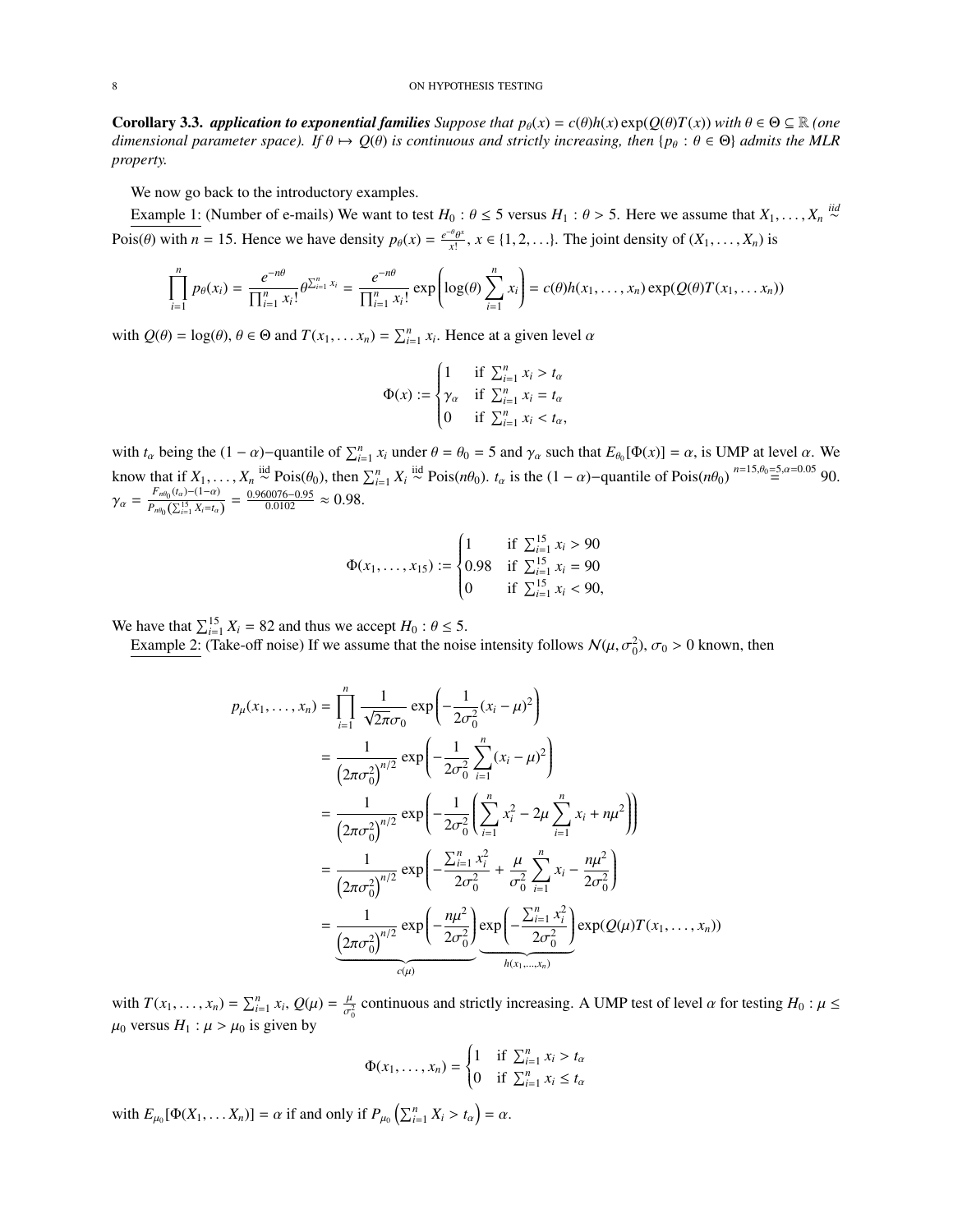**Corollary 3.3.** ***application to exponential families*** *Suppose that $p_\theta(x) = c(\theta)h(x)\exp(Q(\theta)T(x))$ with $\theta \in \Theta \subseteq \mathbb{R}$ (one dimensional parameter space). If $\theta \mapsto Q(\theta)$ is continuous and strictly increasing, then $\{p_\theta : \theta \in \Theta\}$ admits the MLR property.*

We now go back to the introductory examples.

Example 1: (Number of e-mails) We want to test $H_0 : \theta \leq 5$ versus $H_1 : \theta > 5$. Here we assume that $X_1, \dots, X_n \overset{iid}{\sim} \text{Pois}(\theta)$ with $n = 15$. Hence we have density $p_\theta(x) = \frac{e^{-\theta}\theta^x}{x!}$, $x \in \{1, 2, \dots\}$. The joint density of $(X_1, \dots, X_n)$ is

$$\prod_{i=1}^n p_\theta(x_i) = \frac{e^{-n\theta}}{\prod_{i=1}^n x_i!}\theta^{\sum_{i=1}^n x_i} = \frac{e^{-n\theta}}{\prod_{i=1}^n x_i!}\exp\left(\log(\theta)\sum_{i=1}^n x_i\right) = c(\theta)h(x_1, \dots, x_n)\exp(Q(\theta)T(x_1, \dots x_n))$$

with $Q(\theta) = \log(\theta)$, $\theta \in \Theta$ and $T(x_1, \dots x_n) = \sum_{i=1}^n x_i$. Hence at a given level $\alpha$

$$\Phi(x) := \begin{cases} 1 & \text{if } \sum_{i=1}^n x_i > t_\alpha \\ \gamma_\alpha & \text{if } \sum_{i=1}^n x_i = t_\alpha \\ 0 & \text{if } \sum_{i=1}^n x_i < t_\alpha, \end{cases}$$

with $t_\alpha$ being the $(1-\alpha)-$quantile of $\sum_{i=1}^n x_i$ under $\theta = \theta_0 = 5$ and $\gamma_\alpha$ such that $E_{\theta_0}[\Phi(x)] = \alpha$, is UMP at level $\alpha$. We know that if $X_1, \dots, X_n \overset{\text{iid}}{\sim} \text{Pois}(\theta_0)$, then $\sum_{i=1}^n X_i \overset{\text{iid}}{\sim} \text{Pois}(n\theta_0)$. $t_\alpha$ is the $(1-\alpha)-$quantile of $\text{Pois}(n\theta_0) \overset{n=15, \theta_0=5, \alpha=0.05}{=} 90$. $\gamma_\alpha = \frac{F_{n\theta_0}(t_\alpha) - (1-\alpha)}{P_{n\theta_0}\left(\sum_{i=1}^{15} X_i = t_\alpha\right)} = \frac{0.960076 - 0.95}{0.0102} \approx 0.98$.

$$\Phi(x_1, \dots, x_{15}) := \begin{cases} 1 & \text{if } \sum_{i=1}^{15} x_i > 90 \\ 0.98 & \text{if } \sum_{i=1}^{15} x_i = 90 \\ 0 & \text{if } \sum_{i=1}^{15} x_i < 90, \end{cases}$$

We have that $\sum_{i=1}^{15} X_i = 82$ and thus we accept $H_0 : \theta \leq 5$.

Example 2: (Take-off noise) If we assume that the noise intensity follows $\mathcal{N}(\mu, \sigma_0^2)$, $\sigma_0 > 0$ known, then

$$\begin{aligned}
p_\mu(x_1, \dots, x_n) &= \prod_{i=1}^n \frac{1}{\sqrt{2\pi}\sigma_0}\exp\left(-\frac{1}{2\sigma_0^2}(x_i - \mu)^2\right) \\
&= \frac{1}{\left(2\pi\sigma_0^2\right)^{n/2}}\exp\left(-\frac{1}{2\sigma_0^2}\sum_{i=1}^n (x_i - \mu)^2\right) \\
&= \frac{1}{\left(2\pi\sigma_0^2\right)^{n/2}}\exp\left(-\frac{1}{2\sigma_0^2}\left(\sum_{i=1}^n x_i^2 - 2\mu\sum_{i=1}^n x_i + n\mu^2\right)\right) \\
&= \frac{1}{\left(2\pi\sigma_0^2\right)^{n/2}}\exp\left(-\frac{\sum_{i=1}^n x_i^2}{2\sigma_0^2} + \frac{\mu}{\sigma_0^2}\sum_{i=1}^n x_i - \frac{n\mu^2}{2\sigma_0^2}\right) \\
&= \underbrace{\frac{1}{\left(2\pi\sigma_0^2\right)^{n/2}}\exp\left(-\frac{n\mu^2}{2\sigma_0^2}\right)}_{c(\mu)}\underbrace{\exp\left(-\frac{\sum_{i=1}^n x_i^2}{2\sigma_0^2}\right)}_{h(x_1, \dots, x_n)}\exp(Q(\mu)T(x_1, \dots, x_n))
\end{aligned}$$

with $T(x_1, \dots, x_n) = \sum_{i=1}^n x_i$, $Q(\mu) = \frac{\mu}{\sigma_0^2}$ continuous and strictly increasing. A UMP test of level $\alpha$ for testing $H_0 : \mu \leq \mu_0$ versus $H_1 : \mu > \mu_0$ is given by

$$\Phi(x_1, \dots, x_n) = \begin{cases} 1 & \text{if } \sum_{i=1}^n x_i > t_\alpha \\ 0 & \text{if } \sum_{i=1}^n x_i \leq t_\alpha \end{cases}$$

with $E_{\mu_0}[\Phi(X_1, \dots X_n)] = \alpha$ if and only if $P_{\mu_0}\left(\sum_{i=1}^n X_i > t_\alpha\right) = \alpha$.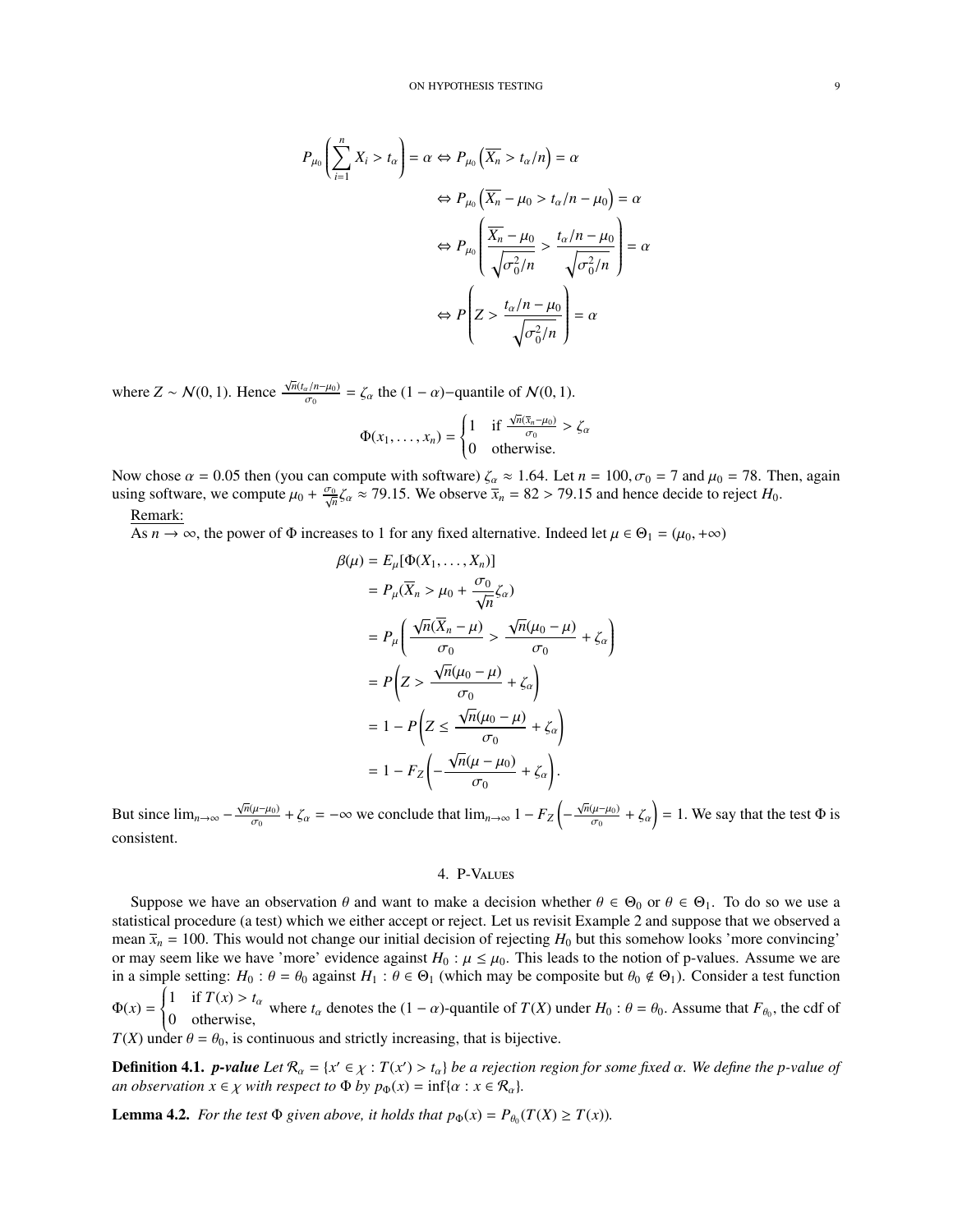$$
\begin{aligned}
P_{\mu_0}\left(\sum_{i=1}^{n} X_i > t_\alpha\right) = \alpha &\Leftrightarrow P_{\mu_0}\left(\overline{X_n} > t_\alpha/n\right) = \alpha \\
&\Leftrightarrow P_{\mu_0}\left(\overline{X_n} - \mu_0 > t_\alpha/n - \mu_0\right) = \alpha \\
&\Leftrightarrow P_{\mu_0}\left(\frac{\overline{X_n} - \mu_0}{\sqrt{\sigma_0^2/n}} > \frac{t_\alpha/n - \mu_0}{\sqrt{\sigma_0^2/n}}\right) = \alpha \\
&\Leftrightarrow P\left(Z > \frac{t_\alpha/n - \mu_0}{\sqrt{\sigma_0^2/n}}\right) = \alpha
\end{aligned}
$$

where $Z \sim \mathcal{N}(0,1)$. Hence $\frac{\sqrt{n}(t_\alpha/n - \mu_0)}{\sigma_0} = \zeta_\alpha$ the $(1-\alpha)-$quantile of $\mathcal{N}(0,1)$.

$$
\Phi(x_1, \ldots, x_n) = \begin{cases} 1 & \text{if } \frac{\sqrt{n}(\overline{x}_n - \mu_0)}{\sigma_0} > \zeta_\alpha \\ 0 & \text{otherwise.} \end{cases}
$$

Now chose $\alpha = 0.05$ then (you can compute with software) $\zeta_\alpha \approx 1.64$. Let $n = 100, \sigma_0 = 7$ and $\mu_0 = 78$. Then, again using software, we compute $\mu_0 + \frac{\sigma_0}{\sqrt{n}}\zeta_\alpha \approx 79.15$. We observe $\overline{x}_n = 82 > 79.15$ and hence decide to reject $H_0$.

Remark:

As $n \to \infty$, the power of $\Phi$ increases to 1 for any fixed alternative. Indeed let $\mu \in \Theta_1 = (\mu_0, +\infty)$

$$
\begin{aligned}
\beta(\mu) &= E_\mu[\Phi(X_1, \ldots, X_n)] \\
&= P_\mu(\overline{X}_n > \mu_0 + \frac{\sigma_0}{\sqrt{n}}\zeta_\alpha) \\
&= P_\mu\left(\frac{\sqrt{n}(\overline{X}_n - \mu)}{\sigma_0} > \frac{\sqrt{n}(\mu_0 - \mu)}{\sigma_0} + \zeta_\alpha\right) \\
&= P\left(Z > \frac{\sqrt{n}(\mu_0 - \mu)}{\sigma_0} + \zeta_\alpha\right) \\
&= 1 - P\left(Z \le \frac{\sqrt{n}(\mu_0 - \mu)}{\sigma_0} + \zeta_\alpha\right) \\
&= 1 - F_Z\left(-\frac{\sqrt{n}(\mu - \mu_0)}{\sigma_0} + \zeta_\alpha\right).
\end{aligned}
$$

But since $\lim_{n\to\infty} -\frac{\sqrt{n}(\mu-\mu_0)}{\sigma_0} + \zeta_\alpha = -\infty$ we conclude that $\lim_{n\to\infty} 1 - F_Z\left(-\frac{\sqrt{n}(\mu-\mu_0)}{\sigma_0} + \zeta_\alpha\right) = 1$. We say that the test $\Phi$ is consistent.

## 4. P-Values

Suppose we have an observation $\theta$ and want to make a decision whether $\theta \in \Theta_0$ or $\theta \in \Theta_1$. To do so we use a statistical procedure (a test) which we either accept or reject. Let us revisit Example 2 and suppose that we observed a mean $\overline{x}_n = 100$. This would not change our initial decision of rejecting $H_0$ but this somehow looks 'more convincing' or may seem like we have 'more' evidence against $H_0 : \mu \le \mu_0$. This leads to the notion of p-values. Assume we are in a simple setting: $H_0 : \theta = \theta_0$ against $H_1 : \theta \in \Theta_1$ (which may be composite but $\theta_0 \notin \Theta_1$). Consider a test function $\Phi(x) = \begin{cases} 1 & \text{if } T(x) > t_\alpha \\ 0 & \text{otherwise,} \end{cases}$ where $t_\alpha$ denotes the $(1-\alpha)$-quantile of $T(X)$ under $H_0 : \theta = \theta_0$. Assume that $F_{\theta_0}$, the cdf of $T(X)$ under $\theta = \theta_0$, is continuous and strictly increasing, that is bijective.

**Definition 4.1.** ***p-value*** *Let $\mathcal{R}_\alpha = \{x' \in \chi : T(x') > t_\alpha\}$ be a rejection region for some fixed $\alpha$. We define the p-value of an observation $x \in \chi$ with respect to $\Phi$ by $p_\Phi(x) = \inf\{\alpha : x \in \mathcal{R}_\alpha\}$.*

**Lemma 4.2.** *For the test $\Phi$ given above, it holds that $p_\Phi(x) = P_{\theta_0}(T(X) \ge T(x))$.*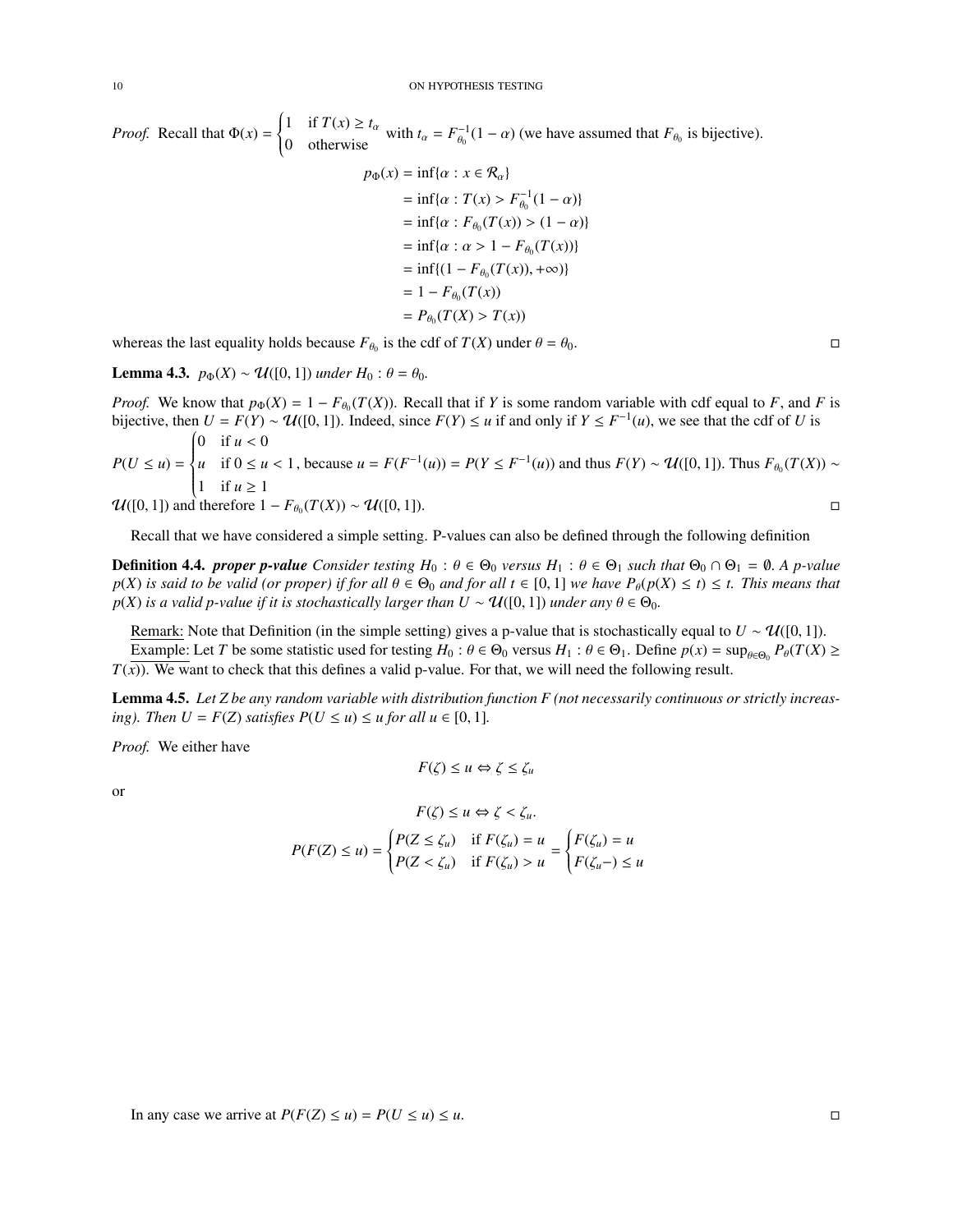*Proof.* Recall that $\Phi(x) = \begin{cases} 1 & \text{if } T(x) \geq t_\alpha \\ 0 & \text{otherwise} \end{cases}$ with $t_\alpha = F_{\theta_0}^{-1}(1-\alpha)$ (we have assumed that $F_{\theta_0}$ is bijective).

$$\begin{aligned}
p_\Phi(x) &= \inf\{\alpha : x \in \mathcal{R}_\alpha\} \\
&= \inf\{\alpha : T(x) > F_{\theta_0}^{-1}(1-\alpha)\} \\
&= \inf\{\alpha : F_{\theta_0}(T(x)) > (1-\alpha)\} \\
&= \inf\{\alpha : \alpha > 1 - F_{\theta_0}(T(x))\} \\
&= \inf\{(1 - F_{\theta_0}(T(x)), +\infty)\} \\
&= 1 - F_{\theta_0}(T(x)) \\
&= P_{\theta_0}(T(X) > T(x))
\end{aligned}$$

whereas the last equality holds because $F_{\theta_0}$ is the cdf of $T(X)$ under $\theta = \theta_0$. □

**Lemma 4.3.** *$p_\Phi(X) \sim \mathcal{U}([0,1])$ under $H_0 : \theta = \theta_0$.*

*Proof.* We know that $p_\Phi(X) = 1 - F_{\theta_0}(T(X))$. Recall that if $Y$ is some random variable with cdf equal to $F$, and $F$ is bijective, then $U = F(Y) \sim \mathcal{U}([0,1])$. Indeed, since $F(Y) \leq u$ if and only if $Y \leq F^{-1}(u)$, we see that the cdf of $U$ is $P(U \leq u) = \begin{cases} 0 & \text{if } u < 0 \\ u & \text{if } 0 \leq u < 1 \\ 1 & \text{if } u \geq 1 \end{cases}$, because $u = F(F^{-1}(u)) = P(Y \leq F^{-1}(u))$ and thus $F(Y) \sim \mathcal{U}([0,1])$. Thus $F_{\theta_0}(T(X)) \sim \mathcal{U}([0,1])$ and therefore $1 - F_{\theta_0}(T(X)) \sim \mathcal{U}([0,1])$. □

Recall that we have considered a simple setting. P-values can also be defined through the following definition

**Definition 4.4.** ***proper p-value*** *Consider testing $H_0 : \theta \in \Theta_0$ versus $H_1 : \theta \in \Theta_1$ such that $\Theta_0 \cap \Theta_1 = \emptyset$. A p-value $p(X)$ is said to be valid (or proper) if for all $\theta \in \Theta_0$ and for all $t \in [0,1]$ we have $P_\theta(p(X) \leq t) \leq t$. This means that $p(X)$ is a valid p-value if it is stochastically larger than $U \sim \mathcal{U}([0,1])$ under any $\theta \in \Theta_0$.*

Remark: Note that Definition (in the simple setting) gives a p-value that is stochastically equal to $U \sim \mathcal{U}([0,1])$.

Example: Let $T$ be some statistic used for testing $H_0 : \theta \in \Theta_0$ versus $H_1 : \theta \in \Theta_1$. Define $p(x) = \sup_{\theta \in \Theta_0} P_\theta(T(X) \geq T(x))$. We want to check that this defines a valid p-value. For that, we will need the following result.

**Lemma 4.5.** *Let $Z$ be any random variable with distribution function $F$ (not necessarily continuous or strictly increasing). Then $U = F(Z)$ satisfies $P(U \leq u) \leq u$ for all $u \in [0,1]$.*

*Proof.* We either have

$$F(\zeta) \leq u \Leftrightarrow \zeta \leq \zeta_u$$

or

$$F(\zeta) \leq u \Leftrightarrow \zeta < \zeta_u.$$

$$P(F(Z) \leq u) = \begin{cases} P(Z \leq \zeta_u) & \text{if } F(\zeta_u) = u \\ P(Z < \zeta_u) & \text{if } F(\zeta_u) > u \end{cases} = \begin{cases} F(\zeta_u) = u \\ F(\zeta_u -) \leq u \end{cases}$$

In any case we arrive at $P(F(Z) \leq u) = P(U \leq u) \leq u$. □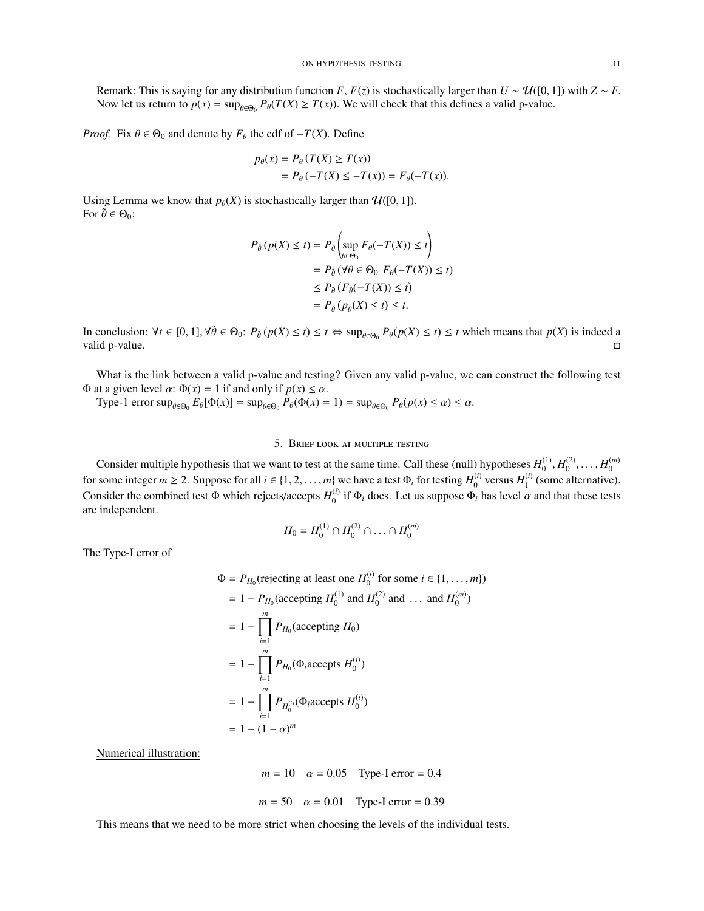Remark: This is saying for any distribution function $F$, $F(z)$ is stochastically larger than $U \sim \mathcal{U}([0,1])$ with $Z \sim F$. Now let us return to $p(x) = \sup_{\theta \in \Theta_0} P_\theta(T(X) \geq T(x))$. We will check that this defines a valid p-value.

*Proof.* Fix $\theta \in \Theta_0$ and denote by $F_\theta$ the cdf of $-T(X)$. Define

$$
\begin{aligned}
p_\theta(x) &= P_\theta\left(T(X) \geq T(x)\right) \\
&= P_\theta\left(-T(X) \leq -T(x)\right) = F_\theta(-T(x)).
\end{aligned}
$$

Using Lemma we know that $p_\theta(X)$ is stochastically larger than $\mathcal{U}([0,1])$.
For $\tilde{\theta} \in \Theta_0$:

$$
\begin{aligned}
P_{\tilde{\theta}}\left(p(X) \leq t\right) &= P_{\tilde{\theta}}\left(\sup_{\theta \in \Theta_0} F_\theta(-T(X)) \leq t\right) \\
&= P_{\tilde{\theta}}\left(\forall \theta \in \Theta_0 \ F_\theta(-T(X)) \leq t\right) \\
&\leq P_{\tilde{\theta}}\left(F_{\tilde{\theta}}(-T(X)) \leq t\right) \\
&= P_{\tilde{\theta}}\left(p_{\tilde{\theta}}(X) \leq t\right) \leq t.
\end{aligned}
$$

In conclusion: $\forall t \in [0,1], \forall \tilde{\theta} \in \Theta_0$: $P_{\tilde{\theta}}\left(p(X) \leq t\right) \leq t \Leftrightarrow \sup_{\theta \in \Theta_0} P_\theta(p(X) \leq t) \leq t$ which means that $p(X)$ is indeed a valid p-value. ◻

What is the link between a valid p-value and testing? Given any valid p-value, we can construct the following test $\Phi$ at a given level $\alpha$: $\Phi(x) = 1$ if and only if $p(x) \leq \alpha$.
Type-1 error $\sup_{\theta \in \Theta_0} E_\theta[\Phi(x)] = \sup_{\theta \in \Theta_0} P_\theta(\Phi(x) = 1) = \sup_{\theta \in \Theta_0} P_\theta(p(x) \leq \alpha) \leq \alpha$.

## 5. Brief look at multiple testing

Consider multiple hypothesis that we want to test at the same time. Call these (null) hypotheses $H_0^{(1)}, H_0^{(2)}, \ldots, H_0^{(m)}$ for some integer $m \geq 2$. Suppose for all $i \in \{1, 2, \ldots, m\}$ we have a test $\Phi_i$ for testing $H_0^{(i)}$ versus $H_1^{(i)}$ (some alternative). Consider the combined test $\Phi$ which rejects/accepts $H_0^{(i)}$ if $\Phi_i$ does. Let us suppose $\Phi_i$ has level $\alpha$ and that these tests are independent.

$$
H_0 = H_0^{(1)} \cap H_0^{(2)} \cap \ldots \cap H_0^{(m)}
$$

The Type-I error of

$$
\begin{aligned}
\Phi &= P_{H_0}(\text{rejecting at least one } H_0^{(i)} \text{ for some } i \in \{1, \ldots, m\}) \\
&= 1 - P_{H_0}(\text{accepting } H_0^{(1)} \text{ and } H_0^{(2)} \text{ and } \ldots \text{ and } H_0^{(m)}) \\
&= 1 - \prod_{i=1}^{m} P_{H_0}(\text{accepting } H_0) \\
&= 1 - \prod_{i=1}^{m} P_{H_0}(\Phi_i \text{accepts } H_0^{(i)}) \\
&= 1 - \prod_{i=1}^{m} P_{H_0^{(i)}}(\Phi_i \text{accepts } H_0^{(i)}) \\
&= 1 - (1 - \alpha)^m
\end{aligned}
$$

Numerical illustration:

$$
m = 10 \quad \alpha = 0.05 \quad \text{Type-I error} = 0.4
$$

$$
m = 50 \quad \alpha = 0.01 \quad \text{Type-I error} = 0.39
$$

This means that we need to be more strict when choosing the levels of the individual tests.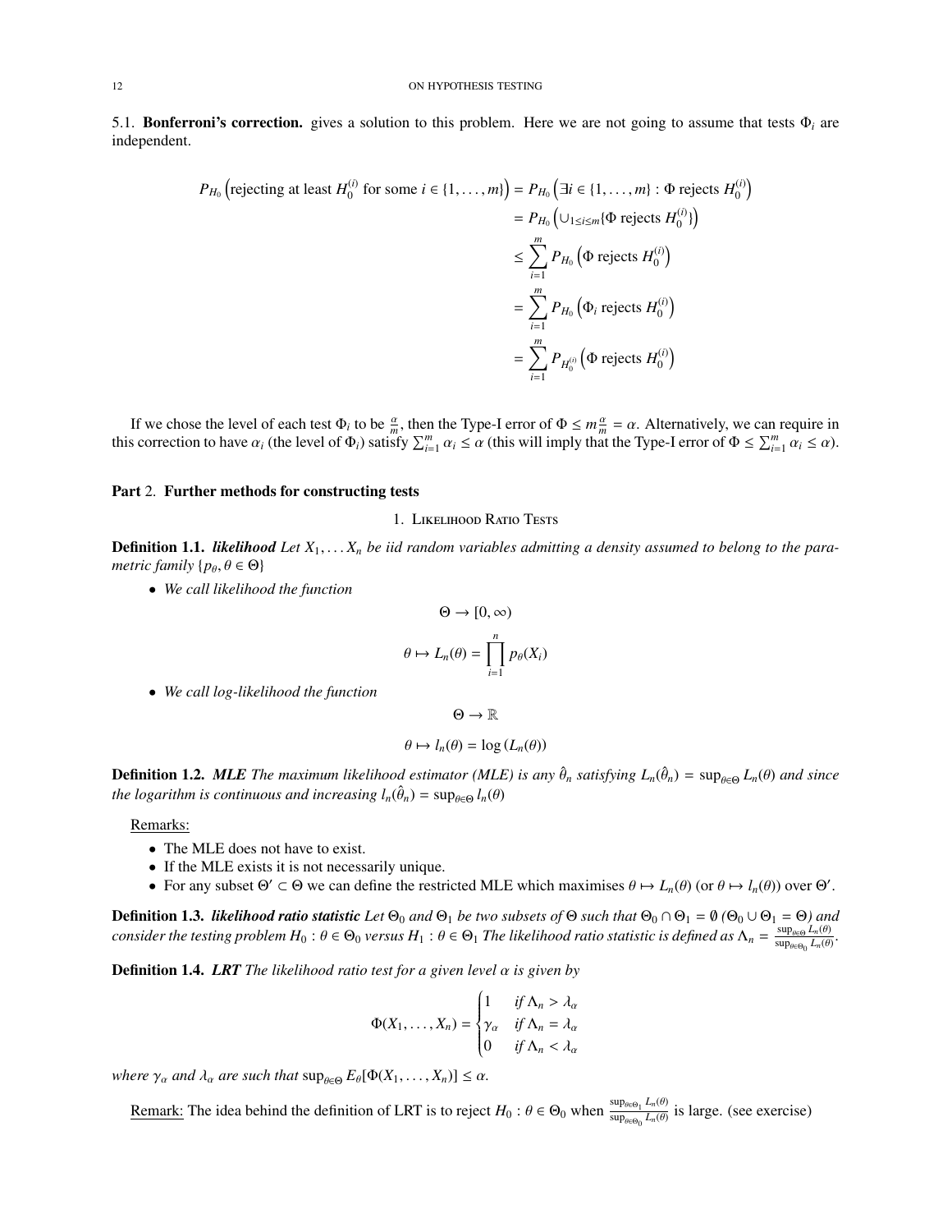5.1. **Bonferroni's correction.** gives a solution to this problem. Here we are not going to assume that tests $\Phi_i$ are independent.

$$
\begin{aligned}
P_{H_0}\left(\text{rejecting at least } H_0^{(i)} \text{ for some } i \in \{1,\ldots,m\}\right) &= P_{H_0}\left(\exists i \in \{1,\ldots,m\} : \Phi \text{ rejects } H_0^{(i)}\right) \\
&= P_{H_0}\left(\cup_{1\le i\le m}\{\Phi \text{ rejects } H_0^{(i)}\}\right) \\
&\le \sum_{i=1}^{m} P_{H_0}\left(\Phi \text{ rejects } H_0^{(i)}\right) \\
&= \sum_{i=1}^{m} P_{H_0}\left(\Phi_i \text{ rejects } H_0^{(i)}\right) \\
&= \sum_{i=1}^{m} P_{H_0^{(i)}}\left(\Phi \text{ rejects } H_0^{(i)}\right)
\end{aligned}
$$

If we chose the level of each test $\Phi_i$ to be $\frac{\alpha}{m}$, then the Type-I error of $\Phi \le m\frac{\alpha}{m} = \alpha$. Alternatively, we can require in this correction to have $\alpha_i$ (the level of $\Phi_i$) satisfy $\sum_{i=1}^{m} \alpha_i \le \alpha$ (this will imply that the Type-I error of $\Phi \le \sum_{i=1}^{m} \alpha_i \le \alpha$).

# Part 2. Further methods for constructing tests

## 1. Likelihood Ratio Tests

**Definition 1.1.** ***likelihood*** *Let $X_1, \ldots X_n$ be iid random variables admitting a density assumed to belong to the parametric family $\{p_\theta, \theta \in \Theta\}$*

- *We call likelihood the function*

$$\Theta \to [0,\infty)$$

$$\theta \mapsto L_n(\theta) = \prod_{i=1}^{n} p_\theta(X_i)$$

- *We call log-likelihood the function*

$$\Theta \to \mathbb{R}$$

$$\theta \mapsto l_n(\theta) = \log\left(L_n(\theta)\right)$$

**Definition 1.2.** ***MLE*** *The maximum likelihood estimator (MLE) is any $\hat{\theta}_n$ satisfying $L_n(\hat{\theta}_n) = \sup_{\theta\in\Theta} L_n(\theta)$ and since the logarithm is continuous and increasing $l_n(\hat{\theta}_n) = \sup_{\theta\in\Theta} l_n(\theta)$*

Remarks:

- The MLE does not have to exist.
- If the MLE exists it is not necessarily unique.
- For any subset $\Theta' \subset \Theta$ we can define the restricted MLE which maximises $\theta \mapsto L_n(\theta)$ (or $\theta \mapsto l_n(\theta)$) over $\Theta'$.

**Definition 1.3.** ***likelihood ratio statistic*** *Let $\Theta_0$ and $\Theta_1$ be two subsets of $\Theta$ such that $\Theta_0 \cap \Theta_1 = \emptyset$ ($\Theta_0 \cup \Theta_1 = \Theta$) and consider the testing problem $H_0 : \theta \in \Theta_0$ versus $H_1 : \theta \in \Theta_1$ The likelihood ratio statistic is defined as $\Lambda_n = \frac{\sup_{\theta\in\Theta} L_n(\theta)}{\sup_{\theta\in\Theta_0} L_n(\theta)}$.*

**Definition 1.4.** ***LRT*** *The likelihood ratio test for a given level $\alpha$ is given by*

$$
\Phi(X_1,\ldots,X_n) = \begin{cases} 1 & \text{if } \Lambda_n > \lambda_\alpha \\ \gamma_\alpha & \text{if } \Lambda_n = \lambda_\alpha \\ 0 & \text{if } \Lambda_n < \lambda_\alpha \end{cases}
$$

*where $\gamma_\alpha$ and $\lambda_\alpha$ are such that $\sup_{\theta\in\Theta} E_\theta[\Phi(X_1,\ldots,X_n)] \le \alpha$.*

Remark: The idea behind the definition of LRT is to reject $H_0 : \theta \in \Theta_0$ when $\frac{\sup_{\theta\in\Theta_1} L_n(\theta)}{\sup_{\theta\in\Theta_0} L_n(\theta)}$ is large. (see exercise)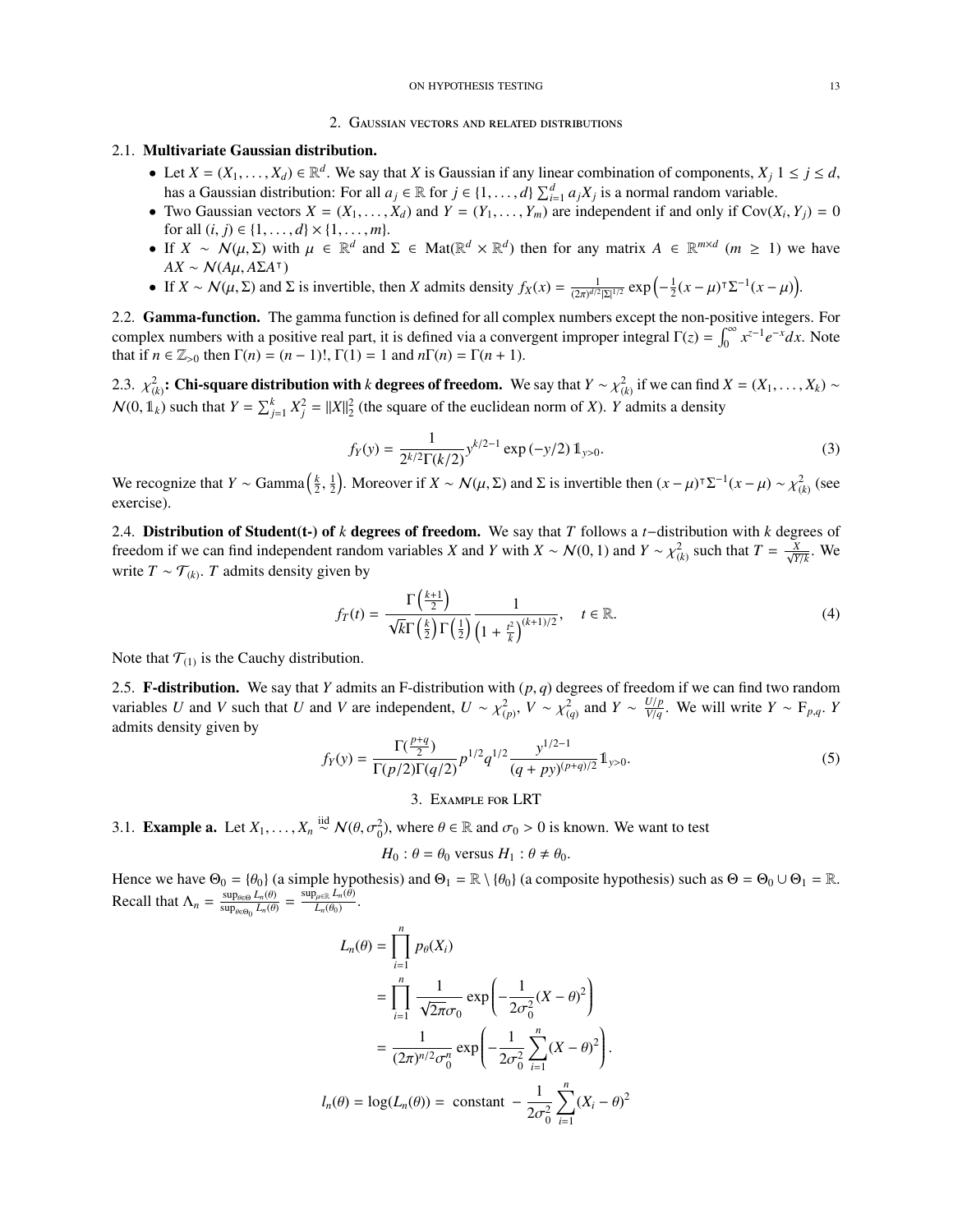## 2. Gaussian vectors and related distributions

### 2.1. Multivariate Gaussian distribution.

- Let $X = (X_1, \ldots, X_d) \in \mathbb{R}^d$. We say that $X$ is Gaussian if any linear combination of components, $X_j$ $1 \le j \le d$, has a Gaussian distribution: For all $a_j \in \mathbb{R}$ for $j \in \{1, \ldots, d\}$ $\sum_{i=1}^d a_j X_j$ is a normal random variable.
- Two Gaussian vectors $X = (X_1, \ldots, X_d)$ and $Y = (Y_1, \ldots, Y_m)$ are independent if and only if $\mathrm{Cov}(X_i, Y_j) = 0$ for all $(i, j) \in \{1, \ldots, d\} \times \{1, \ldots, m\}$.
- If $X \sim \mathcal{N}(\mu, \Sigma)$ with $\mu \in \mathbb{R}^d$ and $\Sigma \in \mathrm{Mat}(\mathbb{R}^d \times \mathbb{R}^d)$ then for any matrix $A \in \mathbb{R}^{m \times d}$ $(m \ge 1)$ we have $AX \sim \mathcal{N}(A\mu, A\Sigma A^\intercal)$
- If $X \sim \mathcal{N}(\mu, \Sigma)$ and $\Sigma$ is invertible, then $X$ admits density $f_X(x) = \frac{1}{(2\pi)^{d/2}|\Sigma|^{1/2}} \exp\left(-\frac{1}{2}(x-\mu)^\intercal \Sigma^{-1}(x-\mu)\right)$.

### 2.2. Gamma-function.

The gamma function is defined for all complex numbers except the non-positive integers. For complex numbers with a positive real part, it is defined via a convergent improper integral $\Gamma(z) = \int_0^\infty x^{z-1}e^{-x}dx$. Note that if $n \in \mathbb{Z}_{>0}$ then $\Gamma(n) = (n-1)!$, $\Gamma(1) = 1$ and $n\Gamma(n) = \Gamma(n+1)$.

### 2.3. $\chi^2_{(k)}$: Chi-square distribution with $k$ degrees of freedom.

We say that $Y \sim \chi^2_{(k)}$ if we can find $X = (X_1, \ldots, X_k) \sim \mathcal{N}(0, \mathbb{1}_k)$ such that $Y = \sum_{j=1}^k X_j^2 = \|X\|_2^2$ (the square of the euclidean norm of $X$). $Y$ admits a density

$$f_Y(y) = \frac{1}{2^{k/2}\Gamma(k/2)} y^{k/2-1} \exp(-y/2)\, \mathbb{1}_{y>0}. \tag{3}$$

We recognize that $Y \sim \mathrm{Gamma}\left(\frac{k}{2}, \frac{1}{2}\right)$. Moreover if $X \sim \mathcal{N}(\mu, \Sigma)$ and $\Sigma$ is invertible then $(x-\mu)^\intercal \Sigma^{-1}(x-\mu) \sim \chi^2_{(k)}$ (see exercise).

### 2.4. Distribution of Student(t-) of $k$ degrees of freedom.

We say that $T$ follows a $t$−distribution with $k$ degrees of freedom if we can find independent random variables $X$ and $Y$ with $X \sim \mathcal{N}(0,1)$ and $Y \sim \chi^2_{(k)}$ such that $T = \frac{X}{\sqrt{Y/k}}$. We write $T \sim \mathcal{T}_{(k)}$. $T$ admits density given by

$$f_T(t) = \frac{\Gamma\left(\frac{k+1}{2}\right)}{\sqrt{k}\,\Gamma\left(\frac{k}{2}\right)\Gamma\left(\frac{1}{2}\right)} \frac{1}{\left(1+\frac{t^2}{k}\right)^{(k+1)/2}}, \quad t \in \mathbb{R}. \tag{4}$$

Note that $\mathcal{T}_{(1)}$ is the Cauchy distribution.

### 2.5. F-distribution.

We say that $Y$ admits an F-distribution with $(p, q)$ degrees of freedom if we can find two random variables $U$ and $V$ such that $U$ and $V$ are independent, $U \sim \chi^2_{(p)}$, $V \sim \chi^2_{(q)}$ and $Y \sim \frac{U/p}{V/q}$. We will write $Y \sim \mathrm{F}_{p,q}$. $Y$ admits density given by

$$f_Y(y) = \frac{\Gamma(\frac{p+q}{2})}{\Gamma(p/2)\Gamma(q/2)} p^{1/2} q^{1/2} \frac{y^{1/2-1}}{(q+py)^{(p+q)/2}} \mathbb{1}_{y>0}. \tag{5}$$

## 3. Example for LRT

### 3.1. Example a.

Let $X_1, \ldots, X_n \overset{\text{iid}}{\sim} \mathcal{N}(\theta, \sigma_0^2)$, where $\theta \in \mathbb{R}$ and $\sigma_0 > 0$ is known. We want to test

$$H_0 : \theta = \theta_0 \text{ versus } H_1 : \theta \neq \theta_0.$$

Hence we have $\Theta_0 = \{\theta_0\}$ (a simple hypothesis) and $\Theta_1 = \mathbb{R} \setminus \{\theta_0\}$ (a composite hypothesis) such as $\Theta = \Theta_0 \cup \Theta_1 = \mathbb{R}$. Recall that $\Lambda_n = \frac{\sup_{\theta \in \Theta} L_n(\theta)}{\sup_{\theta \in \Theta_0} L_n(\theta)} = \frac{\sup_{\mu \in \mathbb{R}} L_n(\theta)}{L_n(\theta_0)}$.

$$
\begin{aligned}
L_n(\theta) &= \prod_{i=1}^n p_\theta(X_i) \\
&= \prod_{i=1}^n \frac{1}{\sqrt{2\pi}\sigma_0} \exp\left(-\frac{1}{2\sigma_0^2}(X-\theta)^2\right) \\
&= \frac{1}{(2\pi)^{n/2}\sigma_0^n} \exp\left(-\frac{1}{2\sigma_0^2}\sum_{i=1}^n (X-\theta)^2\right).
\end{aligned}
$$

$$l_n(\theta) = \log(L_n(\theta)) = \text{ constant } - \frac{1}{2\sigma_0^2}\sum_{i=1}^n (X_i - \theta)^2$$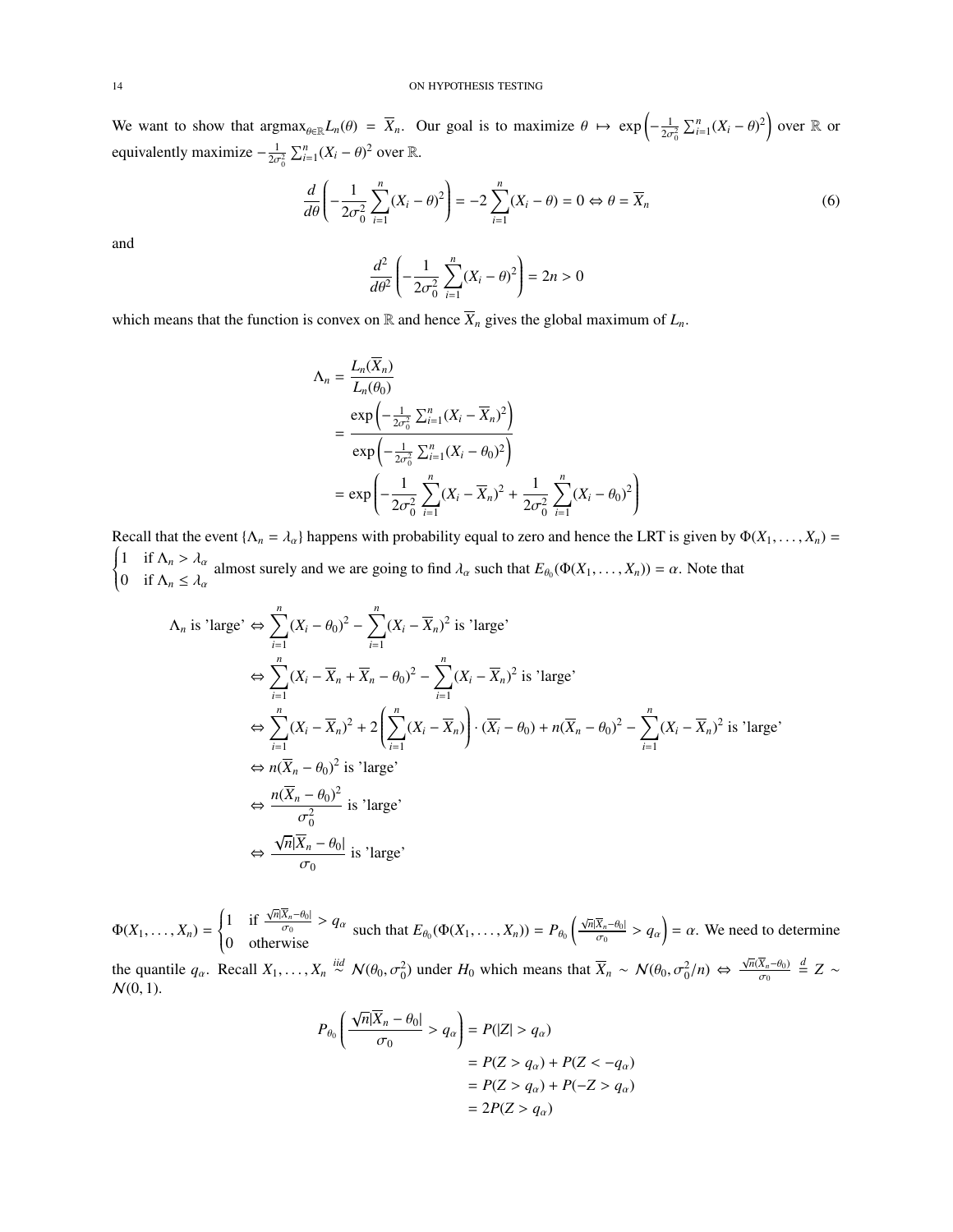We want to show that $\text{argmax}_{\theta \in \mathbb{R}} L_n(\theta) = \overline{X}_n$. Our goal is to maximize $\theta \mapsto \exp\left(-\frac{1}{2\sigma_0^2}\sum_{i=1}^n (X_i - \theta)^2\right)$ over $\mathbb{R}$ or equivalently maximize $-\frac{1}{2\sigma_0^2}\sum_{i=1}^n (X_i - \theta)^2$ over $\mathbb{R}$.

$$\frac{d}{d\theta}\left(-\frac{1}{2\sigma_0^2}\sum_{i=1}^n (X_i - \theta)^2\right) = -2\sum_{i=1}^n (X_i - \theta) = 0 \Leftrightarrow \theta = \overline{X}_n \tag{6}$$

and

$$\frac{d^2}{d\theta^2}\left(-\frac{1}{2\sigma_0^2}\sum_{i=1}^n (X_i - \theta)^2\right) = 2n > 0$$

which means that the function is convex on $\mathbb{R}$ and hence $\overline{X}_n$ gives the global maximum of $L_n$.

$$\begin{aligned}
\Lambda_n &= \frac{L_n(\overline{X}_n)}{L_n(\theta_0)} \\
&= \frac{\exp\left(-\frac{1}{2\sigma_0^2}\sum_{i=1}^n (X_i - \overline{X}_n)^2\right)}{\exp\left(-\frac{1}{2\sigma_0^2}\sum_{i=1}^n (X_i - \theta_0)^2\right)} \\
&= \exp\left(-\frac{1}{2\sigma_0^2}\sum_{i=1}^n (X_i - \overline{X}_n)^2 + \frac{1}{2\sigma_0^2}\sum_{i=1}^n (X_i - \theta_0)^2\right)
\end{aligned}$$

Recall that the event $\{\Lambda_n = \lambda_\alpha\}$ happens with probability equal to zero and hence the LRT is given by $\Phi(X_1, \ldots, X_n) = \begin{cases} 1 & \text{if } \Lambda_n > \lambda_\alpha \\ 0 & \text{if } \Lambda_n \leq \lambda_\alpha \end{cases}$ almost surely and we are going to find $\lambda_\alpha$ such that $E_{\theta_0}(\Phi(X_1, \ldots, X_n)) = \alpha$. Note that

$$\begin{aligned}
\Lambda_n \text{ is 'large'} &\Leftrightarrow \sum_{i=1}^n (X_i - \theta_0)^2 - \sum_{i=1}^n (X_i - \overline{X}_n)^2 \text{ is 'large'} \\
&\Leftrightarrow \sum_{i=1}^n (X_i - \overline{X}_n + \overline{X}_n - \theta_0)^2 - \sum_{i=1}^n (X_i - \overline{X}_n)^2 \text{ is 'large'} \\
&\Leftrightarrow \sum_{i=1}^n (X_i - \overline{X}_n)^2 + 2\left(\sum_{i=1}^n (X_i - \overline{X}_n)\right) \cdot (\overline{X_i} - \theta_0) + n(\overline{X}_n - \theta_0)^2 - \sum_{i=1}^n (X_i - \overline{X}_n)^2 \text{ is 'large'} \\
&\Leftrightarrow n(\overline{X}_n - \theta_0)^2 \text{ is 'large'} \\
&\Leftrightarrow \frac{n(\overline{X}_n - \theta_0)^2}{\sigma_0^2} \text{ is 'large'} \\
&\Leftrightarrow \frac{\sqrt{n}|\overline{X}_n - \theta_0|}{\sigma_0} \text{ is 'large'}
\end{aligned}$$

$\Phi(X_1, \ldots, X_n) = \begin{cases} 1 & \text{if } \frac{\sqrt{n}|\overline{X}_n - \theta_0|}{\sigma_0} > q_\alpha \\ 0 & \text{otherwise} \end{cases}$ such that $E_{\theta_0}(\Phi(X_1, \ldots, X_n)) = P_{\theta_0}\left(\frac{\sqrt{n}|\overline{X}_n - \theta_0|}{\sigma_0} > q_\alpha\right) = \alpha$. We need to determine the quantile $q_\alpha$. Recall $X_1, \ldots, X_n \overset{iid}{\sim} \mathcal{N}(\theta_0, \sigma_0^2)$ under $H_0$ which means that $\overline{X}_n \sim \mathcal{N}(\theta_0, \sigma_0^2/n) \Leftrightarrow \frac{\sqrt{n}(\overline{X}_n - \theta_0)}{\sigma_0} \overset{d}{=} Z \sim \mathcal{N}(0, 1)$.

$$\begin{aligned}
P_{\theta_0}\left(\frac{\sqrt{n}|\overline{X}_n - \theta_0|}{\sigma_0} > q_\alpha\right) &= P(|Z| > q_\alpha) \\
&= P(Z > q_\alpha) + P(Z < -q_\alpha) \\
&= P(Z > q_\alpha) + P(-Z > q_\alpha) \\
&= 2P(Z > q_\alpha)
\end{aligned}$$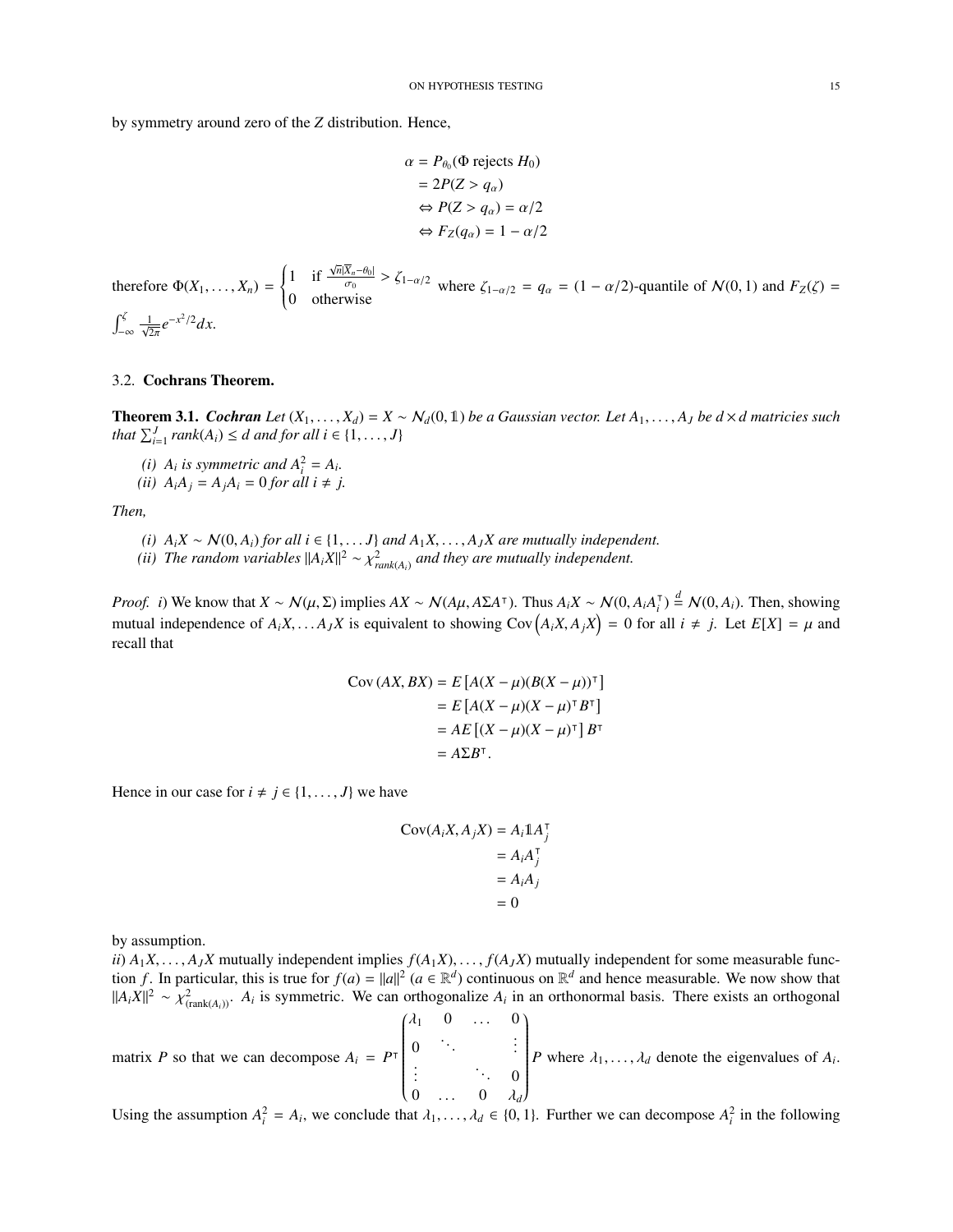by symmetry around zero of the $Z$ distribution. Hence,

$$\begin{aligned}
\alpha &= P_{\theta_0}(\Phi \text{ rejects } H_0) \\
&= 2P(Z > q_\alpha) \\
&\Leftrightarrow P(Z > q_\alpha) = \alpha/2 \\
&\Leftrightarrow F_Z(q_\alpha) = 1 - \alpha/2
\end{aligned}$$

therefore $\Phi(X_1, \dots, X_n) = \begin{cases} 1 & \text{if } \frac{\sqrt{n}|\overline{X}_n - \theta_0|}{\sigma_0} > \zeta_{1-\alpha/2} \\ 0 & \text{otherwise} \end{cases}$ where $\zeta_{1-\alpha/2} = q_\alpha = (1 - \alpha/2)$-quantile of $\mathcal{N}(0, 1)$ and $F_Z(\zeta) = \int_{-\infty}^{\zeta} \frac{1}{\sqrt{2\pi}} e^{-x^2/2} dx$.

### 3.2. **Cochrans Theorem.**

**Theorem 3.1.** ***Cochran*** *Let $(X_1, \dots, X_d) = X \sim \mathcal{N}_d(0, \mathbb{1})$ be a Gaussian vector. Let $A_1, \dots, A_J$ be $d \times d$ matricies such that $\sum_{i=1}^{J} rank(A_i) \leq d$ and for all $i \in \{1, \dots, J\}$*

*(i) $A_i$ is symmetric and $A_i^2 = A_i$.*
*(ii) $A_i A_j = A_j A_i = 0$ for all $i \neq j$.*

*Then,*

*(i) $A_i X \sim \mathcal{N}(0, A_i)$ for all $i \in \{1, \dots J\}$ and $A_1 X, \dots, A_J X$ are mutually independent.*
*(ii) The random variables $\|A_i X\|^2 \sim \chi^2_{rank(A_i)}$ and they are mutually independent.*

*Proof.* $i$) We know that $X \sim \mathcal{N}(\mu, \Sigma)$ implies $AX \sim \mathcal{N}(A\mu, A\Sigma A^\intercal)$. Thus $A_i X \sim \mathcal{N}(0, A_i A_i^\intercal) \stackrel{d}{=} \mathcal{N}(0, A_i)$. Then, showing mutual independence of $A_i X, \dots A_J X$ is equivalent to showing $\text{Cov}\left(A_i X, A_j X\right) = 0$ for all $i \neq j$. Let $E[X] = \mu$ and recall that

$$\begin{aligned}
\text{Cov}\,(AX, BX) &= E\left[A(X-\mu)(B(X-\mu))^\intercal\right] \\
&= E\left[A(X-\mu)(X-\mu)^\intercal B^\intercal\right] \\
&= AE\left[(X-\mu)(X-\mu)^\intercal\right] B^\intercal \\
&= A\Sigma B^\intercal.
\end{aligned}$$

Hence in our case for $i \neq j \in \{1, \dots, J\}$ we have

$$\begin{aligned}
\text{Cov}(A_i X, A_j X) &= A_i \mathbb{1} A_j^\intercal \\
&= A_i A_j^\intercal \\
&= A_i A_j \\
&= 0
\end{aligned}$$

by assumption.
$ii$) $A_1 X, \dots, A_J X$ mutually independent implies $f(A_1 X), \dots, f(A_J X)$ mutually independent for some measurable function $f$. In particular, this is true for $f(a) = \|a\|^2$ ($a \in \mathbb{R}^d$) continuous on $\mathbb{R}^d$ and hence measurable. We now show that $\|A_i X\|^2 \sim \chi^2_{(\text{rank}(A_i))}$. $A_i$ is symmetric. We can orthogonalize $A_i$ in an orthonormal basis. There exists an orthogonal matrix $P$ so that we can decompose $A_i = P^\intercal \begin{pmatrix} \lambda_1 & 0 & \dots & 0 \\ 0 & \ddots & & \vdots \\ \vdots & & \ddots & 0 \\ 0 & \dots & 0 & \lambda_d \end{pmatrix} P$ where $\lambda_1, \dots, \lambda_d$ denote the eigenvalues of $A_i$.
Using the assumption $A_i^2 = A_i$, we conclude that $\lambda_1, \dots, \lambda_d \in \{0, 1\}$. Further we can decompose $A_i^2$ in the following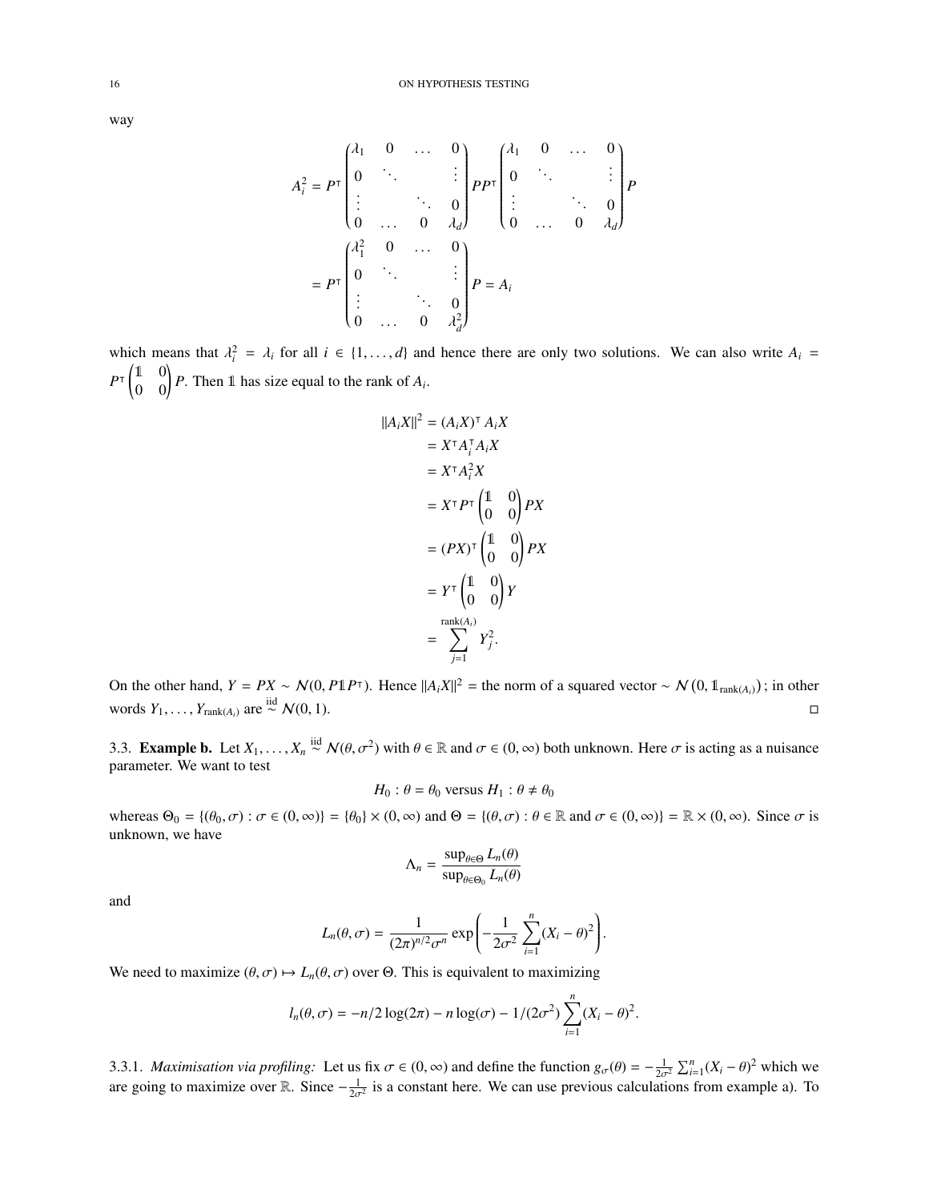way

$$A_i^2 = P^\intercal \begin{pmatrix} \lambda_1 & 0 & \dots & 0 \\ 0 & \ddots & & \vdots \\ \vdots & & \ddots & 0 \\ 0 & \dots & 0 & \lambda_d \end{pmatrix} PP^\intercal \begin{pmatrix} \lambda_1 & 0 & \dots & 0 \\ 0 & \ddots & & \vdots \\ \vdots & & \ddots & 0 \\ 0 & \dots & 0 & \lambda_d \end{pmatrix} P$$

$$= P^\intercal \begin{pmatrix} \lambda_1^2 & 0 & \dots & 0 \\ 0 & \ddots & & \vdots \\ \vdots & & \ddots & 0 \\ 0 & \dots & 0 & \lambda_d^2 \end{pmatrix} P = A_i$$

which means that $\lambda_i^2 = \lambda_i$ for all $i \in \{1, \dots, d\}$ and hence there are only two solutions. We can also write $A_i = P^\intercal \begin{pmatrix} \mathbb{1} & 0 \\ 0 & 0 \end{pmatrix} P$. Then $\mathbb{1}$ has size equal to the rank of $A_i$.

$$\begin{aligned} \|A_i X\|^2 &= (A_i X)^\intercal A_i X \\ &= X^\intercal A_i^\intercal A_i X \\ &= X^\intercal A_i^2 X \\ &= X^\intercal P^\intercal \begin{pmatrix} \mathbb{1} & 0 \\ 0 & 0 \end{pmatrix} PX \\ &= (PX)^\intercal \begin{pmatrix} \mathbb{1} & 0 \\ 0 & 0 \end{pmatrix} PX \\ &= Y^\intercal \begin{pmatrix} \mathbb{1} & 0 \\ 0 & 0 \end{pmatrix} Y \\ &= \sum_{j=1}^{\text{rank}(A_i)} Y_j^2. \end{aligned}$$

On the other hand, $Y = PX \sim \mathcal{N}(0, P\mathbb{1}P^\intercal)$. Hence $\|A_i X\|^2$ = the norm of a squared vector $\sim \mathcal{N}\left(0, \mathbb{1}_{\text{rank}(A_i)}\right)$; in other words $Y_1, \dots, Y_{\text{rank}(A_i)}$ are $\overset{\text{iid}}{\sim} \mathcal{N}(0,1)$. ◻

3.3. **Example b.** Let $X_1, \dots, X_n \overset{\text{iid}}{\sim} \mathcal{N}(\theta, \sigma^2)$ with $\theta \in \mathbb{R}$ and $\sigma \in (0, \infty)$ both unknown. Here $\sigma$ is acting as a nuisance parameter. We want to test

$$H_0 : \theta = \theta_0 \text{ versus } H_1 : \theta \neq \theta_0$$

whereas $\Theta_0 = \{(\theta_0, \sigma) : \sigma \in (0, \infty)\} = \{\theta_0\} \times (0, \infty)$ and $\Theta = \{(\theta, \sigma) : \theta \in \mathbb{R} \text{ and } \sigma \in (0, \infty)\} = \mathbb{R} \times (0, \infty)$. Since $\sigma$ is unknown, we have

$$\Lambda_n = \frac{\sup_{\theta \in \Theta} L_n(\theta)}{\sup_{\theta \in \Theta_0} L_n(\theta)}$$

and

$$L_n(\theta, \sigma) = \frac{1}{(2\pi)^{n/2}\sigma^n} \exp\left(-\frac{1}{2\sigma^2} \sum_{i=1}^n (X_i - \theta)^2\right).$$

We need to maximize $(\theta, \sigma) \mapsto L_n(\theta, \sigma)$ over $\Theta$. This is equivalent to maximizing

$$l_n(\theta, \sigma) = -n/2 \log(2\pi) - n \log(\sigma) - 1/(2\sigma^2) \sum_{i=1}^n (X_i - \theta)^2.$$

3.3.1. *Maximisation via profiling:* Let us fix $\sigma \in (0, \infty)$ and define the function $g_\sigma(\theta) = -\frac{1}{2\sigma^2} \sum_{i=1}^n (X_i - \theta)^2$ which we are going to maximize over $\mathbb{R}$. Since $-\frac{1}{2\sigma^2}$ is a constant here. We can use previous calculations from example a). To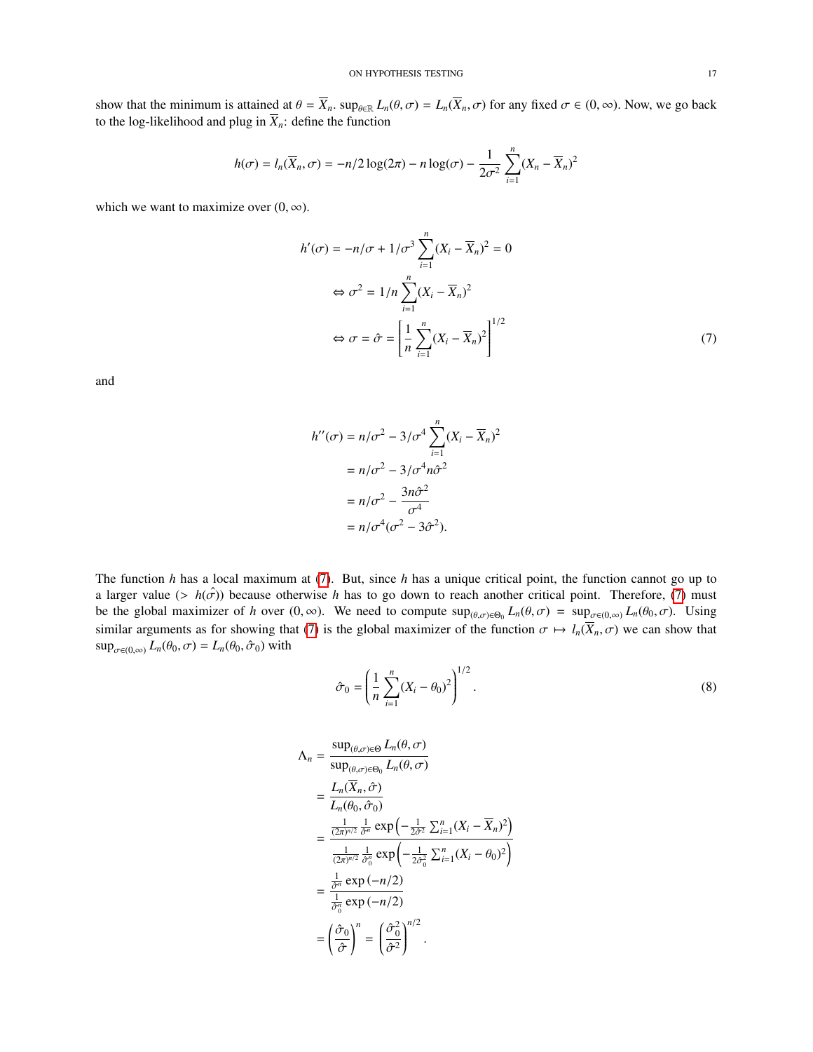show that the minimum is attained at $\theta = \overline{X}_n$. $\sup_{\theta\in\mathbb{R}} L_n(\theta,\sigma) = L_n(\overline{X}_n,\sigma)$ for any fixed $\sigma \in (0,\infty)$. Now, we go back to the log-likelihood and plug in $\overline{X}_n$: define the function

$$h(\sigma) = l_n(\overline{X}_n,\sigma) = -n/2\log(2\pi) - n\log(\sigma) - \frac{1}{2\sigma^2}\sum_{i=1}^{n}(X_n - \overline{X}_n)^2$$

which we want to maximize over $(0,\infty)$.

$$\begin{aligned}
h'(\sigma) &= -n/\sigma + 1/\sigma^3\sum_{i=1}^{n}(X_i - \overline{X}_n)^2 = 0\\
&\Leftrightarrow \sigma^2 = 1/n\sum_{i=1}^{n}(X_i - \overline{X}_n)^2\\
&\Leftrightarrow \sigma = \hat{\sigma} = \left[\frac{1}{n}\sum_{i=1}^{n}(X_i - \overline{X}_n)^2\right]^{1/2}
\end{aligned} \tag{7}$$

and

$$\begin{aligned}
h''(\sigma) &= n/\sigma^2 - 3/\sigma^4\sum_{i=1}^{n}(X_i - \overline{X}_n)^2\\
&= n/\sigma^2 - 3/\sigma^4 n\hat{\sigma}^2\\
&= n/\sigma^2 - \frac{3n\hat{\sigma}^2}{\sigma^4}\\
&= n/\sigma^4(\sigma^2 - 3\hat{\sigma}^2).
\end{aligned}$$

The function $h$ has a local maximum at (7). But, since $h$ has a unique critical point, the function cannot go up to a larger value ($> h(\hat{\sigma})$) because otherwise $h$ has to go down to reach another critical point. Therefore, (7) must be the global maximizer of $h$ over $(0,\infty)$. We need to compute $\sup_{(\theta,\sigma)\in\Theta_0} L_n(\theta,\sigma) = \sup_{\sigma\in(0,\infty)} L_n(\theta_0,\sigma)$. Using similar arguments as for showing that (7) is the global maximizer of the function $\sigma \mapsto l_n(\overline{X}_n,\sigma)$ we can show that $\sup_{\sigma\in(0,\infty)} L_n(\theta_0,\sigma) = L_n(\theta_0,\hat{\sigma}_0)$ with

$$\hat{\sigma}_0 = \left(\frac{1}{n}\sum_{i=1}^{n}(X_i - \theta_0)^2\right)^{1/2}. \tag{8}$$

$$\begin{aligned}
\Lambda_n &= \frac{\sup_{(\theta,\sigma)\in\Theta} L_n(\theta,\sigma)}{\sup_{(\theta,\sigma)\in\Theta_0} L_n(\theta,\sigma)}\\
&= \frac{L_n(\overline{X}_n,\hat{\sigma})}{L_n(\theta_0,\hat{\sigma}_0)}\\
&= \frac{\frac{1}{(2\pi)^{n/2}}\frac{1}{\hat{\sigma}^n}\exp\left(-\frac{1}{2\hat{\sigma}^2}\sum_{i=1}^{n}(X_i - \overline{X}_n)^2\right)}{\frac{1}{(2\pi)^{n/2}}\frac{1}{\hat{\sigma}_0^n}\exp\left(-\frac{1}{2\hat{\sigma}_0^2}\sum_{i=1}^{n}(X_i - \theta_0)^2\right)}\\
&= \frac{\frac{1}{\hat{\sigma}^n}\exp(-n/2)}{\frac{1}{\hat{\sigma}_0^n}\exp(-n/2)}\\
&= \left(\frac{\hat{\sigma}_0}{\hat{\sigma}}\right)^n = \left(\frac{\hat{\sigma}_0^2}{\hat{\sigma}^2}\right)^{n/2}.
\end{aligned}$$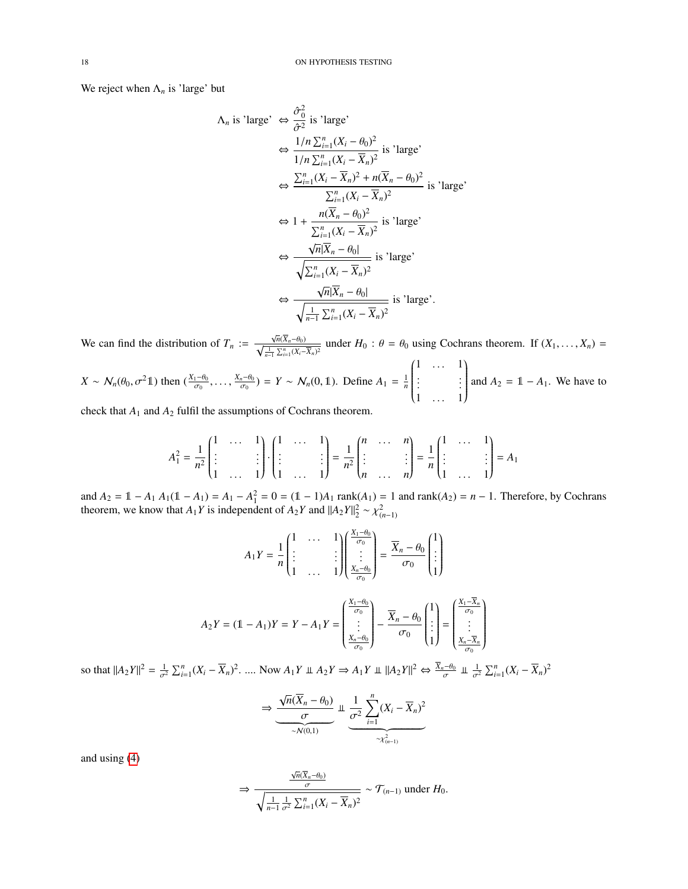We reject when $\Lambda_n$ is 'large' but

$$
\begin{aligned}
\Lambda_n \text{ is 'large'} &\Leftrightarrow \frac{\hat{\sigma}_0^2}{\hat{\sigma}^2} \text{ is 'large'} \\
&\Leftrightarrow \frac{1/n \sum_{i=1}^n (X_i - \theta_0)^2}{1/n \sum_{i=1}^n (X_i - \overline{X}_n)^2} \text{ is 'large'} \\
&\Leftrightarrow \frac{\sum_{i=1}^n (X_i - \overline{X}_n)^2 + n(\overline{X}_n - \theta_0)^2}{\sum_{i=1}^n (X_i - \overline{X}_n)^2} \text{ is 'large'} \\
&\Leftrightarrow 1 + \frac{n(\overline{X}_n - \theta_0)^2}{\sum_{i=1}^n (X_i - \overline{X}_n)^2} \text{ is 'large'} \\
&\Leftrightarrow \frac{\sqrt{n}|\overline{X}_n - \theta_0|}{\sqrt{\sum_{i=1}^n (X_i - \overline{X}_n)^2}} \text{ is 'large'} \\
&\Leftrightarrow \frac{\sqrt{n}|\overline{X}_n - \theta_0|}{\sqrt{\frac{1}{n-1}\sum_{i=1}^n (X_i - \overline{X}_n)^2}} \text{ is 'large'}.
\end{aligned}
$$

We can find the distribution of $T_n := \frac{\sqrt{n}(\overline{X}_n - \theta_0)}{\sqrt{\frac{1}{n-1}\sum_{i=1}^n (X_i - \overline{X}_n)^2}}$ under $H_0 : \theta = \theta_0$ using Cochrans theorem. If $(X_1, \ldots, X_n) = X \sim \mathcal{N}_n(\theta_0, \sigma^2 \mathbb{1})$ then $(\frac{X_1 - \theta_0}{\sigma_0}, \ldots, \frac{X_n - \theta_0}{\sigma_0}) = Y \sim \mathcal{N}_n(0, \mathbb{1})$. Define $A_1 = \frac{1}{n}\begin{pmatrix} 1 & \ldots & 1 \\ \vdots & & \vdots \\ 1 & \ldots & 1 \end{pmatrix}$ and $A_2 = \mathbb{1} - A_1$. We have to check that $A_1$ and $A_2$ fulfil the assumptions of Cochrans theorem.

$$
A_1^2 = \frac{1}{n^2}\begin{pmatrix} 1 & \ldots & 1 \\ \vdots & & \vdots \\ 1 & \ldots & 1 \end{pmatrix} \cdot \begin{pmatrix} 1 & \ldots & 1 \\ \vdots & & \vdots \\ 1 & \ldots & 1 \end{pmatrix} = \frac{1}{n^2}\begin{pmatrix} n & \ldots & n \\ \vdots & & \vdots \\ n & \ldots & n \end{pmatrix} = \frac{1}{n}\begin{pmatrix} 1 & \ldots & 1 \\ \vdots & & \vdots \\ 1 & \ldots & 1 \end{pmatrix} = A_1
$$

and $A_2 = \mathbb{1} - A_1$ $A_1(\mathbb{1} - A_1) = A_1 - A_1^2 = 0 = (\mathbb{1} - 1)A_1$ $\text{rank}(A_1) = 1$ and $\text{rank}(A_2) = n - 1$. Therefore, by Cochrans theorem, we know that $A_1 Y$ is independent of $A_2 Y$ and $\|A_2 Y\|_2^2 \sim \chi^2_{(n-1)}$

$$
A_1 Y = \frac{1}{n}\begin{pmatrix} 1 & \ldots & 1 \\ \vdots & & \vdots \\ 1 & \ldots & 1 \end{pmatrix}\begin{pmatrix} \frac{X_1 - \theta_0}{\sigma_0} \\ \vdots \\ \frac{X_n - \theta_0}{\sigma_0} \end{pmatrix} = \frac{\overline{X}_n - \theta_0}{\sigma_0}\begin{pmatrix} 1 \\ \vdots \\ 1 \end{pmatrix}
$$

$$
A_2 Y = (\mathbb{1} - A_1)Y = Y - A_1 Y = \begin{pmatrix} \frac{X_1 - \theta_0}{\sigma_0} \\ \vdots \\ \frac{X_n - \theta_0}{\sigma_0} \end{pmatrix} - \frac{\overline{X}_n - \theta_0}{\sigma_0}\begin{pmatrix} 1 \\ \vdots \\ 1 \end{pmatrix} = \begin{pmatrix} \frac{X_1 - \overline{X}_n}{\sigma_0} \\ \vdots \\ \frac{X_n - \overline{X}_n}{\sigma_0} \end{pmatrix}
$$

so that $\|A_2 Y\|^2 = \frac{1}{\sigma^2}\sum_{i=1}^n (X_i - \overline{X}_n)^2$. .... Now $A_1 Y \perp\!\!\!\perp A_2 Y \Rightarrow A_1 Y \perp\!\!\!\perp \|A_2 Y\|^2 \Leftrightarrow \frac{\overline{X}_n - \theta_0}{\sigma} \perp\!\!\!\perp \frac{1}{\sigma^2}\sum_{i=1}^n (X_i - \overline{X}_n)^2$

$$
\Rightarrow \underbrace{\frac{\sqrt{n}(\overline{X}_n - \theta_0)}{\sigma}}_{\sim \mathcal{N}(0,1)} \perp\!\!\!\perp \underbrace{\frac{1}{\sigma^2}\sum_{i=1}^n (X_i - \overline{X}_n)^2}_{\sim \chi^2_{(n-1)}}
$$

and using (4)

$$
\Rightarrow \frac{\frac{\sqrt{n}(\overline{X}_n - \theta_0)}{\sigma}}{\sqrt{\frac{1}{n-1}\frac{1}{\sigma^2}\sum_{i=1}^n (X_i - \overline{X}_n)^2}} \sim \mathcal{T}_{(n-1)} \text{ under } H_0.
$$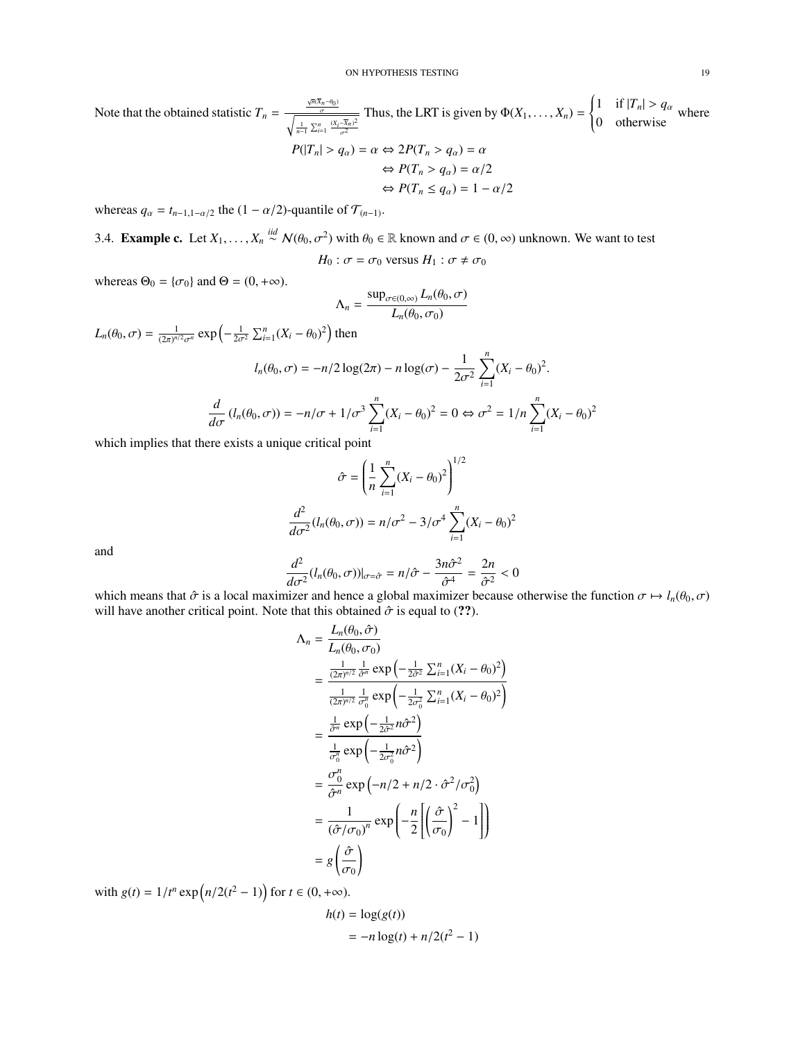Note that the obtained statistic $T_n = \frac{\frac{\sqrt{n}(\overline{X}_n - \theta_0)}{\sigma}}{\sqrt{\frac{1}{n-1}\sum_{i=1}^n \frac{(X_i - \overline{X}_n)^2}{\sigma^2}}}$ Thus, the LRT is given by $\Phi(X_1, \ldots, X_n) = \begin{cases} 1 & \text{if } |T_n| > q_\alpha \\ 0 & \text{otherwise} \end{cases}$ where

$$
\begin{aligned}
P(|T_n| > q_\alpha) = \alpha &\Leftrightarrow 2P(T_n > q_\alpha) = \alpha \\
&\Leftrightarrow P(T_n > q_\alpha) = \alpha/2 \\
&\Leftrightarrow P(T_n \leq q_\alpha) = 1 - \alpha/2
\end{aligned}
$$

whereas $q_\alpha = t_{n-1,1-\alpha/2}$ the $(1-\alpha/2)$-quantile of $\mathcal{T}_{(n-1)}$.

3.4. **Example c.** Let $X_1, \ldots, X_n \overset{iid}{\sim} \mathcal{N}(\theta_0, \sigma^2)$ with $\theta_0 \in \mathbb{R}$ known and $\sigma \in (0, \infty)$ unknown. We want to test

$$
H_0 : \sigma = \sigma_0 \text{ versus } H_1 : \sigma \neq \sigma_0
$$

whereas $\Theta_0 = \{\sigma_0\}$ and $\Theta = (0, +\infty)$.

$$
\Lambda_n = \frac{\sup_{\sigma \in (0,\infty)} L_n(\theta_0, \sigma)}{L_n(\theta_0, \sigma_0)}
$$

$L_n(\theta_0, \sigma) = \frac{1}{(2\pi)^{n/2}\sigma^n} \exp\left(-\frac{1}{2\sigma^2}\sum_{i=1}^n (X_i - \theta_0)^2\right)$ then

$$
l_n(\theta_0, \sigma) = -n/2 \log(2\pi) - n\log(\sigma) - \frac{1}{2\sigma^2}\sum_{i=1}^n (X_i - \theta_0)^2.
$$

$$
\frac{d}{d\sigma}\left(l_n(\theta_0, \sigma)\right) = -n/\sigma + 1/\sigma^3 \sum_{i=1}^n (X_i - \theta_0)^2 = 0 \Leftrightarrow \sigma^2 = 1/n \sum_{i=1}^n (X_i - \theta_0)^2
$$

which implies that there exists a unique critical point

$$
\hat{\sigma} = \left(\frac{1}{n}\sum_{i=1}^n (X_i - \theta_0)^2\right)^{1/2}
$$

$$
\frac{d^2}{d\sigma^2}(l_n(\theta_0, \sigma)) = n/\sigma^2 - 3/\sigma^4 \sum_{i=1}^n (X_i - \theta_0)^2
$$

and

$$
\frac{d^2}{d\sigma^2}(l_n(\theta_0, \sigma))|_{\sigma = \hat{\sigma}} = n/\hat{\sigma} - \frac{3n\hat{\sigma}^2}{\hat{\sigma}^4} = \frac{2n}{\hat{\sigma}^2} < 0
$$

which means that $\hat{\sigma}$ is a local maximizer and hence a global maximizer because otherwise the function $\sigma \mapsto l_n(\theta_0, \sigma)$ will have another critical point. Note that this obtained $\hat{\sigma}$ is equal to (**??**).

$$
\begin{aligned}
\Lambda_n &= \frac{L_n(\theta_0, \hat{\sigma})}{L_n(\theta_0, \sigma_0)} \\
&= \frac{\frac{1}{(2\pi)^{n/2}} \frac{1}{\hat{\sigma}^n} \exp\left(-\frac{1}{2\hat{\sigma}^2}\sum_{i=1}^n (X_i - \theta_0)^2\right)}{\frac{1}{(2\pi)^{n/2}} \frac{1}{\sigma_0^n} \exp\left(-\frac{1}{2\sigma_0^2}\sum_{i=1}^n (X_i - \theta_0)^2\right)} \\
&= \frac{\frac{1}{\hat{\sigma}^n} \exp\left(-\frac{1}{2\hat{\sigma}^2} n\hat{\sigma}^2\right)}{\frac{1}{\sigma_0^n} \exp\left(-\frac{1}{2\sigma_0^2} n\hat{\sigma}^2\right)} \\
&= \frac{\sigma_0^n}{\hat{\sigma}^n} \exp\left(-n/2 + n/2 \cdot \hat{\sigma}^2/\sigma_0^2\right) \\
&= \frac{1}{(\hat{\sigma}/\sigma_0)^n} \exp\left(-\frac{n}{2}\left[\left(\frac{\hat{\sigma}}{\sigma_0}\right)^2 - 1\right]\right) \\
&= g\left(\frac{\hat{\sigma}}{\sigma_0}\right)
\end{aligned}
$$

with $g(t) = 1/t^n \exp\left(n/2(t^2 - 1)\right)$ for $t \in (0, +\infty)$.

$$
\begin{aligned}
h(t) &= \log(g(t)) \\
&= -n\log(t) + n/2(t^2 - 1)
\end{aligned}
$$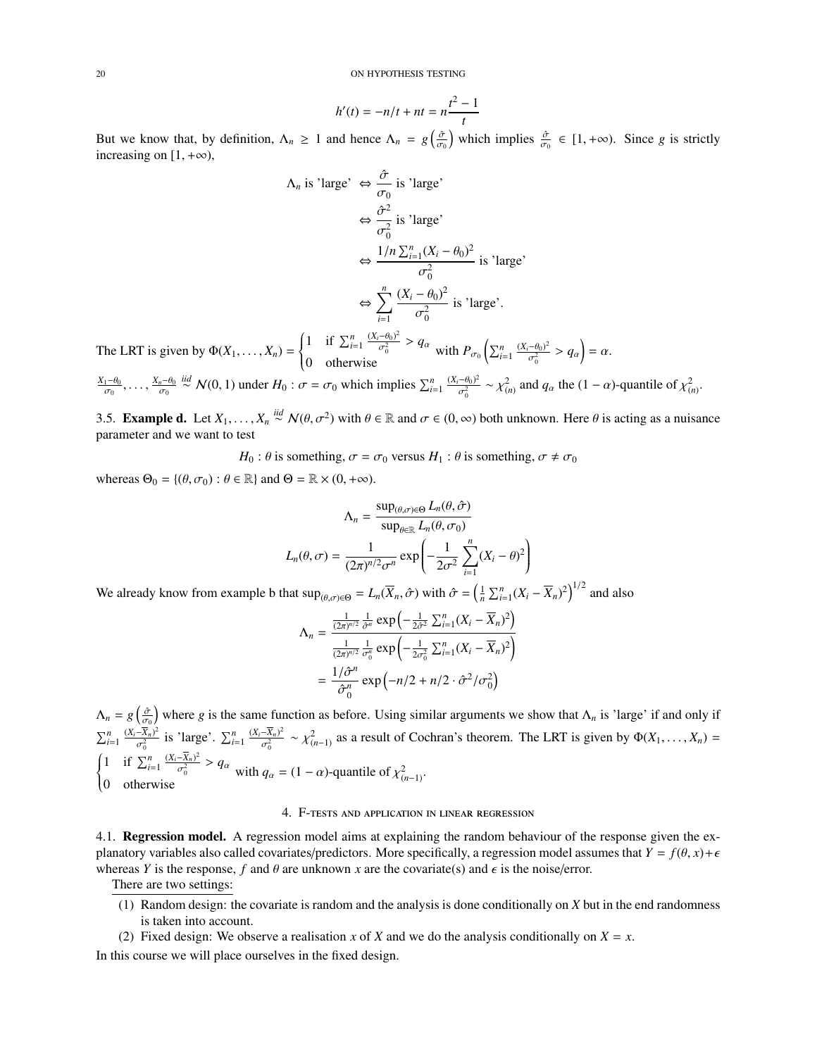$$h'(t) = -n/t + nt = n\frac{t^2 - 1}{t}$$

But we know that, by definition, $\Lambda_n \geq 1$ and hence $\Lambda_n = g\left(\frac{\hat{\sigma}}{\sigma_0}\right)$ which implies $\frac{\hat{\sigma}}{\sigma_0} \in [1, +\infty)$. Since $g$ is strictly increasing on $[1, +\infty)$,

$$\begin{aligned}
\Lambda_n \text{ is 'large' } &\Leftrightarrow \frac{\hat{\sigma}}{\sigma_0} \text{ is 'large'} \\
&\Leftrightarrow \frac{\hat{\sigma}^2}{\sigma_0^2} \text{ is 'large'} \\
&\Leftrightarrow \frac{1/n \sum_{i=1}^n (X_i - \theta_0)^2}{\sigma_0^2} \text{ is 'large'} \\
&\Leftrightarrow \sum_{i=1}^n \frac{(X_i - \theta_0)^2}{\sigma_0^2} \text{ is 'large'}.
\end{aligned}$$

The LRT is given by $\Phi(X_1, \ldots, X_n) = \begin{cases} 1 & \text{if } \sum_{i=1}^n \frac{(X_i-\theta_0)^2}{\sigma_0^2} > q_\alpha \\ 0 & \text{otherwise} \end{cases}$ with $P_{\sigma_0}\left(\sum_{i=1}^n \frac{(X_i-\theta_0)^2}{\sigma_0^2} > q_\alpha\right) = \alpha$.

$\frac{X_1-\theta_0}{\sigma_0}, \ldots, \frac{X_n-\theta_0}{\sigma_0} \overset{iid}{\sim} \mathcal{N}(0,1)$ under $H_0 : \sigma = \sigma_0$ which implies $\sum_{i=1}^n \frac{(X_i-\theta_0)^2}{\sigma_0^2} \sim \chi^2_{(n)}$ and $q_\alpha$ the $(1-\alpha)$-quantile of $\chi^2_{(n)}$.

3.5. **Example d.** Let $X_1, \ldots, X_n \overset{iid}{\sim} \mathcal{N}(\theta, \sigma^2)$ with $\theta \in \mathbb{R}$ and $\sigma \in (0, \infty)$ both unknown. Here $\theta$ is acting as a nuisance parameter and we want to test

$$H_0 : \theta \text{ is something}, \sigma = \sigma_0 \text{ versus } H_1 : \theta \text{ is something}, \sigma \neq \sigma_0$$

whereas $\Theta_0 = \{(\theta, \sigma_0) : \theta \in \mathbb{R}\}$ and $\Theta = \mathbb{R} \times (0, +\infty)$.

$$\Lambda_n = \frac{\sup_{(\theta,\sigma)\in\Theta} L_n(\theta, \hat{\sigma})}{\sup_{\theta\in\mathbb{R}} L_n(\theta, \sigma_0)}$$

$$L_n(\theta, \sigma) = \frac{1}{(2\pi)^{n/2}\sigma^n} \exp\left(-\frac{1}{2\sigma^2}\sum_{i=1}^n (X_i - \theta)^2\right)$$

We already know from example b that $\sup_{(\theta,\sigma)\in\Theta} = L_n(\overline{X}_n, \hat{\sigma})$ with $\hat{\sigma} = \left(\frac{1}{n}\sum_{i=1}^n (X_i - \overline{X}_n)^2\right)^{1/2}$ and also

$$\begin{aligned}
\Lambda_n &= \frac{\frac{1}{(2\pi)^{n/2}} \frac{1}{\hat{\sigma}^n} \exp\left(-\frac{1}{2\hat{\sigma}^2}\sum_{i=1}^n (X_i - \overline{X}_n)^2\right)}{\frac{1}{(2\pi)^{n/2}} \frac{1}{\sigma_0^n} \exp\left(-\frac{1}{2\sigma_0^2}\sum_{i=1}^n (X_i - \overline{X}_n)^2\right)} \\
&= \frac{1/\hat{\sigma}^n}{\hat{\sigma}_0^n} \exp\left(-n/2 + n/2 \cdot \hat{\sigma}^2/\sigma_0^2\right)
\end{aligned}$$

$\Lambda_n = g\left(\frac{\hat{\sigma}}{\sigma_0}\right)$ where $g$ is the same function as before. Using similar arguments we show that $\Lambda_n$ is 'large' if and only if $\sum_{i=1}^n \frac{(X_i-\overline{X}_n)^2}{\sigma_0^2}$ is 'large'. $\sum_{i=1}^n \frac{(X_i-\overline{X}_n)^2}{\sigma_0^2} \sim \chi^2_{(n-1)}$ as a result of Cochran's theorem. The LRT is given by $\Phi(X_1, \ldots, X_n) = \begin{cases} 1 & \text{if } \sum_{i=1}^n \frac{(X_i-\overline{X}_n)^2}{\sigma_0^2} > q_\alpha \\ 0 & \text{otherwise} \end{cases}$ with $q_\alpha = (1-\alpha)$-quantile of $\chi^2_{(n-1)}$.

## 4. F-tests and application in linear regression

4.1. **Regression model.** A regression model aims at explaining the random behaviour of the response given the explanatory variables also called covariates/predictors. More specifically, a regression model assumes that $Y = f(\theta, x) + \epsilon$ whereas $Y$ is the response, $f$ and $\theta$ are unknown $x$ are the covariate(s) and $\epsilon$ is the noise/error.

There are two settings:

(1) Random design: the covariate is random and the analysis is done conditionally on $X$ but in the end randomness is taken into account.
(2) Fixed design: We observe a realisation $x$ of $X$ and we do the analysis conditionally on $X = x$.

In this course we will place ourselves in the fixed design.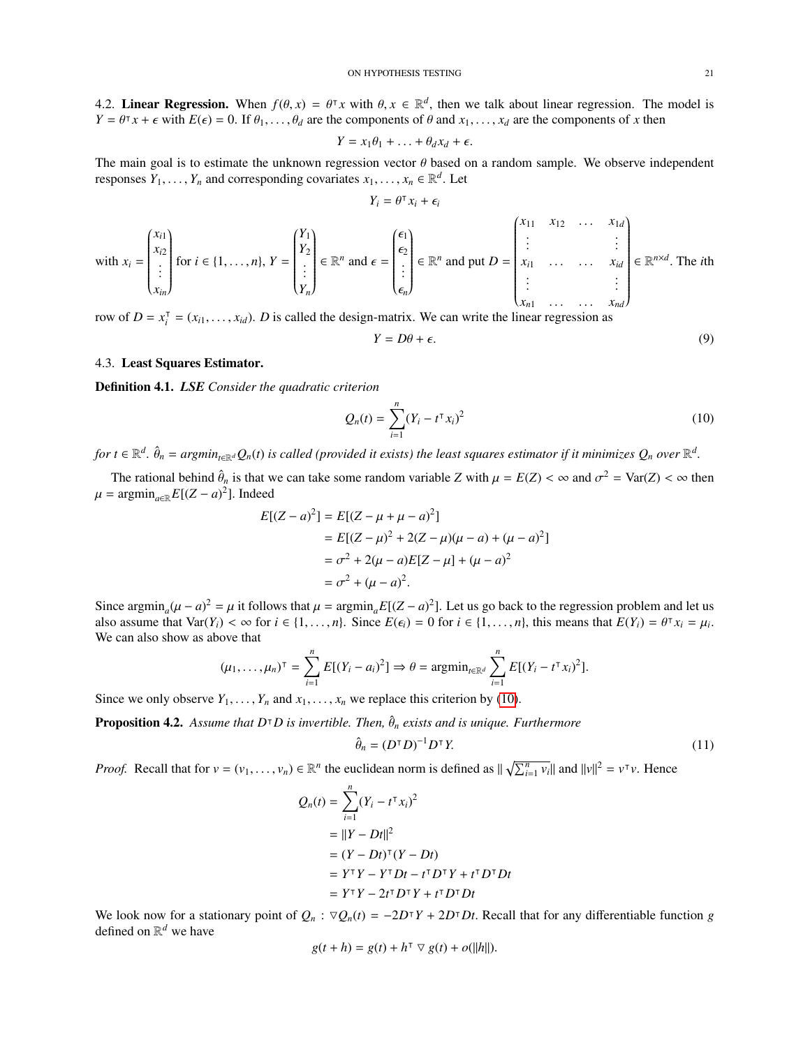4.2. **Linear Regression.** When $f(\theta, x) = \theta^\intercal x$ with $\theta, x \in \mathbb{R}^d$, then we talk about linear regression. The model is $Y = \theta^\intercal x + \epsilon$ with $E(\epsilon) = 0$. If $\theta_1, \ldots, \theta_d$ are the components of $\theta$ and $x_1, \ldots, x_d$ are the components of $x$ then

$$Y = x_1\theta_1 + \ldots + \theta_d x_d + \epsilon.$$

The main goal is to estimate the unknown regression vector $\theta$ based on a random sample. We observe independent responses $Y_1, \ldots, Y_n$ and corresponding covariates $x_1, \ldots, x_n \in \mathbb{R}^d$. Let

$$Y_i = \theta^\intercal x_i + \epsilon_i$$

with $x_i = \begin{pmatrix} x_{i1} \\ x_{i2} \\ \vdots \\ x_{in} \end{pmatrix}$ for $i \in \{1, \ldots, n\}$, $Y = \begin{pmatrix} Y_1 \\ Y_2 \\ \vdots \\ Y_n \end{pmatrix} \in \mathbb{R}^n$ and $\epsilon = \begin{pmatrix} \epsilon_1 \\ \epsilon_2 \\ \vdots \\ \epsilon_n \end{pmatrix} \in \mathbb{R}^n$ and put $D = \begin{pmatrix} x_{11} & x_{12} & \ldots & x_{1d} \\ \vdots & & & \vdots \\ x_{i1} & \ldots & \ldots & x_{id} \\ \vdots & & & \vdots \\ x_{n1} & \ldots & \ldots & x_{nd} \end{pmatrix} \in \mathbb{R}^{n \times d}$. The $i$th row of $D = x_i^\intercal = (x_{i1}, \ldots, x_{id})$. $D$ is called the design-matrix. We can write the linear regression as

$$Y = D\theta + \epsilon. \tag{9}$$

4.3. **Least Squares Estimator.**

**Definition 4.1.** *LSE Consider the quadratic criterion*

$$Q_n(t) = \sum_{i=1}^{n} (Y_i - t^\intercal x_i)^2 \tag{10}$$

*for $t \in \mathbb{R}^d$. $\hat{\theta}_n = argmin_{t \in \mathbb{R}^d} Q_n(t)$ is called (provided it exists) the least squares estimator if it minimizes $Q_n$ over $\mathbb{R}^d$.*

The rational behind $\hat{\theta}_n$ is that we can take some random variable $Z$ with $\mu = E(Z) < \infty$ and $\sigma^2 = \text{Var}(Z) < \infty$ then $\mu = \text{argmin}_{a \in \mathbb{R}} E[(Z - a)^2]$. Indeed

$$\begin{aligned}
E[(Z - a)^2] &= E[(Z - \mu + \mu - a)^2] \\
&= E[(Z - \mu)^2 + 2(Z - \mu)(\mu - a) + (\mu - a)^2] \\
&= \sigma^2 + 2(\mu - a)E[Z - \mu] + (\mu - a)^2 \\
&= \sigma^2 + (\mu - a)^2.
\end{aligned}$$

Since $\text{argmin}_a (\mu - a)^2 = \mu$ it follows that $\mu = \text{argmin}_a E[(Z - a)^2]$. Let us go back to the regression problem and let us also assume that $\text{Var}(Y_i) < \infty$ for $i \in \{1, \ldots, n\}$. Since $E(\epsilon_i) = 0$ for $i \in \{1, \ldots, n\}$, this means that $E(Y_i) = \theta^\intercal x_i = \mu_i$. We can also show as above that

$$(\mu_1, \ldots, \mu_n)^\intercal = \sum_{i=1}^{n} E[(Y_i - a_i)^2] \Rightarrow \theta = \text{argmin}_{t \in \mathbb{R}^d} \sum_{i=1}^{n} E[(Y_i - t^\intercal x_i)^2].$$

Since we only observe $Y_1, \ldots, Y_n$ and $x_1, \ldots, x_n$ we replace this criterion by (10).

**Proposition 4.2.** *Assume that $D^\intercal D$ is invertible. Then, $\hat{\theta}_n$ exists and is unique. Furthermore*

$$\hat{\theta}_n = (D^\intercal D)^{-1} D^\intercal Y. \tag{11}$$

*Proof.* Recall that for $v = (v_1, \ldots, v_n) \in \mathbb{R}^n$ the euclidean norm is defined as $\| \sqrt{\sum_{i=1}^{n} v_i} \|$ and $\|v\|^2 = v^\intercal v$. Hence

$$\begin{aligned}
Q_n(t) &= \sum_{i=1}^{n} (Y_i - t^\intercal x_i)^2 \\
&= \|Y - Dt\|^2 \\
&= (Y - Dt)^\intercal (Y - Dt) \\
&= Y^\intercal Y - Y^\intercal Dt - t^\intercal D^\intercal Y + t^\intercal D^\intercal Dt \\
&= Y^\intercal Y - 2t^\intercal D^\intercal Y + t^\intercal D^\intercal Dt
\end{aligned}$$

We look now for a stationary point of $Q_n$ : $\nabla Q_n(t) = -2D^\intercal Y + 2D^\intercal Dt$. Recall that for any differentiable function $g$ defined on $\mathbb{R}^d$ we have

$$g(t + h) = g(t) + h^\intercal \nabla g(t) + o(\|h\|).$$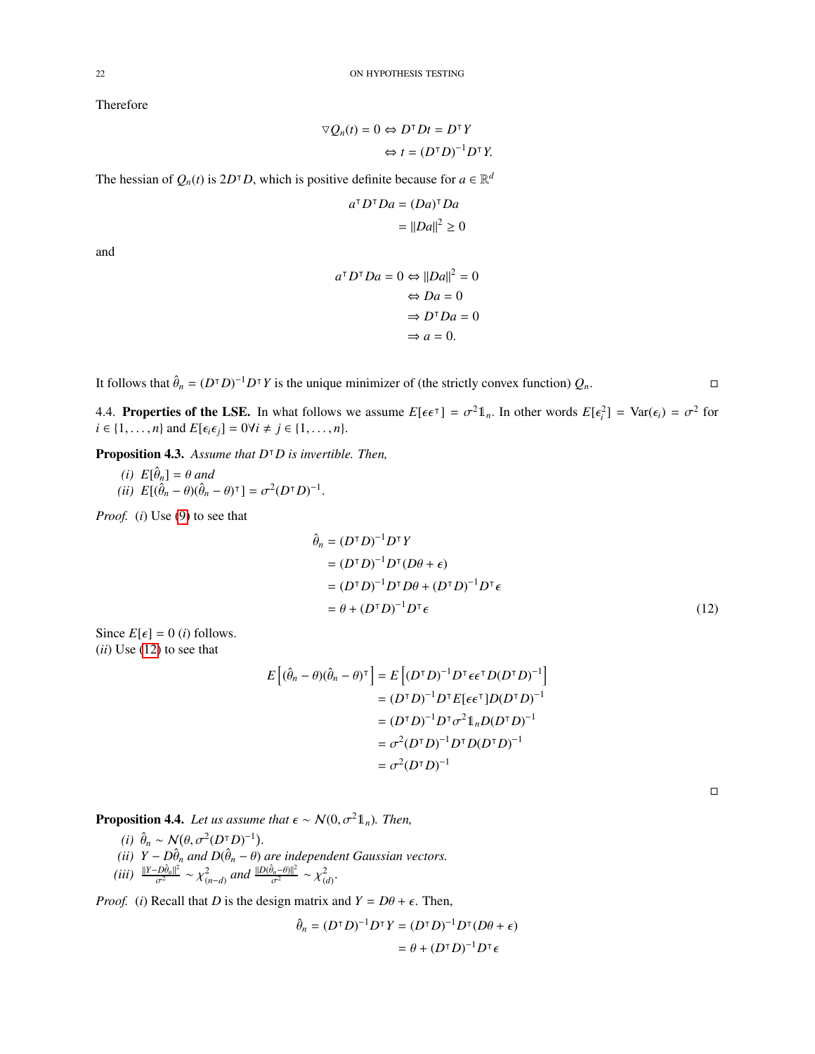Therefore

$$\nabla Q_n(t) = 0 \Leftrightarrow D^\intercal D t = D^\intercal Y$$
$$\Leftrightarrow t = (D^\intercal D)^{-1} D^\intercal Y.$$

The hessian of $Q_n(t)$ is $2D^\intercal D$, which is positive definite because for $a \in \mathbb{R}^d$

$$a^\intercal D^\intercal D a = (Da)^\intercal Da$$
$$= \|Da\|^2 \geq 0$$

and

$$a^\intercal D^\intercal D a = 0 \Leftrightarrow \|Da\|^2 = 0$$
$$\Leftrightarrow Da = 0$$
$$\Rightarrow D^\intercal D a = 0$$
$$\Rightarrow a = 0.$$

It follows that $\hat{\theta}_n = (D^\intercal D)^{-1} D^\intercal Y$ is the unique minimizer of (the strictly convex function) $Q_n$. □

4.4. **Properties of the LSE.** In what follows we assume $E[\epsilon\epsilon^\intercal] = \sigma^2 \mathbb{1}_n$. In other words $E[\epsilon_i^2] = \text{Var}(\epsilon_i) = \sigma^2$ for $i \in \{1, \ldots, n\}$ and $E[\epsilon_i \epsilon_j] = 0 \forall i \neq j \in \{1, \ldots, n\}$.

**Proposition 4.3.** *Assume that $D^\intercal D$ is invertible. Then,*

*(i) $E[\hat{\theta}_n] = \theta$ and*
*(ii) $E[(\hat{\theta}_n - \theta)(\hat{\theta}_n - \theta)^\intercal] = \sigma^2 (D^\intercal D)^{-1}$.*

*Proof.* $(i)$ Use (9) to see that

$$\begin{aligned}
\hat{\theta}_n &= (D^\intercal D)^{-1} D^\intercal Y \\
&= (D^\intercal D)^{-1} D^\intercal (D\theta + \epsilon) \\
&= (D^\intercal D)^{-1} D^\intercal D \theta + (D^\intercal D)^{-1} D^\intercal \epsilon \\
&= \theta + (D^\intercal D)^{-1} D^\intercal \epsilon \qquad (12)
\end{aligned}$$

Since $E[\epsilon] = 0$ $(i)$ follows.
$(ii)$ Use (12) to see that

$$\begin{aligned}
E\left[(\hat{\theta}_n - \theta)(\hat{\theta}_n - \theta)^\intercal\right] &= E\left[(D^\intercal D)^{-1} D^\intercal \epsilon \epsilon^\intercal D (D^\intercal D)^{-1}\right] \\
&= (D^\intercal D)^{-1} D^\intercal E[\epsilon\epsilon^\intercal] D (D^\intercal D)^{-1} \\
&= (D^\intercal D)^{-1} D^\intercal \sigma^2 \mathbb{1}_n D (D^\intercal D)^{-1} \\
&= \sigma^2 (D^\intercal D)^{-1} D^\intercal D (D^\intercal D)^{-1} \\
&= \sigma^2 (D^\intercal D)^{-1}
\end{aligned}$$

□

**Proposition 4.4.** *Let us assume that $\epsilon \sim \mathcal{N}(0, \sigma^2 \mathbb{1}_n)$. Then,*

*(i) $\hat{\theta}_n \sim \mathcal{N}(\theta, \sigma^2 (D^\intercal D)^{-1})$.*
*(ii) $Y - D\hat{\theta}_n$ and $D(\hat{\theta}_n - \theta)$ are independent Gaussian vectors.*
*(iii) $\frac{\|Y - D\hat{\theta}_n\|^2}{\sigma^2} \sim \chi^2_{(n-d)}$ and $\frac{\|D(\hat{\theta}_n - \theta)\|^2}{\sigma^2} \sim \chi^2_{(d)}$.*

*Proof.* $(i)$ Recall that $D$ is the design matrix and $Y = D\theta + \epsilon$. Then,

$$\hat{\theta}_n = (D^\intercal D)^{-1} D^\intercal Y = (D^\intercal D)^{-1} D^\intercal (D\theta + \epsilon)$$
$$= \theta + (D^\intercal D)^{-1} D^\intercal \epsilon$$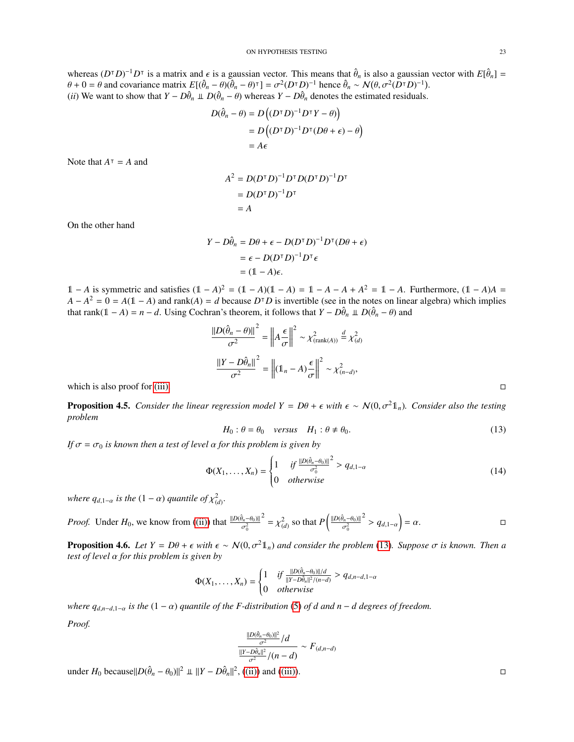whereas $(D^\intercal D)^{-1}D^\intercal$ is a matrix and $\epsilon$ is a gaussian vector. This means that $\hat{\theta}_n$ is also a gaussian vector with $E[\hat{\theta}_n] = \theta + 0 = \theta$ and covariance matrix $E[(\hat{\theta}_n - \theta)(\hat{\theta}_n - \theta)^\intercal] = \sigma^2(D^\intercal D)^{-1}$ hence $\hat{\theta}_n \sim \mathcal{N}(\theta, \sigma^2(D^\intercal D)^{-1})$.
$(ii)$ We want to show that $Y - D\hat{\theta}_n \perp\!\!\!\perp D(\hat{\theta}_n - \theta)$ whereas $Y - D\hat{\theta}_n$ denotes the estimated residuals.

$$
\begin{aligned}
D(\hat{\theta}_n - \theta) &= D\Big((D^\intercal D)^{-1}D^\intercal Y - \theta\Big) \\
&= D\Big((D^\intercal D)^{-1}D^\intercal(D\theta + \epsilon) - \theta\Big) \\
&= A\epsilon
\end{aligned}
$$

Note that $A^\intercal = A$ and

$$
\begin{aligned}
A^2 &= D(D^\intercal D)^{-1}D^\intercal D(D^\intercal D)^{-1}D^\intercal \\
&= D(D^\intercal D)^{-1}D^\intercal \\
&= A
\end{aligned}
$$

On the other hand

$$
\begin{aligned}
Y - D\hat{\theta}_n &= D\theta + \epsilon - D(D^\intercal D)^{-1}D^\intercal(D\theta + \epsilon) \\
&= \epsilon - D(D^\intercal D)^{-1}D^\intercal\epsilon \\
&= (\mathbb{1} - A)\epsilon.
\end{aligned}
$$

$\mathbb{1} - A$ is symmetric and satisfies $(\mathbb{1} - A)^2 = (\mathbb{1} - A)(\mathbb{1} - A) = \mathbb{1} - A - A + A^2 = \mathbb{1} - A$. Furthermore, $(\mathbb{1} - A)A = A - A^2 = 0 = A(\mathbb{1} - A)$ and $\text{rank}(A) = d$ because $D^\intercal D$ is invertible (see in the notes on linear algebra) which implies that $\text{rank}(\mathbb{1} - A) = n - d$. Using Cochran's theorem, it follows that $Y - D\hat{\theta}_n \perp\!\!\!\perp D(\hat{\theta}_n - \theta)$ and

$$
\frac{\left\|D(\hat{\theta}_n - \theta)\right\|^2}{\sigma^2} = \left\|A\frac{\epsilon}{\sigma}\right\|^2 \sim \chi^2_{(\text{rank}(A))} \overset{d}{=} \chi^2_{(d)}
$$

$$
\frac{\left\|Y - D\hat{\theta}_n\right\|^2}{\sigma^2} = \left\|(\mathbb{1}_n - A)\frac{\epsilon}{\sigma}\right\|^2 \sim \chi^2_{(n-d)},
$$

which is also proof for (iii). ∎

**Proposition 4.5.** *Consider the linear regression model $Y = D\theta + \epsilon$ with $\epsilon \sim \mathcal{N}(0, \sigma^2\mathbb{1}_n)$. Consider also the testing problem*

$$
H_0 : \theta = \theta_0 \quad \textit{versus} \quad H_1 : \theta \neq \theta_0. \tag{13}
$$

*If $\sigma = \sigma_0$ is known then a test of level $\alpha$ for this problem is given by*

$$
\Phi(X_1, \ldots, X_n) = \begin{cases} 1 & \textit{if } \frac{\left\|D(\hat{\theta}_n - \theta_0)\right\|^2}{\sigma_0^2} > q_{d,1-\alpha} \\ 0 & \textit{otherwise} \end{cases} \tag{14}
$$

*where $q_{d,1-\alpha}$ is the $(1 - \alpha)$ quantile of $\chi^2_{(d)}$.*

*Proof.* Under $H_0$, we know from (ii) that $\frac{\left\|D(\hat{\theta}_n - \theta_0)\right\|^2}{\sigma_0^2} = \chi^2_{(d)}$ so that $P\left(\frac{\left\|D(\hat{\theta}_n - \theta_0)\right\|^2}{\sigma_0^2} > q_{d,1-\alpha}\right) = \alpha$. ∎

**Proposition 4.6.** *Let $Y = D\theta + \epsilon$ with $\epsilon \sim \mathcal{N}(0, \sigma^2\mathbb{1}_n)$ and consider the problem (13). Suppose $\sigma$ is known. Then a test of level $\alpha$ for this problem is given by*

$$
\Phi(X_1, \ldots, X_n) = \begin{cases} 1 & \textit{if } \frac{\|D(\hat{\theta}_n - \theta_0)\|/d}{\|Y - D\hat{\theta}_n\|^2/(n-d)} > q_{d,n-d,1-\alpha} \\ 0 & \textit{otherwise} \end{cases}
$$

*where $q_{d,n-d,1-\alpha}$ is the $(1 - \alpha)$ quantile of the F-distribution (5) of $d$ and $n - d$ degrees of freedom.*

*Proof.*

$$
\frac{\frac{\|D(\hat{\theta}_n - \theta_0)\|^2}{\sigma^2}/d}{\frac{\|Y - D\hat{\theta}_n\|^2}{\sigma^2}/(n-d)} \sim F_{(d,n-d)}
$$

under $H_0$ because $\|D(\hat{\theta}_n - \theta_0)\|^2 \perp\!\!\!\perp \|Y - D\hat{\theta}_n\|^2$, (ii) and (iii). ∎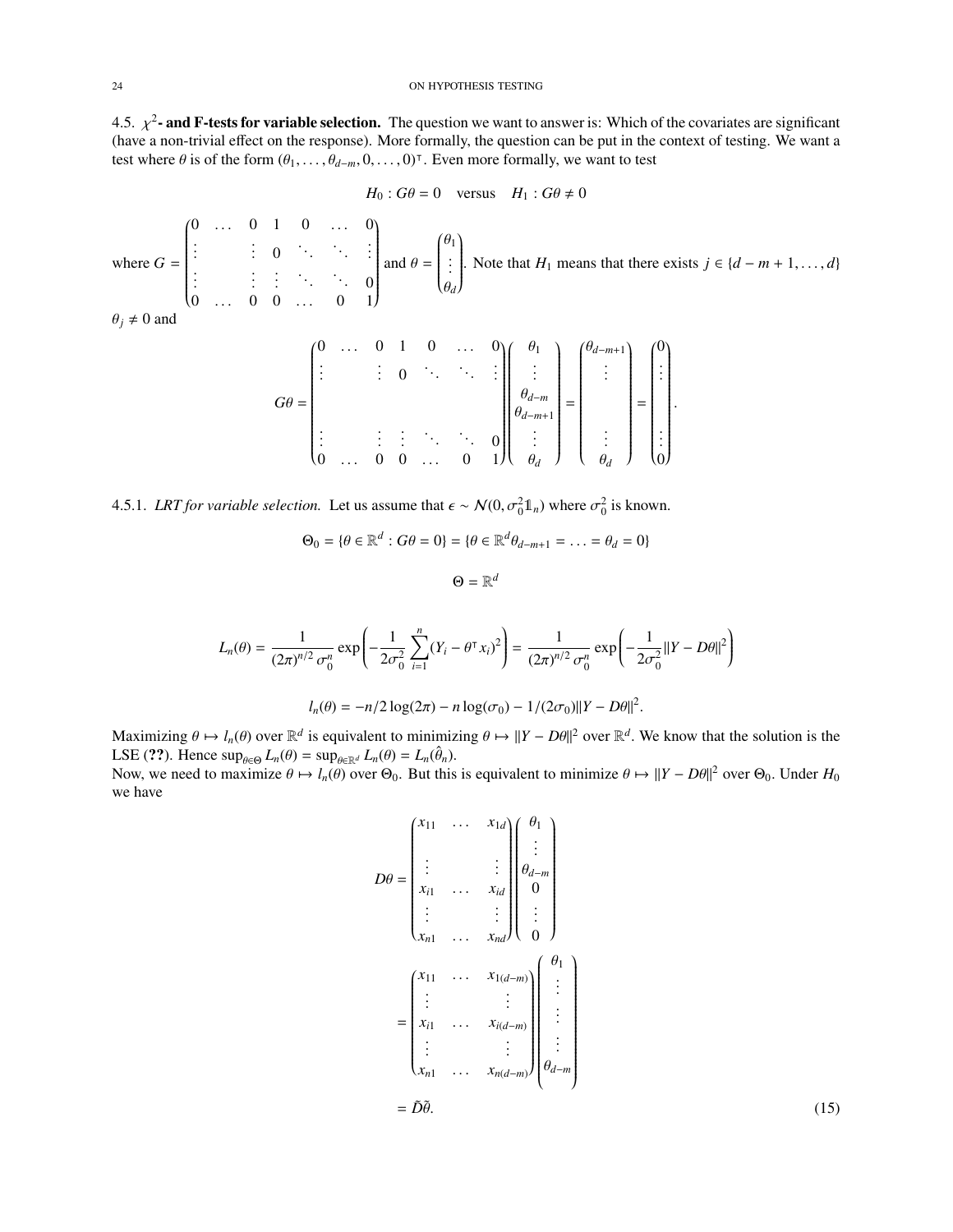### 4.5. $\chi^2$- and F-tests for variable selection.

The question we want to answer is: Which of the covariates are significant (have a non-trivial effect on the response). More formally, the question can be put in the context of testing. We want a test where $\theta$ is of the form $(\theta_1, \dots, \theta_{d-m}, 0, \dots, 0)^\intercal$. Even more formally, we want to test

$$H_0 : G\theta = 0 \quad \text{versus} \quad H_1 : G\theta \neq 0$$

where $G = \begin{pmatrix} 0 & \dots & 0 & 1 & 0 & \dots & 0 \\ \vdots & & \vdots & 0 & \ddots & \ddots & \vdots \\ \vdots & & \vdots & \vdots & \ddots & \ddots & 0 \\ 0 & \dots & 0 & 0 & \dots & 0 & 1 \end{pmatrix}$ and $\theta = \begin{pmatrix} \theta_1 \\ \vdots \\ \theta_d \end{pmatrix}$. Note that $H_1$ means that there exists $j \in \{d-m+1, \dots, d\}$ $\theta_j \neq 0$ and

$$G\theta = \begin{pmatrix} 0 & \dots & 0 & 1 & 0 & \dots & 0 \\ \vdots & & \vdots & 0 & \ddots & \ddots & \vdots \\ & & & & & & \\ \vdots & & \vdots & \vdots & \ddots & \ddots & 0 \\ 0 & \dots & 0 & 0 & \dots & 0 & 1 \end{pmatrix} \begin{pmatrix} \theta_1 \\ \vdots \\ \theta_{d-m} \\ \theta_{d-m+1} \\ \vdots \\ \theta_d \end{pmatrix} = \begin{pmatrix} \theta_{d-m+1} \\ \vdots \\ \\ \vdots \\ \theta_d \end{pmatrix} = \begin{pmatrix} 0 \\ \vdots \\ \\ \vdots \\ 0 \end{pmatrix}.$$

#### 4.5.1. *LRT for variable selection.*

Let us assume that $\epsilon \sim \mathcal{N}(0, \sigma_0^2 \mathbb{1}_n)$ where $\sigma_0^2$ is known.

$$\Theta_0 = \{\theta \in \mathbb{R}^d : G\theta = 0\} = \{\theta \in \mathbb{R}^d \theta_{d-m+1} = \dots = \theta_d = 0\}$$

$$\Theta = \mathbb{R}^d$$

$$L_n(\theta) = \frac{1}{(2\pi)^{n/2} \sigma_0^n} \exp\left( -\frac{1}{2\sigma_0^2} \sum_{i=1}^{n} (Y_i - \theta^\intercal x_i)^2 \right) = \frac{1}{(2\pi)^{n/2} \sigma_0^n} \exp\left( -\frac{1}{2\sigma_0^2} \|Y - D\theta\|^2 \right)$$

$$l_n(\theta) = -n/2 \log(2\pi) - n \log(\sigma_0) - 1/(2\sigma_0) \|Y - D\theta\|^2.$$

Maximizing $\theta \mapsto l_n(\theta)$ over $\mathbb{R}^d$ is equivalent to minimizing $\theta \mapsto \|Y - D\theta\|^2$ over $\mathbb{R}^d$. We know that the solution is the LSE (**??**). Hence $\sup_{\theta \in \Theta} L_n(\theta) = \sup_{\theta \in \mathbb{R}^d} L_n(\theta) = L_n(\hat{\theta}_n)$.

Now, we need to maximize $\theta \mapsto l_n(\theta)$ over $\Theta_0$. But this is equivalent to minimize $\theta \mapsto \|Y - D\theta\|^2$ over $\Theta_0$. Under $H_0$ we have

$$\begin{aligned} D\theta &= \begin{pmatrix} x_{11} & \dots & x_{1d} \\ & & \\ \vdots & & \vdots \\ x_{i1} & \dots & x_{id} \\ \vdots & & \vdots \\ x_{n1} & \dots & x_{nd} \end{pmatrix} \begin{pmatrix} \theta_1 \\ \vdots \\ \theta_{d-m} \\ 0 \\ \vdots \\ 0 \end{pmatrix} \\ &= \begin{pmatrix} x_{11} & \dots & x_{1(d-m)} \\ \vdots & & \vdots \\ x_{i1} & \dots & x_{i(d-m)} \\ \vdots & & \vdots \\ x_{n1} & \dots & x_{n(d-m)} \end{pmatrix} \begin{pmatrix} \theta_1 \\ \vdots \\ \vdots \\ \vdots \\ \theta_{d-m} \end{pmatrix} \\ &= \tilde{D}\tilde{\theta}. \end{aligned} \tag{15}$$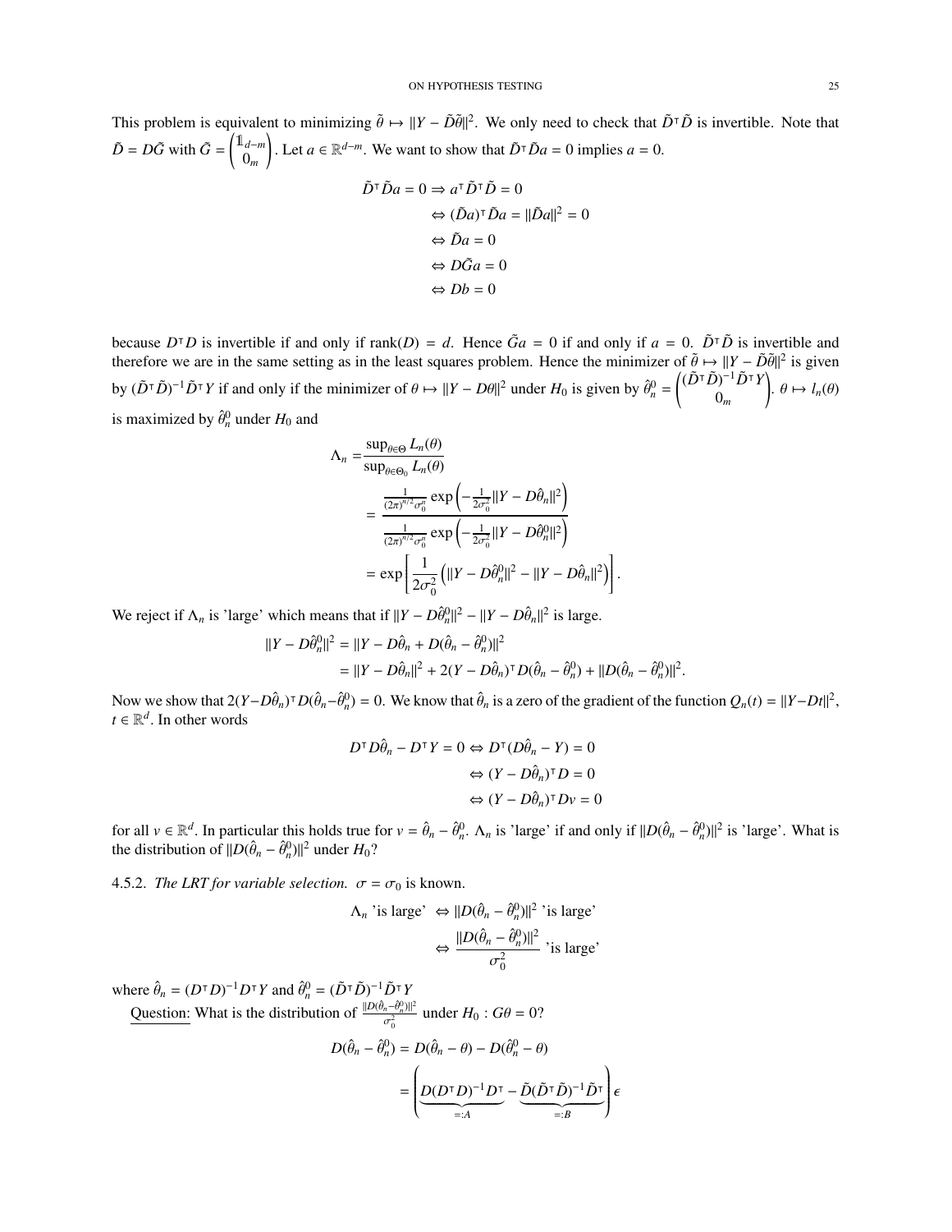This problem is equivalent to minimizing $\tilde{\theta} \mapsto \|Y - \tilde{D}\tilde{\theta}\|^2$. We only need to check that $\tilde{D}^\intercal \tilde{D}$ is invertible. Note that $\tilde{D} = D\tilde{G}$ with $\tilde{G} = \begin{pmatrix} \mathbb{1}_{d-m} \\ 0_m \end{pmatrix}$. Let $a \in \mathbb{R}^{d-m}$. We want to show that $\tilde{D}^\intercal \tilde{D} a = 0$ implies $a = 0$.

$$
\begin{aligned}
\tilde{D}^\intercal \tilde{D} a = 0 &\Rightarrow a^\intercal \tilde{D}^\intercal \tilde{D} = 0 \\
&\Leftrightarrow (\tilde{D}a)^\intercal \tilde{D} a = \|\tilde{D}a\|^2 = 0 \\
&\Leftrightarrow \tilde{D}a = 0 \\
&\Leftrightarrow D\tilde{G}a = 0 \\
&\Leftrightarrow Db = 0
\end{aligned}
$$

because $D^\intercal D$ is invertible if and only if $\text{rank}(D) = d$. Hence $\tilde{G}a = 0$ if and only if $a = 0$. $\tilde{D}^\intercal \tilde{D}$ is invertible and therefore we are in the same setting as in the least squares problem. Hence the minimizer of $\tilde{\theta} \mapsto \|Y - \tilde{D}\tilde{\theta}\|^2$ is given by $(\tilde{D}^\intercal \tilde{D})^{-1}\tilde{D}^\intercal Y$ if and only if the minimizer of $\theta \mapsto \|Y - D\theta\|^2$ under $H_0$ is given by $\hat{\theta}_n^0 = \begin{pmatrix} (\tilde{D}^\intercal \tilde{D})^{-1}\tilde{D}^\intercal Y \\ 0_m \end{pmatrix}$. $\theta \mapsto l_n(\theta)$ is maximized by $\hat{\theta}_n^0$ under $H_0$ and

$$
\begin{aligned}
\Lambda_n &= \frac{\sup_{\theta \in \Theta} L_n(\theta)}{\sup_{\theta \in \Theta_0} L_n(\theta)} \\
&= \frac{\frac{1}{(2\pi)^{n/2}\sigma_0^n} \exp\left(-\frac{1}{2\sigma_0^2}\|Y - D\hat{\theta}_n\|^2\right)}{\frac{1}{(2\pi)^{n/2}\sigma_0^n} \exp\left(-\frac{1}{2\sigma_0^2}\|Y - D\hat{\theta}_n^0\|^2\right)} \\
&= \exp\left[\frac{1}{2\sigma_0^2}\left(\|Y - D\hat{\theta}_n^0\|^2 - \|Y - D\hat{\theta}_n\|^2\right)\right].
\end{aligned}
$$

We reject if $\Lambda_n$ is 'large' which means that if $\|Y - D\hat{\theta}_n^0\|^2 - \|Y - D\hat{\theta}_n\|^2$ is large.

$$
\begin{aligned}
\|Y - D\hat{\theta}_n^0\|^2 &= \|Y - D\hat{\theta}_n + D(\hat{\theta}_n - \hat{\theta}_n^0)\|^2 \\
&= \|Y - D\hat{\theta}_n\|^2 + 2(Y - D\hat{\theta}_n)^\intercal D(\hat{\theta}_n - \hat{\theta}_n^0) + \|D(\hat{\theta}_n - \hat{\theta}_n^0)\|^2.
\end{aligned}
$$

Now we show that $2(Y - D\hat{\theta}_n)^\intercal D(\hat{\theta}_n - \hat{\theta}_n^0) = 0$. We know that $\hat{\theta}_n$ is a zero of the gradient of the function $Q_n(t) = \|Y - Dt\|^2$, $t \in \mathbb{R}^d$. In other words

$$
\begin{aligned}
D^\intercal D\hat{\theta}_n - D^\intercal Y = 0 &\Leftrightarrow D^\intercal(D\hat{\theta}_n - Y) = 0 \\
&\Leftrightarrow (Y - D\hat{\theta}_n)^\intercal D = 0 \\
&\Leftrightarrow (Y - D\hat{\theta}_n)^\intercal Dv = 0
\end{aligned}
$$

for all $v \in \mathbb{R}^d$. In particular this holds true for $v = \hat{\theta}_n - \hat{\theta}_n^0$. $\Lambda_n$ is 'large' if and only if $\|D(\hat{\theta}_n - \hat{\theta}_n^0)\|^2$ is 'large'. What is the distribution of $\|D(\hat{\theta}_n - \hat{\theta}_n^0)\|^2$ under $H_0$?

4.5.2. *The LRT for variable selection.* $\sigma = \sigma_0$ is known.

$$
\begin{aligned}
\Lambda_n \text{ 'is large'} &\Leftrightarrow \|D(\hat{\theta}_n - \hat{\theta}_n^0)\|^2 \text{ 'is large'} \\
&\Leftrightarrow \frac{\|D(\hat{\theta}_n - \hat{\theta}_n^0)\|^2}{\sigma_0^2} \text{ 'is large'}
\end{aligned}
$$

where $\hat{\theta}_n = (D^\intercal D)^{-1}D^\intercal Y$ and $\hat{\theta}_n^0 = (\tilde{D}^\intercal \tilde{D})^{-1}\tilde{D}^\intercal Y$

Question: What is the distribution of $\frac{\|D(\hat{\theta}_n - \hat{\theta}_n^0)\|^2}{\sigma_0^2}$ under $H_0 : G\theta = 0$?

$$
\begin{aligned}
D(\hat{\theta}_n - \hat{\theta}_n^0) &= D(\hat{\theta}_n - \theta) - D(\hat{\theta}_n^0 - \theta) \\
&= \left(\underbrace{D(D^\intercal D)^{-1}D^\intercal}_{=:A} - \underbrace{\tilde{D}(\tilde{D}^\intercal \tilde{D})^{-1}\tilde{D}^\intercal}_{=:B}\right)\epsilon
\end{aligned}
$$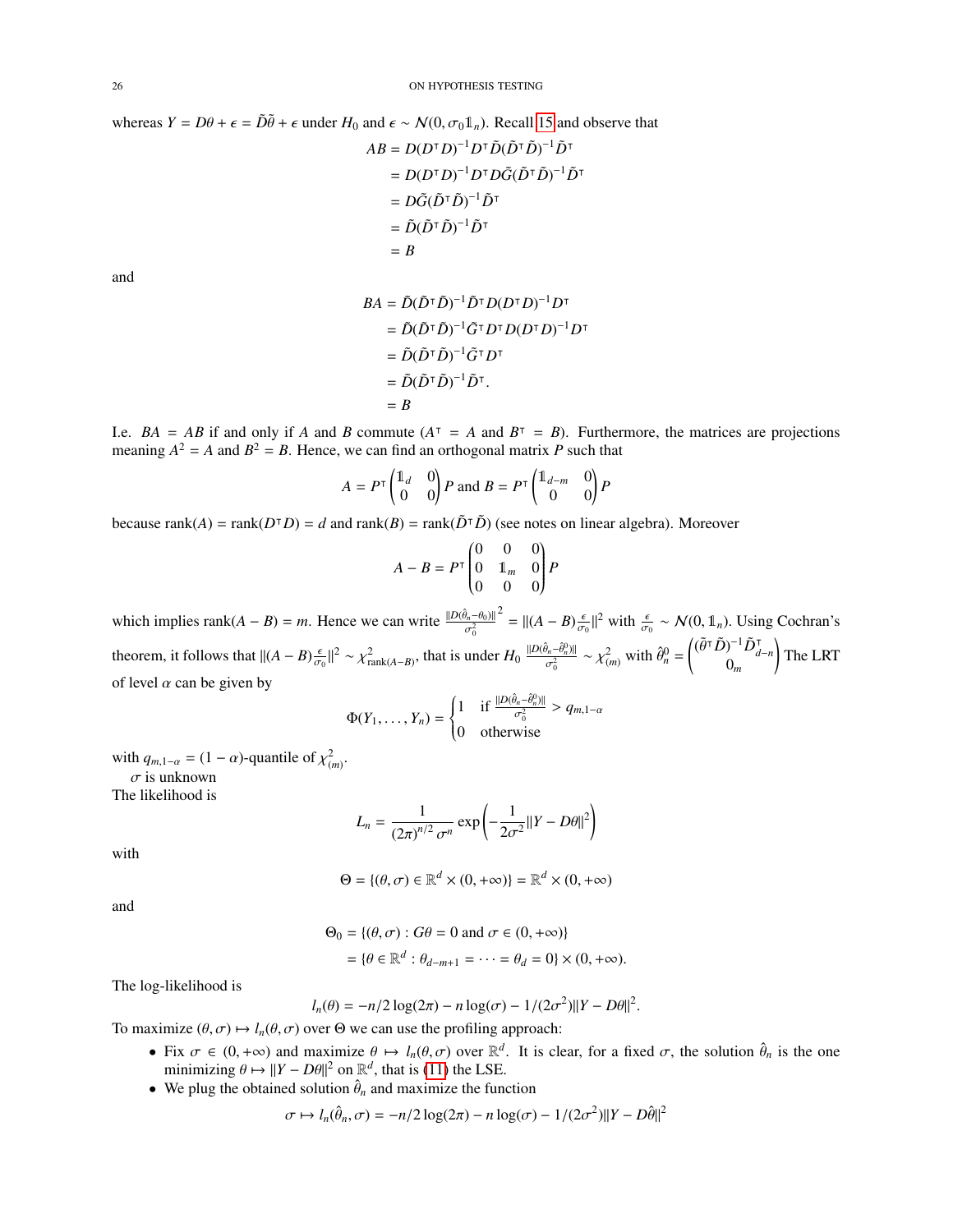whereas $Y = D\theta + \epsilon = \tilde{D}\tilde{\theta} + \epsilon$ under $H_0$ and $\epsilon \sim \mathcal{N}(0, \sigma_0 \mathbb{1}_n)$. Recall 15 and observe that

$$
\begin{aligned}
AB &= D(D^\intercal D)^{-1} D^\intercal \tilde{D}(\tilde{D}^\intercal \tilde{D})^{-1} \tilde{D}^\intercal \\
&= D(D^\intercal D)^{-1} D^\intercal D \tilde{G}(\tilde{D}^\intercal \tilde{D})^{-1} \tilde{D}^\intercal \\
&= D\tilde{G}(\tilde{D}^\intercal \tilde{D})^{-1} \tilde{D}^\intercal \\
&= \tilde{D}(\tilde{D}^\intercal \tilde{D})^{-1} \tilde{D}^\intercal \\
&= B
\end{aligned}
$$

and

$$
\begin{aligned}
BA &= \tilde{D}(\tilde{D}^\intercal \tilde{D})^{-1} \tilde{D}^\intercal D(D^\intercal D)^{-1} D^\intercal \\
&= \tilde{D}(\tilde{D}^\intercal \tilde{D})^{-1} \tilde{G}^\intercal D^\intercal D(D^\intercal D)^{-1} D^\intercal \\
&= \tilde{D}(\tilde{D}^\intercal \tilde{D})^{-1} \tilde{G}^\intercal D^\intercal \\
&= \tilde{D}(\tilde{D}^\intercal \tilde{D})^{-1} \tilde{D}^\intercal. \\
&= B
\end{aligned}
$$

I.e. $BA = AB$ if and only if $A$ and $B$ commute ($A^\intercal = A$ and $B^\intercal = B$). Furthermore, the matrices are projections meaning $A^2 = A$ and $B^2 = B$. Hence, we can find an orthogonal matrix $P$ such that

$$
A = P^\intercal \begin{pmatrix} \mathbb{1}_d & 0 \\ 0 & 0 \end{pmatrix} P \text{ and } B = P^\intercal \begin{pmatrix} \mathbb{1}_{d-m} & 0 \\ 0 & 0 \end{pmatrix} P
$$

because $\text{rank}(A) = \text{rank}(D^\intercal D) = d$ and $\text{rank}(B) = \text{rank}(\tilde{D}^\intercal \tilde{D})$ (see notes on linear algebra). Moreover

$$
A - B = P^\intercal \begin{pmatrix} 0 & 0 & 0 \\ 0 & \mathbb{1}_m & 0 \\ 0 & 0 & 0 \end{pmatrix} P
$$

which implies $\text{rank}(A - B) = m$. Hence we can write $\frac{\|D(\hat{\theta}_n - \theta_0)\|^2}{\sigma_0^2} = \|(A - B)\frac{\epsilon}{\sigma_0}\|^2$ with $\frac{\epsilon}{\sigma_0} \sim \mathcal{N}(0, \mathbb{1}_n)$. Using Cochran's theorem, it follows that $\|(A - B)\frac{\epsilon}{\sigma_0}\|^2 \sim \chi^2_{\text{rank}(A-B)}$, that is under $H_0$ $\frac{\|D(\hat{\theta}_n - \hat{\theta}_n^0)\|}{\sigma_0^2} \sim \chi^2_{(m)}$ with $\hat{\theta}_n^0 = \begin{pmatrix} (\tilde{\theta}^\intercal \tilde{D})^{-1} \tilde{D}^\intercal_{d-n} \\ 0_m \end{pmatrix}$ The LRT of level $\alpha$ can be given by

$$
\Phi(Y_1, \ldots, Y_n) = \begin{cases} 1 & \text{if } \frac{\|D(\hat{\theta}_n - \hat{\theta}_n^0)\|}{\sigma_0^2} > q_{m,1-\alpha} \\ 0 & \text{otherwise} \end{cases}
$$

with $q_{m,1-\alpha} = (1 - \alpha)$-quantile of $\chi^2_{(m)}$.

$\sigma$ is unknown

The likelihood is

$$
L_n = \frac{1}{(2\pi)^{n/2} \sigma^n} \exp\left(-\frac{1}{2\sigma^2}\|Y - D\theta\|^2\right)
$$

with

$$
\Theta = \{(\theta, \sigma) \in \mathbb{R}^d \times (0, +\infty)\} = \mathbb{R}^d \times (0, +\infty)
$$

and

$$
\begin{aligned}
\Theta_0 &= \{(\theta, \sigma) : G\theta = 0 \text{ and } \sigma \in (0, +\infty)\} \\
&= \{\theta \in \mathbb{R}^d : \theta_{d-m+1} = \cdots = \theta_d = 0\} \times (0, +\infty).
\end{aligned}
$$

The log-likelihood is

$$
l_n(\theta) = -n/2 \log(2\pi) - n \log(\sigma) - 1/(2\sigma^2)\|Y - D\theta\|^2.
$$

To maximize $(\theta, \sigma) \mapsto l_n(\theta, \sigma)$ over $\Theta$ we can use the profiling approach:

- Fix $\sigma \in (0, +\infty)$ and maximize $\theta \mapsto l_n(\theta, \sigma)$ over $\mathbb{R}^d$. It is clear, for a fixed $\sigma$, the solution $\hat{\theta}_n$ is the one minimizing $\theta \mapsto \|Y - D\theta\|^2$ on $\mathbb{R}^d$, that is (11) the LSE.
- We plug the obtained solution $\hat{\theta}_n$ and maximize the function

$$
\sigma \mapsto l_n(\hat{\theta}_n, \sigma) = -n/2 \log(2\pi) - n \log(\sigma) - 1/(2\sigma^2)\|Y - D\hat{\theta}\|^2
$$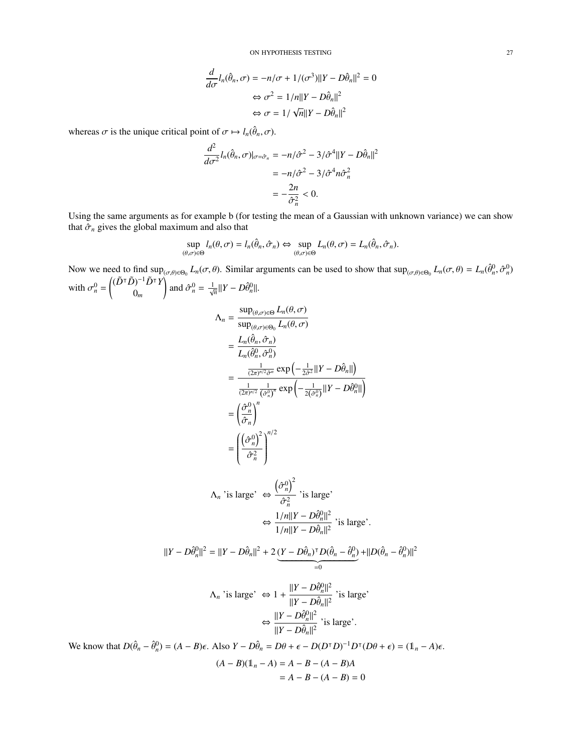$$
\begin{aligned}
\frac{d}{d\sigma} l_n(\hat{\theta}_n, \sigma) = -n/\sigma + 1/(\sigma^3)\|Y - D\hat{\theta}_n\|^2 = 0 \\
\Leftrightarrow \sigma^2 = 1/n\|Y - D\hat{\theta}_n\|^2 \\
\Leftrightarrow \sigma = 1/\sqrt{n}\|Y - D\hat{\theta}_n\|^2
\end{aligned}
$$

whereas $\sigma$ is the unique critical point of $\sigma \mapsto l_n(\hat{\theta}_n, \sigma)$.

$$
\begin{aligned}
\frac{d^2}{d\sigma^2} l_n(\hat{\theta}_n, \sigma)|_{\sigma=\hat{\sigma}_n} &= -n/\hat{\sigma}^2 - 3/\hat{\sigma}^4\|Y - D\hat{\theta}_n\|^2 \\
&= -n/\hat{\sigma}^2 - 3/\hat{\sigma}^4 n\hat{\sigma}_n^2 \\
&= -\frac{2n}{\hat{\sigma}_n^2} < 0.
\end{aligned}
$$

Using the same arguments as for example b (for testing the mean of a Gaussian with unknown variance) we can show that $\hat{\sigma}_n$ gives the global maximum and also that

$$
\sup_{(\theta,\sigma)\in\Theta} l_n(\theta, \sigma) = l_n(\hat{\theta}_n, \hat{\sigma}_n) \Leftrightarrow \sup_{(\theta,\sigma)\in\Theta} L_n(\theta, \sigma) = L_n(\hat{\theta}_n, \hat{\sigma}_n).
$$

Now we need to find $\sup_{(\sigma,\theta)\in\Theta_0} L_n(\sigma, \theta)$. Similar arguments can be used to show that $\sup_{(\sigma,\theta)\in\Theta_0} L_n(\sigma, \theta) = L_n(\hat{\theta}_n^0, \hat{\sigma}_n^0)$ with $\sigma_n^0 = \begin{pmatrix} (\tilde{D}^\intercal \tilde{D})^{-1}\tilde{D}^\intercal Y \\ 0_m \end{pmatrix}$ and $\hat{\sigma}_n^0 = \frac{1}{\sqrt{n}}\|Y - D\hat{\theta}_n^0\|$.

$$
\begin{aligned}
\Lambda_n &= \frac{\sup_{(\theta,\sigma)\in\Theta} L_n(\theta, \sigma)}{\sup_{(\theta,\sigma)\in\Theta_0} L_n(\theta, \sigma)} \\
&= \frac{L_n(\hat{\theta}_n, \hat{\sigma}_n)}{L_n(\hat{\theta}_n^0, \hat{\sigma}_n^0)} \\
&= \frac{\frac{1}{(2\pi)^{n/2}\hat{\sigma}^n} \exp\left(-\frac{1}{2\hat{\sigma}^2}\|Y - D\hat{\theta}_n\|\right)}{\frac{1}{(2\pi)^{n/2}} \frac{1}{\left(\hat{\sigma}_n^0\right)^n} \exp\left(-\frac{1}{2\left(\hat{\sigma}_n^0\right)}\|Y - D\hat{\theta}_n^0\|\right)} \\
&= \left(\frac{\hat{\sigma}_n^0}{\hat{\sigma}_n}\right)^n \\
&= \left(\frac{\left(\hat{\sigma}_n^0\right)^2}{\hat{\sigma}_n^2}\right)^{n/2}
\end{aligned}
$$

$$
\begin{aligned}
\Lambda_n \text{ 'is large' } &\Leftrightarrow \frac{\left(\hat{\sigma}_n^0\right)^2}{\hat{\sigma}_n^2} \text{ 'is large'} \\
&\Leftrightarrow \frac{1/n\|Y - D\hat{\theta}_n^0\|^2}{1/n\|Y - D\hat{\theta}_n\|^2} \text{ 'is large'.}
\end{aligned}
$$

$$
\|Y - D\hat{\theta}_n^0\|^2 = \|Y - D\hat{\theta}_n\|^2 + 2\underbrace{(Y - D\hat{\theta}_n)^\intercal D(\hat{\theta}_n - \hat{\theta}_n^0)}_{=0} + \|D(\hat{\theta}_n - \hat{\theta}_n^0)\|^2
$$

$$
\begin{aligned}
\Lambda_n \text{ 'is large' } &\Leftrightarrow 1 + \frac{\|Y - D\hat{\theta}_n^0\|^2}{\|Y - D\hat{\theta}_n\|^2} \text{ 'is large'} \\
&\Leftrightarrow \frac{\|Y - D\hat{\theta}_n^0\|^2}{\|Y - D\hat{\theta}_n\|^2} \text{ 'is large'.}
\end{aligned}
$$

We know that $D(\hat{\theta}_n - \hat{\theta}_n^0) = (A - B)\epsilon$. Also $Y - D\hat{\theta}_n = D\theta + \epsilon - D(D^\intercal D)^{-1}D^\intercal(D\theta + \epsilon) = (\mathbb{1}_n - A)\epsilon$.

$$
\begin{aligned}
(A - B)(\mathbb{1}_n - A) &= A - B - (A - B)A \\
&= A - B - (A - B) = 0
\end{aligned}
$$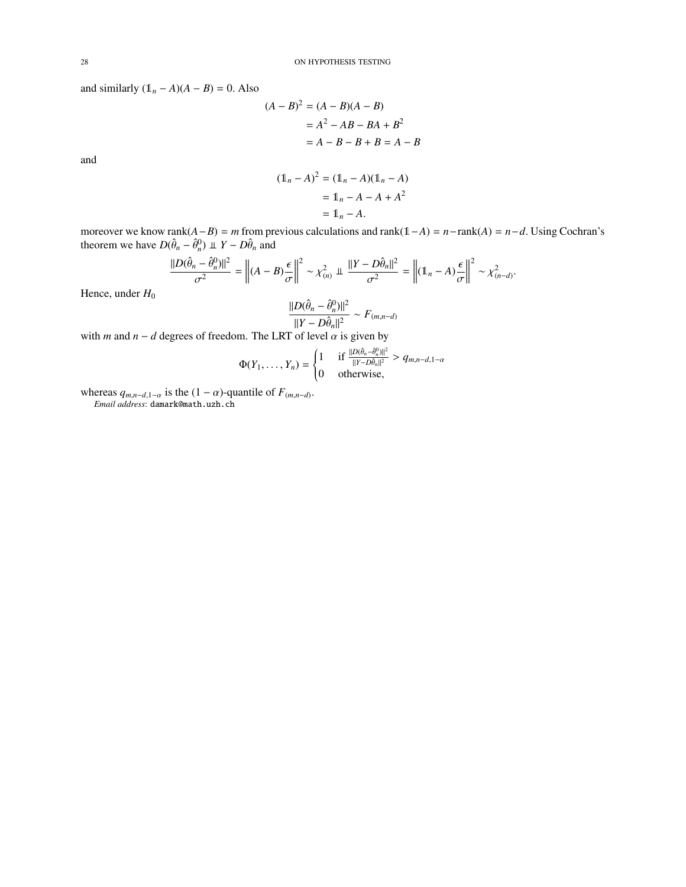and similarly $(\mathbb{1}_n - A)(A - B) = 0$. Also

$$
\begin{aligned}
(A - B)^2 &= (A - B)(A - B) \\
&= A^2 - AB - BA + B^2 \\
&= A - B - B + B = A - B
\end{aligned}
$$

and

$$
\begin{aligned}
(\mathbb{1}_n - A)^2 &= (\mathbb{1}_n - A)(\mathbb{1}_n - A) \\
&= \mathbb{1}_n - A - A + A^2 \\
&= \mathbb{1}_n - A.
\end{aligned}
$$

moreover we know $\operatorname{rank}(A - B) = m$ from previous calculations and $\operatorname{rank}(\mathbb{1} - A) = n - \operatorname{rank}(A) = n - d$. Using Cochran's theorem we have $D(\hat{\theta}_n - \hat{\theta}_n^0) \perp\!\!\!\perp Y - D\hat{\theta}_n$ and

$$
\frac{\|D(\hat{\theta}_n - \hat{\theta}_n^0)\|^2}{\sigma^2} = \left\|(A - B)\frac{\epsilon}{\sigma}\right\|^2 \sim \chi^2_{(n)} \perp\!\!\!\perp \frac{\|Y - D\hat{\theta}_n\|^2}{\sigma^2} = \left\|(\mathbb{1}_n - A)\frac{\epsilon}{\sigma}\right\|^2 \sim \chi^2_{(n-d)}.
$$

Hence, under $H_0$

$$
\frac{\|D(\hat{\theta}_n - \hat{\theta}_n^0)\|^2}{\|Y - D\hat{\theta}_n\|^2} \sim F_{(m,n-d)}
$$

with $m$ and $n - d$ degrees of freedom. The LRT of level $\alpha$ is given by

$$
\Phi(Y_1, \ldots, Y_n) = \begin{cases} 1 & \text{if } \frac{\|D(\hat{\theta}_n - \hat{\theta}_n^0)\|^2}{\|Y - D\hat{\theta}_n\|^2} > q_{m,n-d,1-\alpha} \\ 0 & \text{otherwise,} \end{cases}
$$

whereas $q_{m,n-d,1-\alpha}$ is the $(1 - \alpha)$-quantile of $F_{(m,n-d)}$.

*Email address*: damark@math.uzh.ch